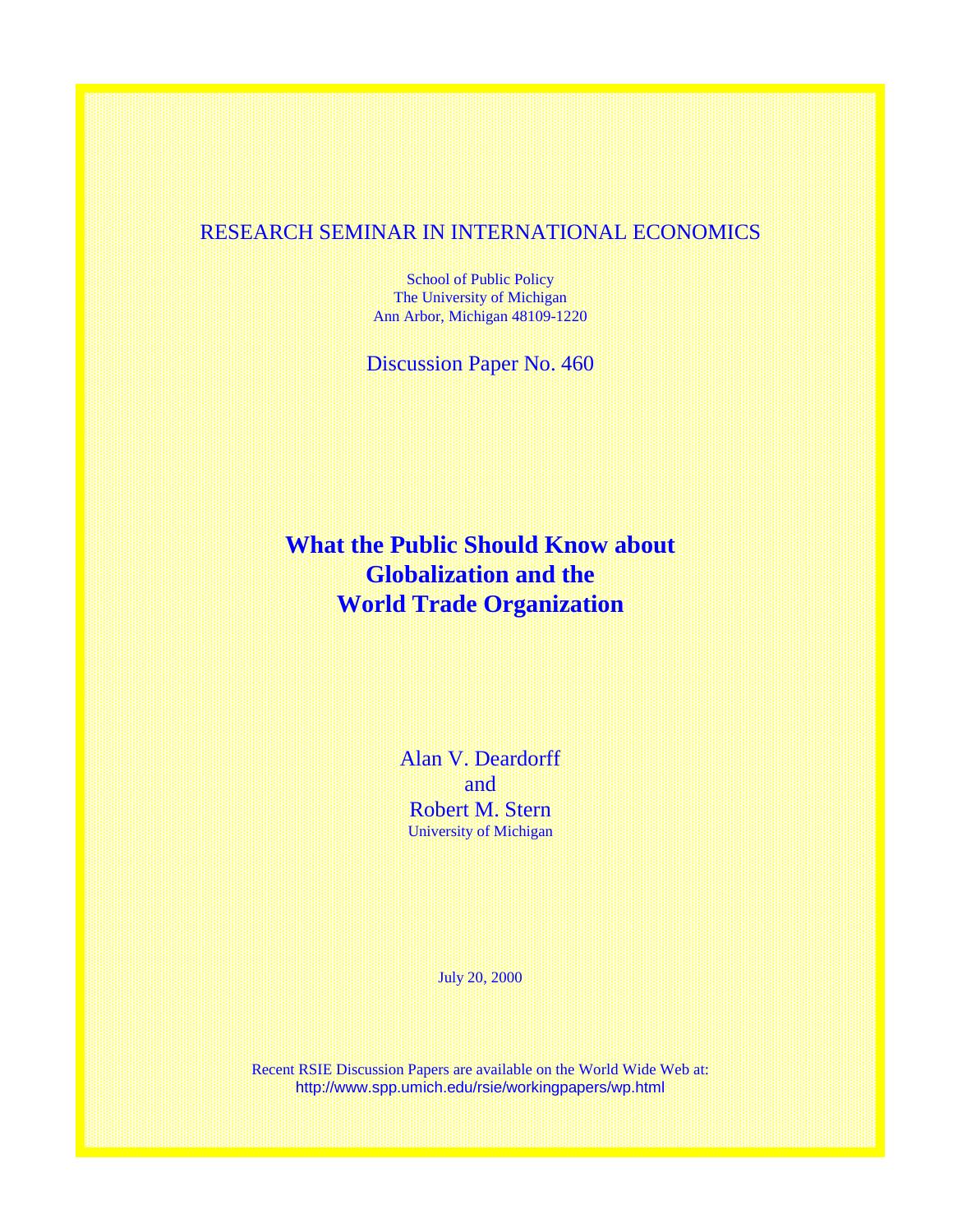RESEARCH SEMINAR IN INTERNATIONAL ECONOMICS

School of Public Policy
The University of Michigan
Ann Arbor, Michigan 48109-1220

Discussion Paper No. 460

# What the Public Should Know about Globalization and the World Trade Organization

Alan V. Deardorff
and
Robert M. Stern
University of Michigan

July 20, 2000

Recent RSIE Discussion Papers are available on the World Wide Web at:
http://www.spp.umich.edu/rsie/workingpapers/wp.html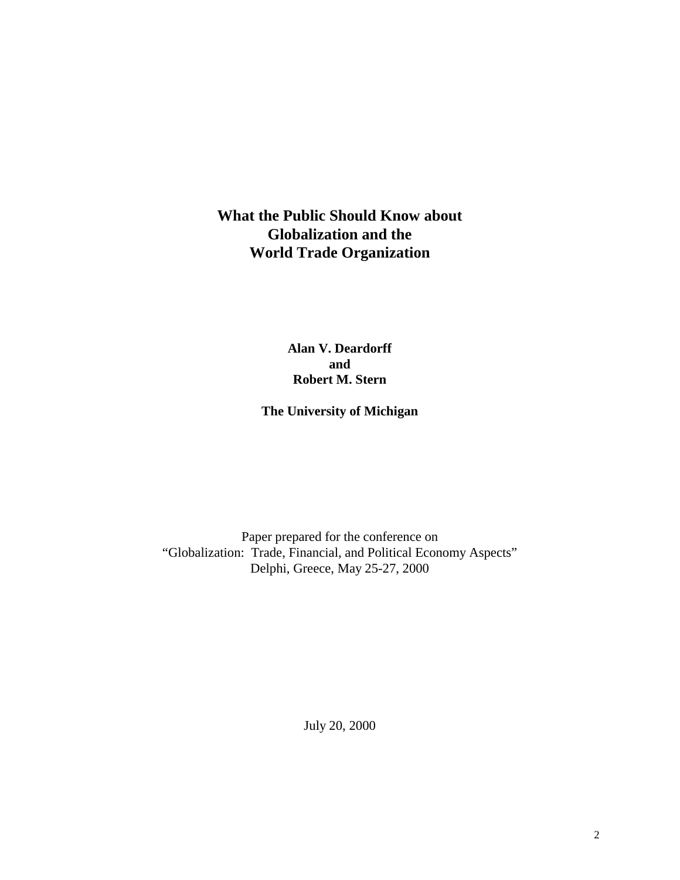# What the Public Should Know about Globalization and the World Trade Organization

**Alan V. Deardorff**
**and**
**Robert M. Stern**

**The University of Michigan**

Paper prepared for the conference on
"Globalization: Trade, Financial, and Political Economy Aspects"
Delphi, Greece, May 25-27, 2000

July 20, 2000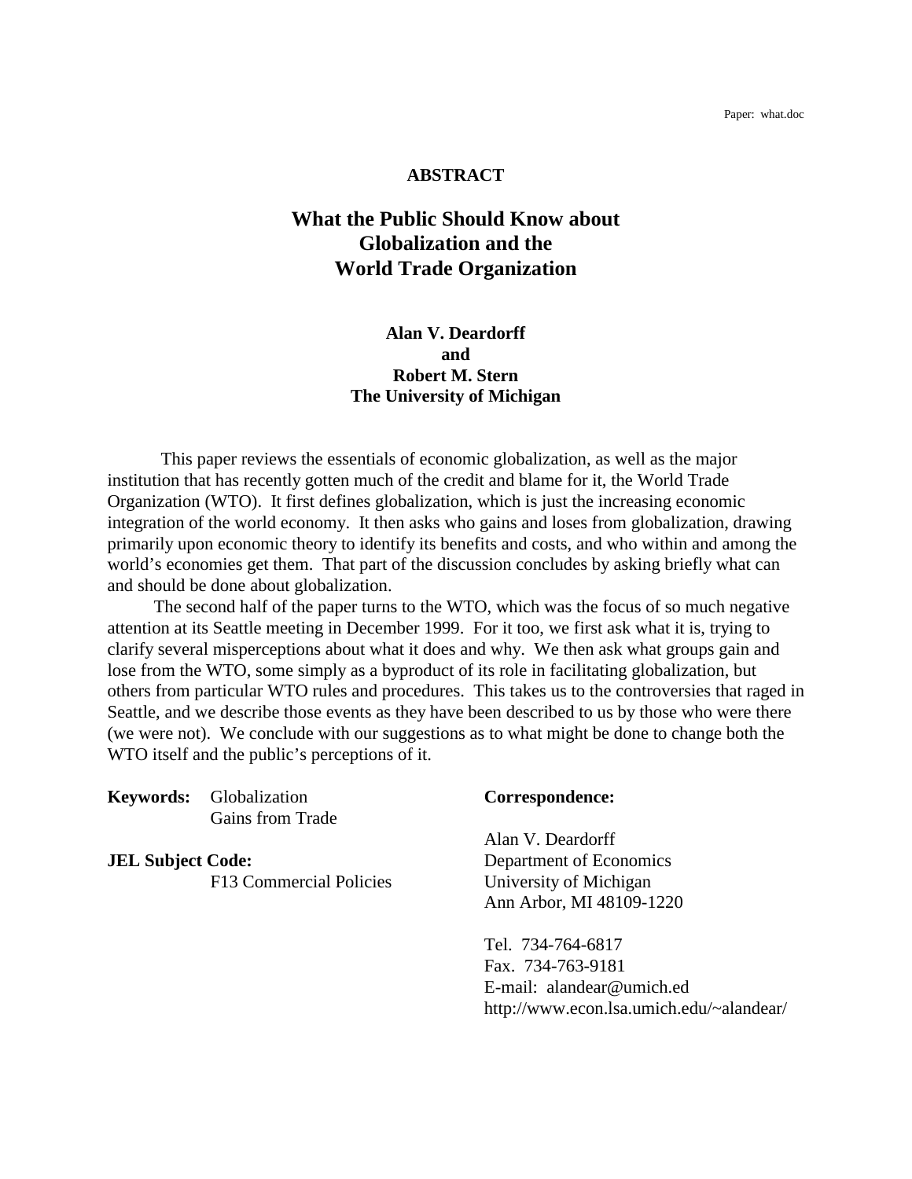Paper: what.doc

**ABSTRACT**

# What the Public Should Know about Globalization and the World Trade Organization

**Alan V. Deardorff**
**and**
**Robert M. Stern**
**The University of Michigan**

This paper reviews the essentials of economic globalization, as well as the major institution that has recently gotten much of the credit and blame for it, the World Trade Organization (WTO). It first defines globalization, which is just the increasing economic integration of the world economy. It then asks who gains and loses from globalization, drawing primarily upon economic theory to identify its benefits and costs, and who within and among the world's economies get them. That part of the discussion concludes by asking briefly what can and should be done about globalization.

The second half of the paper turns to the WTO, which was the focus of so much negative attention at its Seattle meeting in December 1999. For it too, we first ask what it is, trying to clarify several misperceptions about what it does and why. We then ask what groups gain and lose from the WTO, some simply as a byproduct of its role in facilitating globalization, but others from particular WTO rules and procedures. This takes us to the controversies that raged in Seattle, and we describe those events as they have been described to us by those who were there (we were not). We conclude with our suggestions as to what might be done to change both the WTO itself and the public's perceptions of it.

**Keywords:** Globalization
Gains from Trade

**JEL Subject Code:**
F13 Commercial Policies

**Correspondence:**

Alan V. Deardorff
Department of Economics
University of Michigan
Ann Arbor, MI 48109-1220

Tel. 734-764-6817
Fax. 734-763-9181
E-mail: alandear@umich.ed
http://www.econ.lsa.umich.edu/~alandear/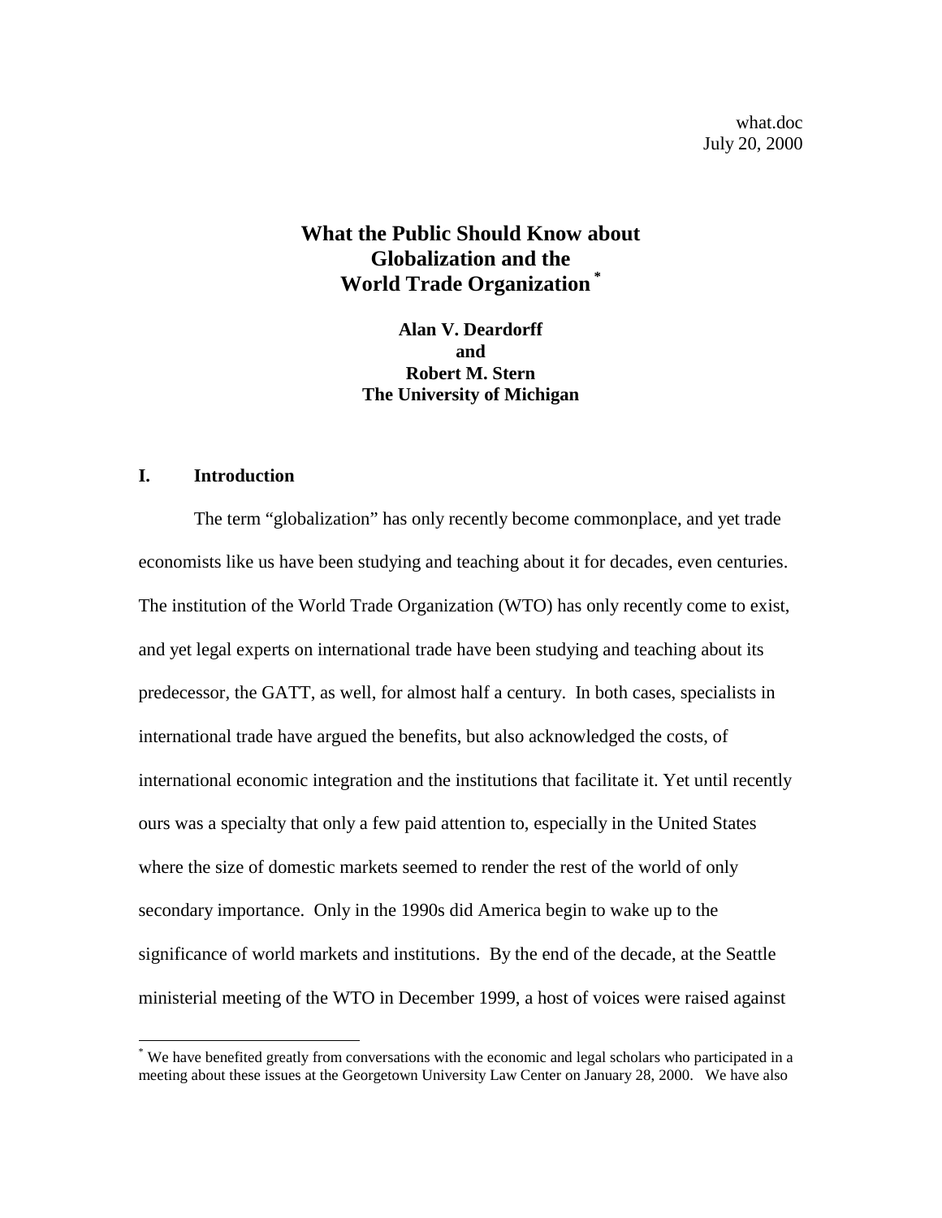what.doc
July 20, 2000

# What the Public Should Know about Globalization and the World Trade Organization [*]

**Alan V. Deardorff**
**and**
**Robert M. Stern**
**The University of Michigan**

## I. Introduction

The term "globalization" has only recently become commonplace, and yet trade economists like us have been studying and teaching about it for decades, even centuries. The institution of the World Trade Organization (WTO) has only recently come to exist, and yet legal experts on international trade have been studying and teaching about its predecessor, the GATT, as well, for almost half a century. In both cases, specialists in international trade have argued the benefits, but also acknowledged the costs, of international economic integration and the institutions that facilitate it. Yet until recently ours was a specialty that only a few paid attention to, especially in the United States where the size of domestic markets seemed to render the rest of the world of only secondary importance. Only in the 1990s did America begin to wake up to the significance of world markets and institutions. By the end of the decade, at the Seattle ministerial meeting of the WTO in December 1999, a host of voices were raised against

[*] We have benefited greatly from conversations with the economic and legal scholars who participated in a meeting about these issues at the Georgetown University Law Center on January 28, 2000. We have also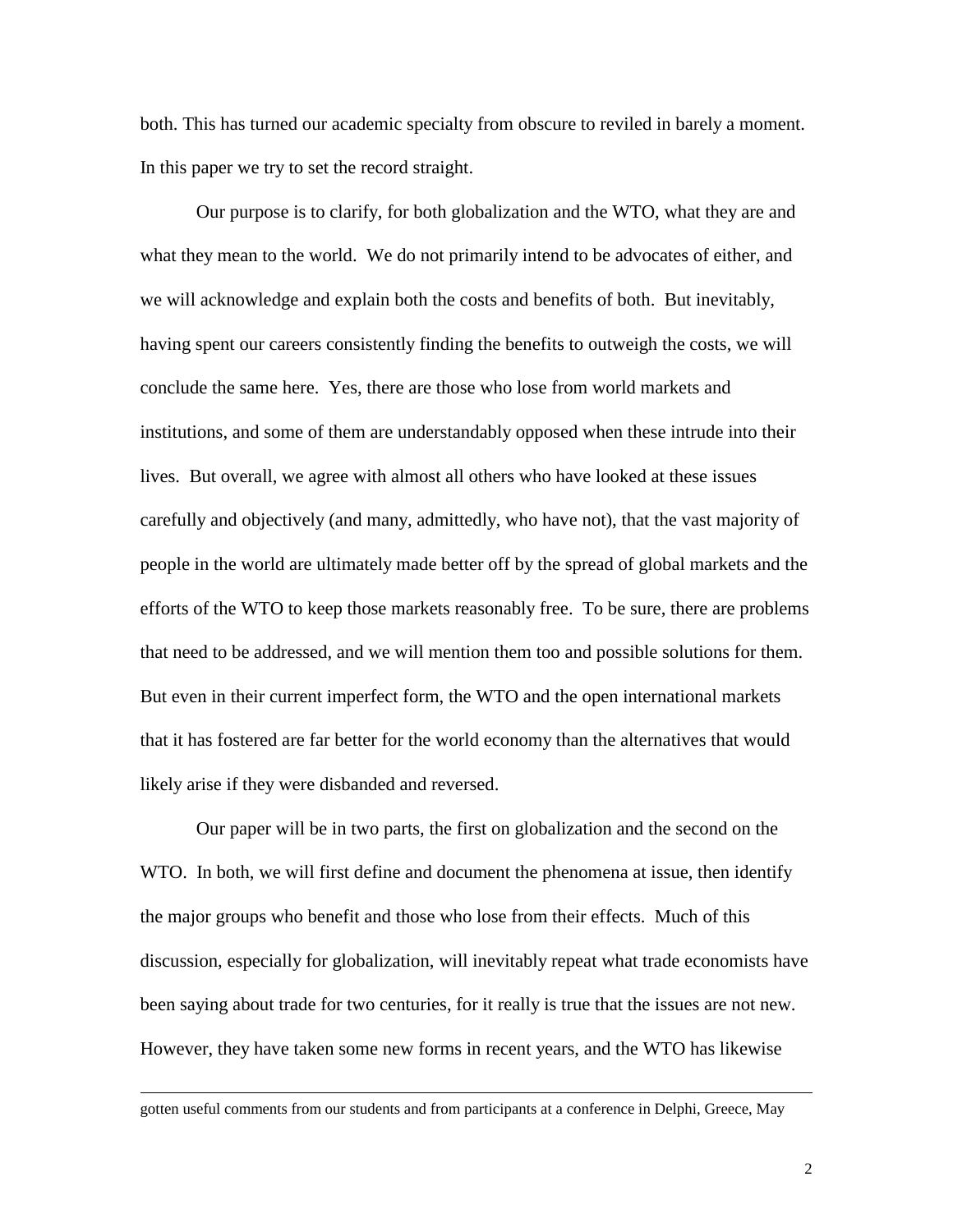both. This has turned our academic specialty from obscure to reviled in barely a moment. In this paper we try to set the record straight.

Our purpose is to clarify, for both globalization and the WTO, what they are and what they mean to the world. We do not primarily intend to be advocates of either, and we will acknowledge and explain both the costs and benefits of both. But inevitably, having spent our careers consistently finding the benefits to outweigh the costs, we will conclude the same here. Yes, there are those who lose from world markets and institutions, and some of them are understandably opposed when these intrude into their lives. But overall, we agree with almost all others who have looked at these issues carefully and objectively (and many, admittedly, who have not), that the vast majority of people in the world are ultimately made better off by the spread of global markets and the efforts of the WTO to keep those markets reasonably free. To be sure, there are problems that need to be addressed, and we will mention them too and possible solutions for them. But even in their current imperfect form, the WTO and the open international markets that it has fostered are far better for the world economy than the alternatives that would likely arise if they were disbanded and reversed.

Our paper will be in two parts, the first on globalization and the second on the WTO. In both, we will first define and document the phenomena at issue, then identify the major groups who benefit and those who lose from their effects. Much of this discussion, especially for globalization, will inevitably repeat what trade economists have been saying about trade for two centuries, for it really is true that the issues are not new. However, they have taken some new forms in recent years, and the WTO has likewise

---

gotten useful comments from our students and from participants at a conference in Delphi, Greece, May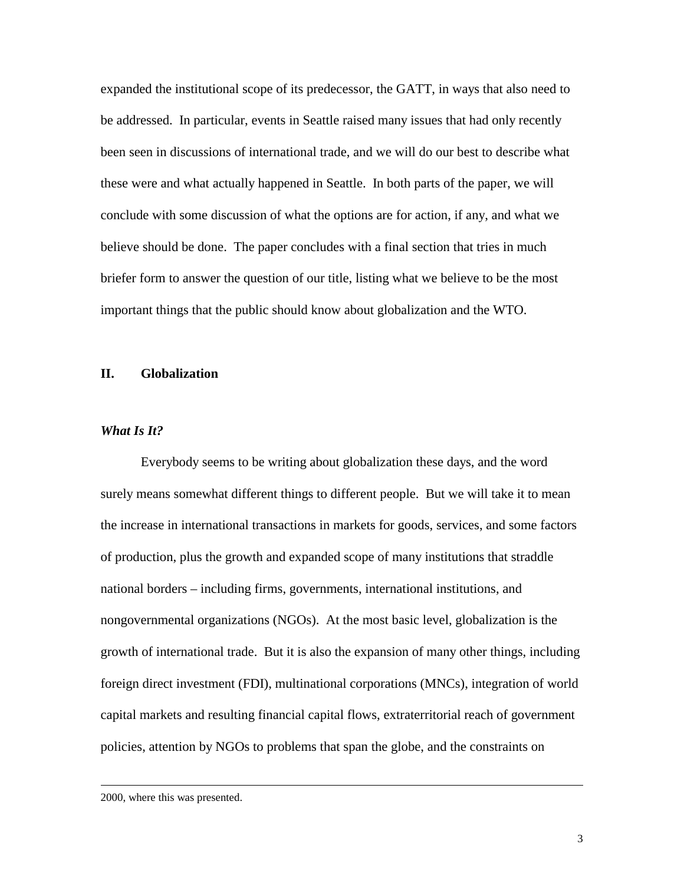expanded the institutional scope of its predecessor, the GATT, in ways that also need to be addressed. In particular, events in Seattle raised many issues that had only recently been seen in discussions of international trade, and we will do our best to describe what these were and what actually happened in Seattle. In both parts of the paper, we will conclude with some discussion of what the options are for action, if any, and what we believe should be done. The paper concludes with a final section that tries in much briefer form to answer the question of our title, listing what we believe to be the most important things that the public should know about globalization and the WTO.

## II. Globalization

### *What Is It?*

Everybody seems to be writing about globalization these days, and the word surely means somewhat different things to different people. But we will take it to mean the increase in international transactions in markets for goods, services, and some factors of production, plus the growth and expanded scope of many institutions that straddle national borders – including firms, governments, international institutions, and nongovernmental organizations (NGOs). At the most basic level, globalization is the growth of international trade. But it is also the expansion of many other things, including foreign direct investment (FDI), multinational corporations (MNCs), integration of world capital markets and resulting financial capital flows, extraterritorial reach of government policies, attention by NGOs to problems that span the globe, and the constraints on

2000, where this was presented.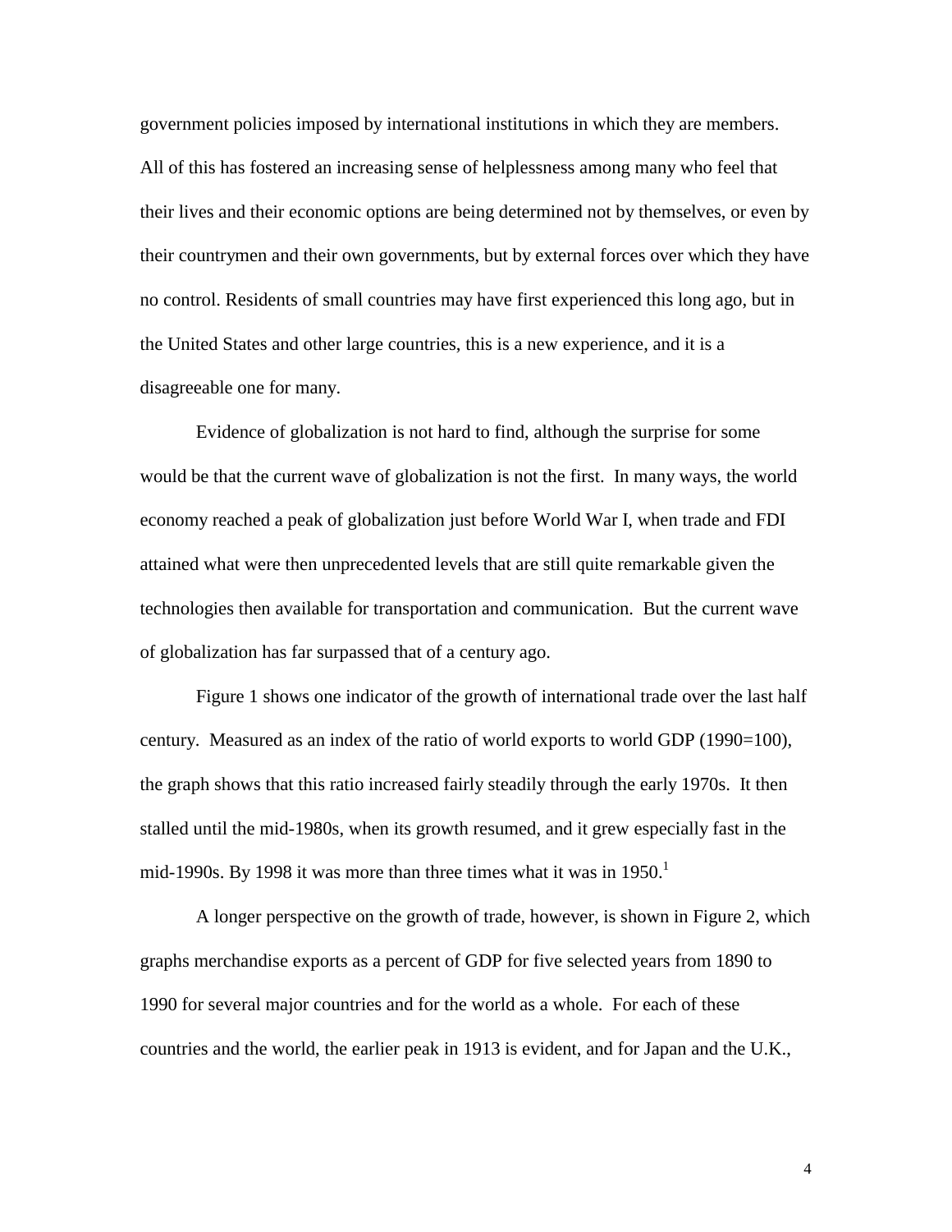government policies imposed by international institutions in which they are members. All of this has fostered an increasing sense of helplessness among many who feel that their lives and their economic options are being determined not by themselves, or even by their countrymen and their own governments, but by external forces over which they have no control. Residents of small countries may have first experienced this long ago, but in the United States and other large countries, this is a new experience, and it is a disagreeable one for many.

Evidence of globalization is not hard to find, although the surprise for some would be that the current wave of globalization is not the first. In many ways, the world economy reached a peak of globalization just before World War I, when trade and FDI attained what were then unprecedented levels that are still quite remarkable given the technologies then available for transportation and communication. But the current wave of globalization has far surpassed that of a century ago.

Figure 1 shows one indicator of the growth of international trade over the last half century. Measured as an index of the ratio of world exports to world GDP (1990=100), the graph shows that this ratio increased fairly steadily through the early 1970s. It then stalled until the mid-1980s, when its growth resumed, and it grew especially fast in the mid-1990s. By 1998 it was more than three times what it was in 1950.[1]

A longer perspective on the growth of trade, however, is shown in Figure 2, which graphs merchandise exports as a percent of GDP for five selected years from 1890 to 1990 for several major countries and for the world as a whole. For each of these countries and the world, the earlier peak in 1913 is evident, and for Japan and the U.K.,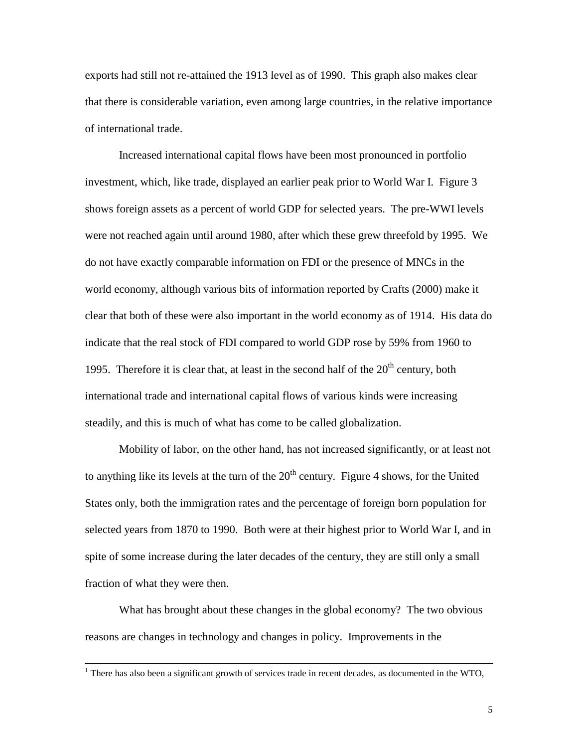exports had still not re-attained the 1913 level as of 1990. This graph also makes clear that there is considerable variation, even among large countries, in the relative importance of international trade.

Increased international capital flows have been most pronounced in portfolio investment, which, like trade, displayed an earlier peak prior to World War I. Figure 3 shows foreign assets as a percent of world GDP for selected years. The pre-WWI levels were not reached again until around 1980, after which these grew threefold by 1995. We do not have exactly comparable information on FDI or the presence of MNCs in the world economy, although various bits of information reported by Crafts (2000) make it clear that both of these were also important in the world economy as of 1914. His data do indicate that the real stock of FDI compared to world GDP rose by 59% from 1960 to 1995. Therefore it is clear that, at least in the second half of the 20th century, both international trade and international capital flows of various kinds were increasing steadily, and this is much of what has come to be called globalization.

Mobility of labor, on the other hand, has not increased significantly, or at least not to anything like its levels at the turn of the 20th century. Figure 4 shows, for the United States only, both the immigration rates and the percentage of foreign born population for selected years from 1870 to 1990. Both were at their highest prior to World War I, and in spite of some increase during the later decades of the century, they are still only a small fraction of what they were then.

What has brought about these changes in the global economy? The two obvious reasons are changes in technology and changes in policy. Improvements in the

---

[1] There has also been a significant growth of services trade in recent decades, as documented in the WTO,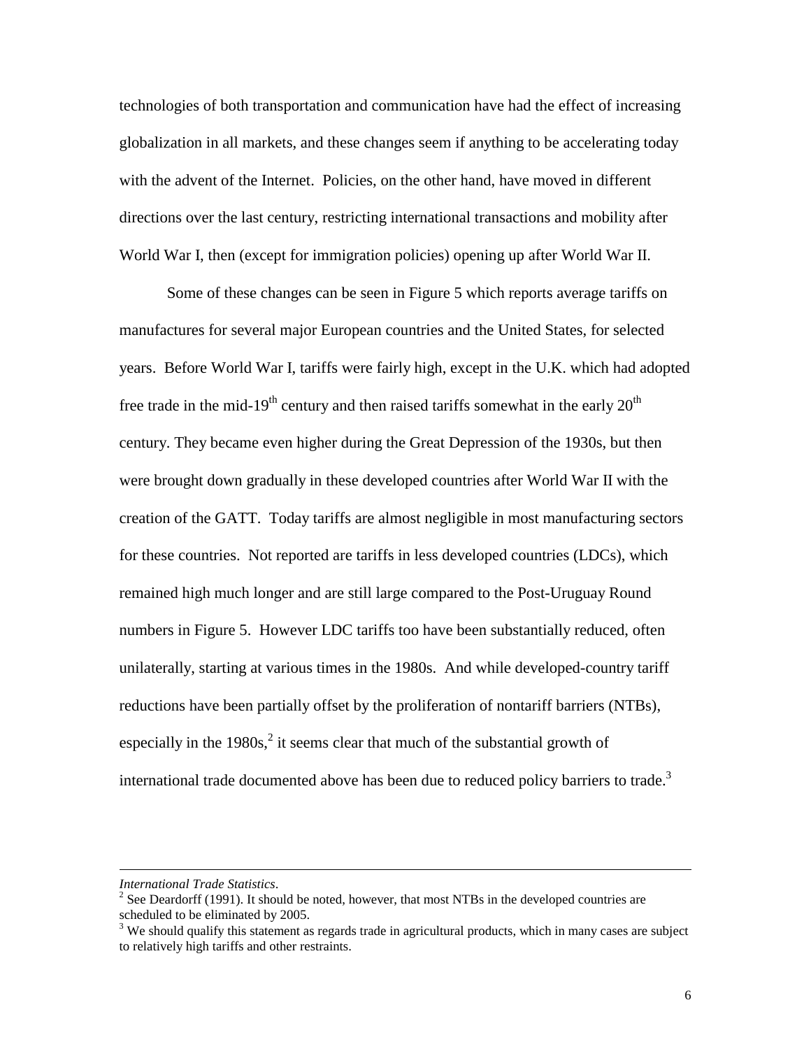technologies of both transportation and communication have had the effect of increasing globalization in all markets, and these changes seem if anything to be accelerating today with the advent of the Internet. Policies, on the other hand, have moved in different directions over the last century, restricting international transactions and mobility after World War I, then (except for immigration policies) opening up after World War II.

Some of these changes can be seen in Figure 5 which reports average tariffs on manufactures for several major European countries and the United States, for selected years. Before World War I, tariffs were fairly high, except in the U.K. which had adopted free trade in the mid-19th century and then raised tariffs somewhat in the early 20th century. They became even higher during the Great Depression of the 1930s, but then were brought down gradually in these developed countries after World War II with the creation of the GATT. Today tariffs are almost negligible in most manufacturing sectors for these countries. Not reported are tariffs in less developed countries (LDCs), which remained high much longer and are still large compared to the Post-Uruguay Round numbers in Figure 5. However LDC tariffs too have been substantially reduced, often unilaterally, starting at various times in the 1980s. And while developed-country tariff reductions have been partially offset by the proliferation of nontariff barriers (NTBs), especially in the 1980s,[2] it seems clear that much of the substantial growth of international trade documented above has been due to reduced policy barriers to trade.[3]

---

*International Trade Statistics*.

[2] See Deardorff (1991). It should be noted, however, that most NTBs in the developed countries are scheduled to be eliminated by 2005.

[3] We should qualify this statement as regards trade in agricultural products, which in many cases are subject to relatively high tariffs and other restraints.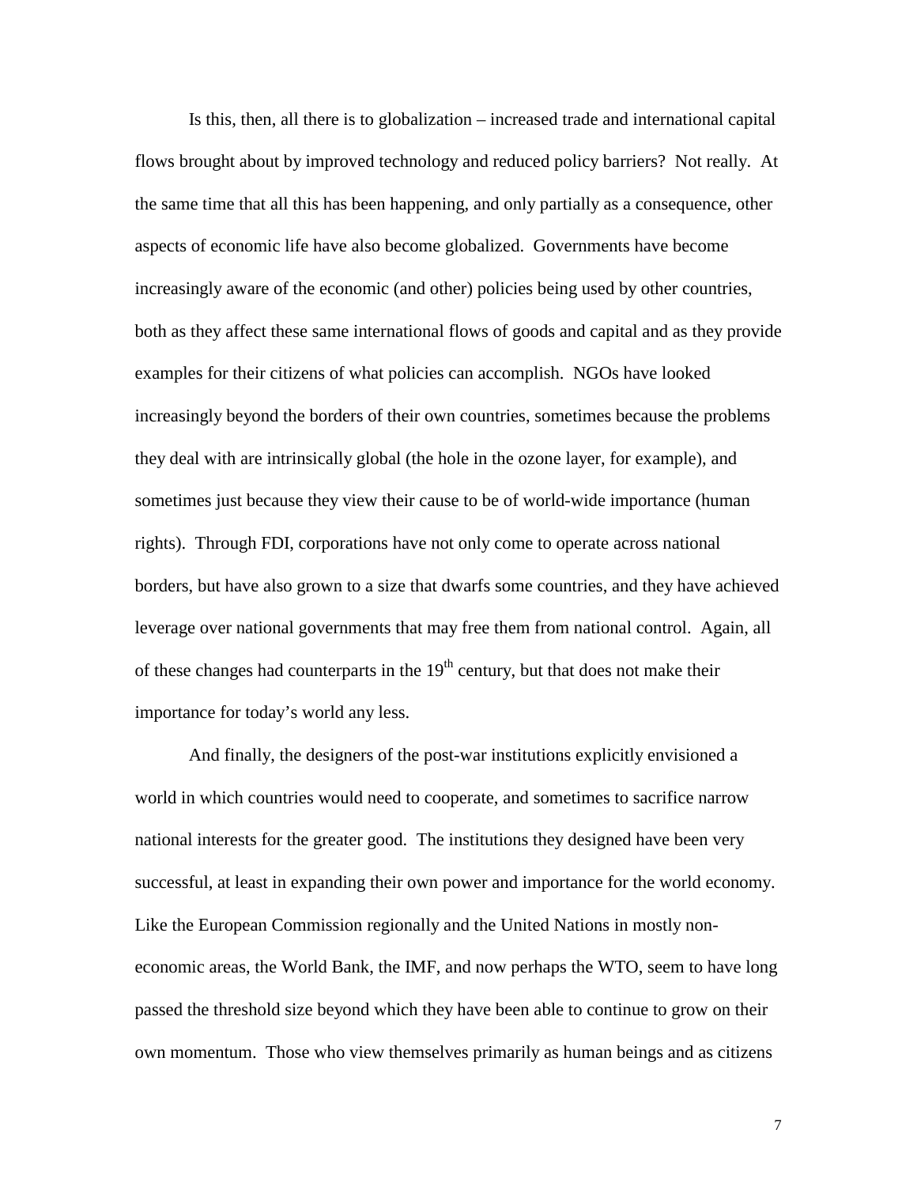Is this, then, all there is to globalization – increased trade and international capital flows brought about by improved technology and reduced policy barriers? Not really. At the same time that all this has been happening, and only partially as a consequence, other aspects of economic life have also become globalized. Governments have become increasingly aware of the economic (and other) policies being used by other countries, both as they affect these same international flows of goods and capital and as they provide examples for their citizens of what policies can accomplish. NGOs have looked increasingly beyond the borders of their own countries, sometimes because the problems they deal with are intrinsically global (the hole in the ozone layer, for example), and sometimes just because they view their cause to be of world-wide importance (human rights). Through FDI, corporations have not only come to operate across national borders, but have also grown to a size that dwarfs some countries, and they have achieved leverage over national governments that may free them from national control. Again, all of these changes had counterparts in the 19th century, but that does not make their importance for today's world any less.

And finally, the designers of the post-war institutions explicitly envisioned a world in which countries would need to cooperate, and sometimes to sacrifice narrow national interests for the greater good. The institutions they designed have been very successful, at least in expanding their own power and importance for the world economy. Like the European Commission regionally and the United Nations in mostly non-economic areas, the World Bank, the IMF, and now perhaps the WTO, seem to have long passed the threshold size beyond which they have been able to continue to grow on their own momentum. Those who view themselves primarily as human beings and as citizens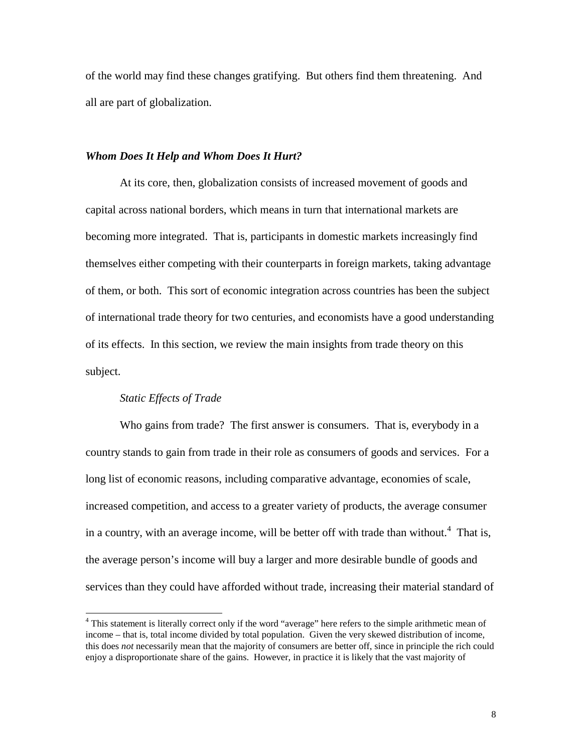of the world may find these changes gratifying. But others find them threatening. And all are part of globalization.

### ***Whom Does It Help and Whom Does It Hurt?***

At its core, then, globalization consists of increased movement of goods and capital across national borders, which means in turn that international markets are becoming more integrated. That is, participants in domestic markets increasingly find themselves either competing with their counterparts in foreign markets, taking advantage of them, or both. This sort of economic integration across countries has been the subject of international trade theory for two centuries, and economists have a good understanding of its effects. In this section, we review the main insights from trade theory on this subject.

#### *Static Effects of Trade*

Who gains from trade? The first answer is consumers. That is, everybody in a country stands to gain from trade in their role as consumers of goods and services. For a long list of economic reasons, including comparative advantage, economies of scale, increased competition, and access to a greater variety of products, the average consumer in a country, with an average income, will be better off with trade than without.[4] That is, the average person's income will buy a larger and more desirable bundle of goods and services than they could have afforded without trade, increasing their material standard of

[4] This statement is literally correct only if the word "average" here refers to the simple arithmetic mean of income – that is, total income divided by total population. Given the very skewed distribution of income, this does *not* necessarily mean that the majority of consumers are better off, since in principle the rich could enjoy a disproportionate share of the gains. However, in practice it is likely that the vast majority of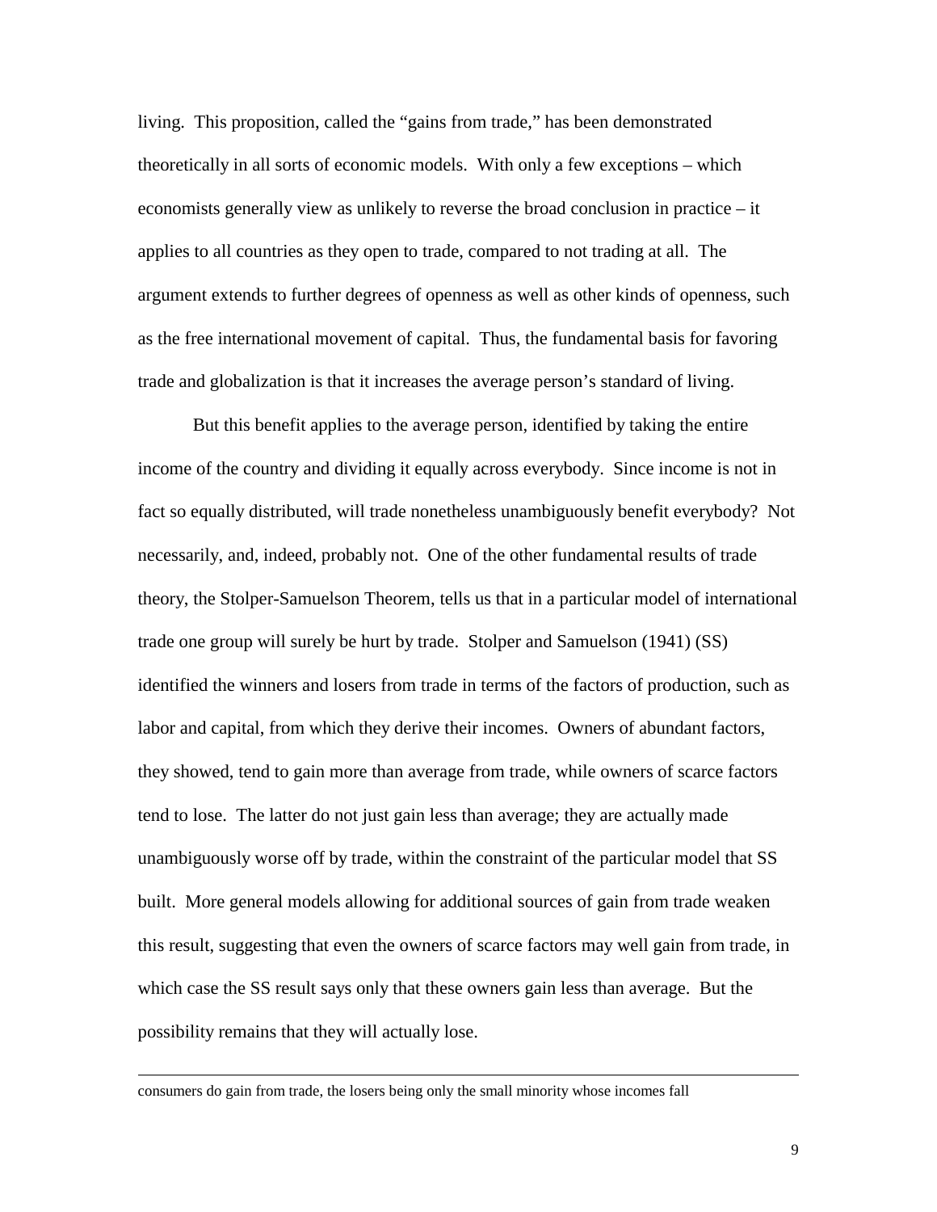living. This proposition, called the "gains from trade," has been demonstrated theoretically in all sorts of economic models. With only a few exceptions – which economists generally view as unlikely to reverse the broad conclusion in practice – it applies to all countries as they open to trade, compared to not trading at all. The argument extends to further degrees of openness as well as other kinds of openness, such as the free international movement of capital. Thus, the fundamental basis for favoring trade and globalization is that it increases the average person's standard of living.

But this benefit applies to the average person, identified by taking the entire income of the country and dividing it equally across everybody. Since income is not in fact so equally distributed, will trade nonetheless unambiguously benefit everybody? Not necessarily, and, indeed, probably not. One of the other fundamental results of trade theory, the Stolper-Samuelson Theorem, tells us that in a particular model of international trade one group will surely be hurt by trade. Stolper and Samuelson (1941) (SS) identified the winners and losers from trade in terms of the factors of production, such as labor and capital, from which they derive their incomes. Owners of abundant factors, they showed, tend to gain more than average from trade, while owners of scarce factors tend to lose. The latter do not just gain less than average; they are actually made unambiguously worse off by trade, within the constraint of the particular model that SS built. More general models allowing for additional sources of gain from trade weaken this result, suggesting that even the owners of scarce factors may well gain from trade, in which case the SS result says only that these owners gain less than average. But the possibility remains that they will actually lose.

---

consumers do gain from trade, the losers being only the small minority whose incomes fall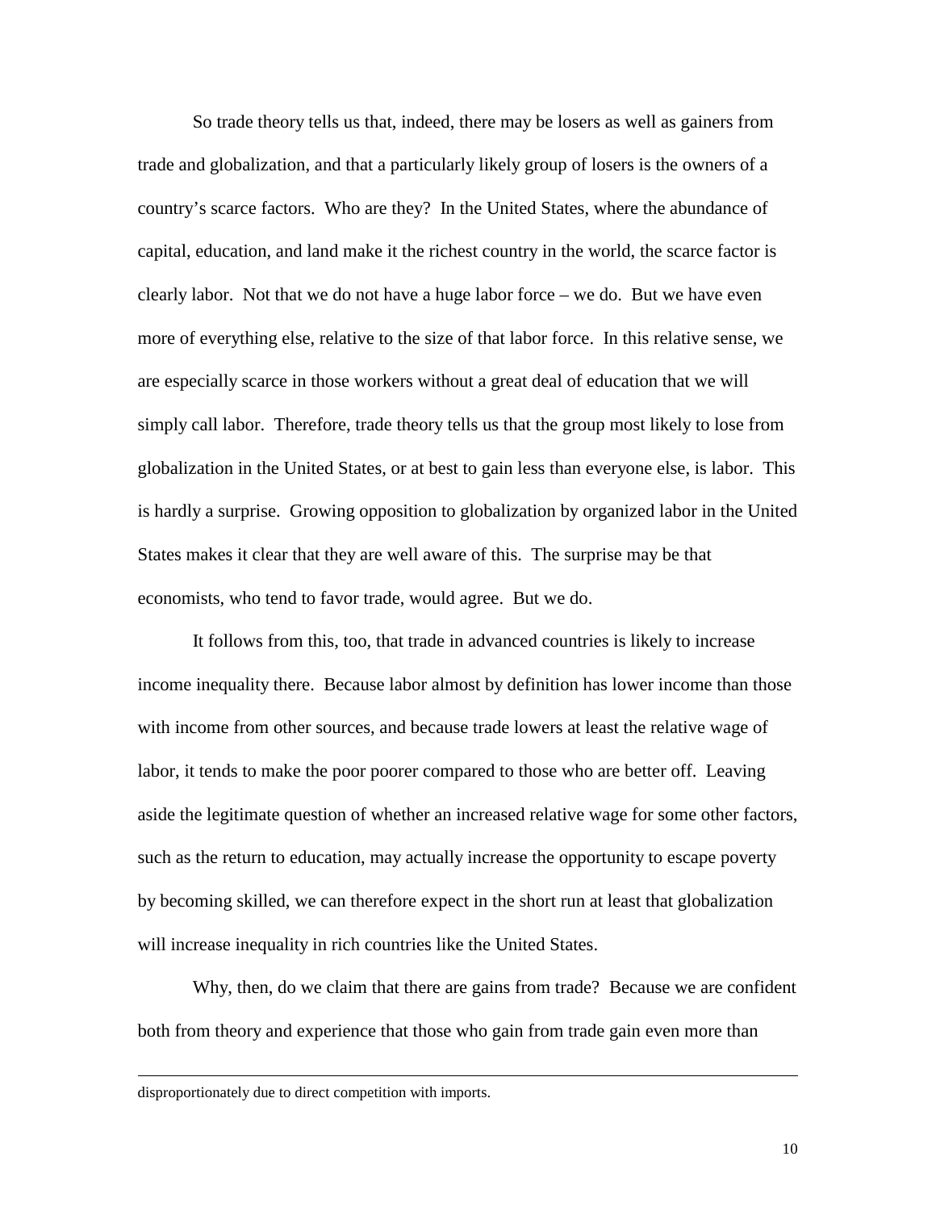So trade theory tells us that, indeed, there may be losers as well as gainers from trade and globalization, and that a particularly likely group of losers is the owners of a country's scarce factors. Who are they? In the United States, where the abundance of capital, education, and land make it the richest country in the world, the scarce factor is clearly labor. Not that we do not have a huge labor force – we do. But we have even more of everything else, relative to the size of that labor force. In this relative sense, we are especially scarce in those workers without a great deal of education that we will simply call labor. Therefore, trade theory tells us that the group most likely to lose from globalization in the United States, or at best to gain less than everyone else, is labor. This is hardly a surprise. Growing opposition to globalization by organized labor in the United States makes it clear that they are well aware of this. The surprise may be that economists, who tend to favor trade, would agree. But we do.

It follows from this, too, that trade in advanced countries is likely to increase income inequality there. Because labor almost by definition has lower income than those with income from other sources, and because trade lowers at least the relative wage of labor, it tends to make the poor poorer compared to those who are better off. Leaving aside the legitimate question of whether an increased relative wage for some other factors, such as the return to education, may actually increase the opportunity to escape poverty by becoming skilled, we can therefore expect in the short run at least that globalization will increase inequality in rich countries like the United States.

Why, then, do we claim that there are gains from trade? Because we are confident both from theory and experience that those who gain from trade gain even more than

---

disproportionately due to direct competition with imports.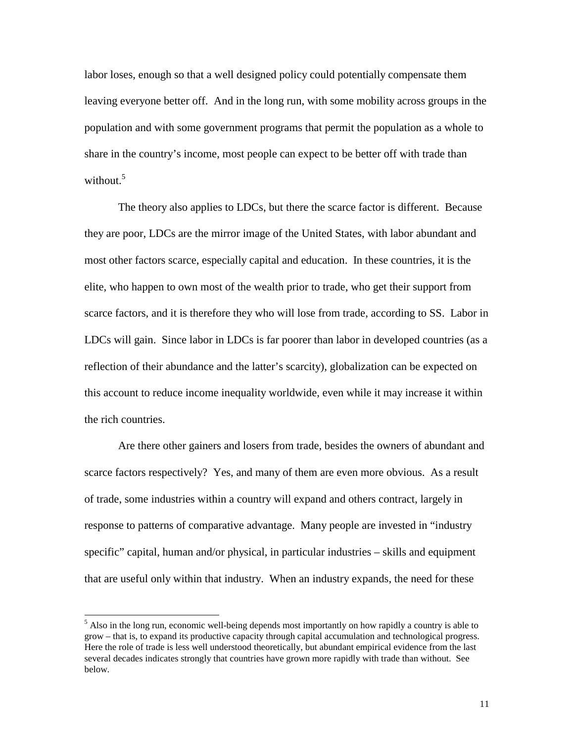labor loses, enough so that a well designed policy could potentially compensate them leaving everyone better off. And in the long run, with some mobility across groups in the population and with some government programs that permit the population as a whole to share in the country's income, most people can expect to be better off with trade than without.[5]

The theory also applies to LDCs, but there the scarce factor is different. Because they are poor, LDCs are the mirror image of the United States, with labor abundant and most other factors scarce, especially capital and education. In these countries, it is the elite, who happen to own most of the wealth prior to trade, who get their support from scarce factors, and it is therefore they who will lose from trade, according to SS. Labor in LDCs will gain. Since labor in LDCs is far poorer than labor in developed countries (as a reflection of their abundance and the latter's scarcity), globalization can be expected on this account to reduce income inequality worldwide, even while it may increase it within the rich countries.

Are there other gainers and losers from trade, besides the owners of abundant and scarce factors respectively? Yes, and many of them are even more obvious. As a result of trade, some industries within a country will expand and others contract, largely in response to patterns of comparative advantage. Many people are invested in "industry specific" capital, human and/or physical, in particular industries – skills and equipment that are useful only within that industry. When an industry expands, the need for these

---

[5] Also in the long run, economic well-being depends most importantly on how rapidly a country is able to grow – that is, to expand its productive capacity through capital accumulation and technological progress. Here the role of trade is less well understood theoretically, but abundant empirical evidence from the last several decades indicates strongly that countries have grown more rapidly with trade than without. See below.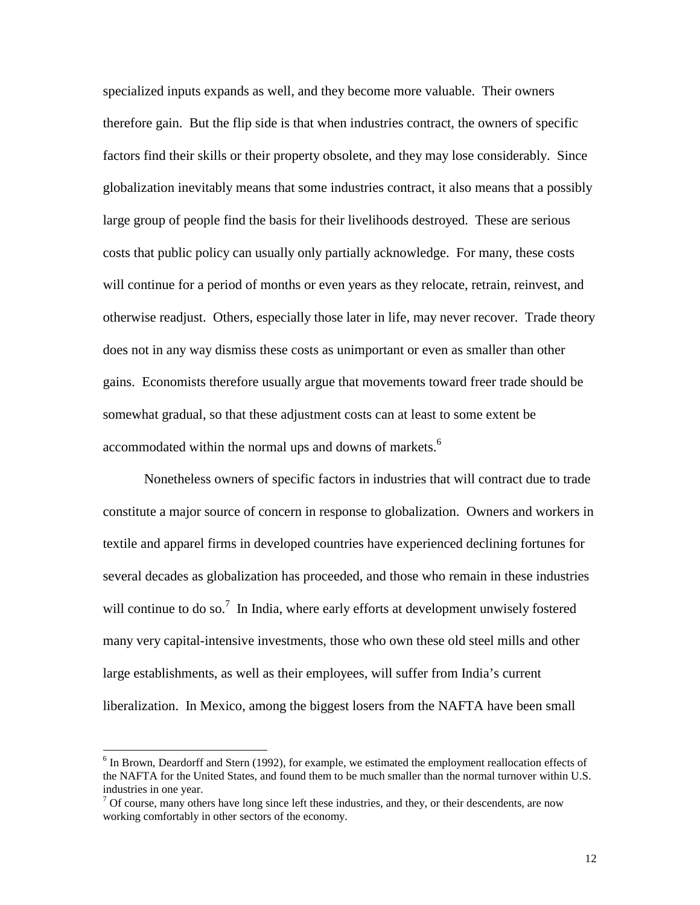specialized inputs expands as well, and they become more valuable. Their owners therefore gain. But the flip side is that when industries contract, the owners of specific factors find their skills or their property obsolete, and they may lose considerably. Since globalization inevitably means that some industries contract, it also means that a possibly large group of people find the basis for their livelihoods destroyed. These are serious costs that public policy can usually only partially acknowledge. For many, these costs will continue for a period of months or even years as they relocate, retrain, reinvest, and otherwise readjust. Others, especially those later in life, may never recover. Trade theory does not in any way dismiss these costs as unimportant or even as smaller than other gains. Economists therefore usually argue that movements toward freer trade should be somewhat gradual, so that these adjustment costs can at least to some extent be accommodated within the normal ups and downs of markets.[6]

Nonetheless owners of specific factors in industries that will contract due to trade constitute a major source of concern in response to globalization. Owners and workers in textile and apparel firms in developed countries have experienced declining fortunes for several decades as globalization has proceeded, and those who remain in these industries will continue to do so.[7] In India, where early efforts at development unwisely fostered many very capital-intensive investments, those who own these old steel mills and other large establishments, as well as their employees, will suffer from India's current liberalization. In Mexico, among the biggest losers from the NAFTA have been small

[6] In Brown, Deardorff and Stern (1992), for example, we estimated the employment reallocation effects of the NAFTA for the United States, and found them to be much smaller than the normal turnover within U.S. industries in one year.

[7] Of course, many others have long since left these industries, and they, or their descendents, are now working comfortably in other sectors of the economy.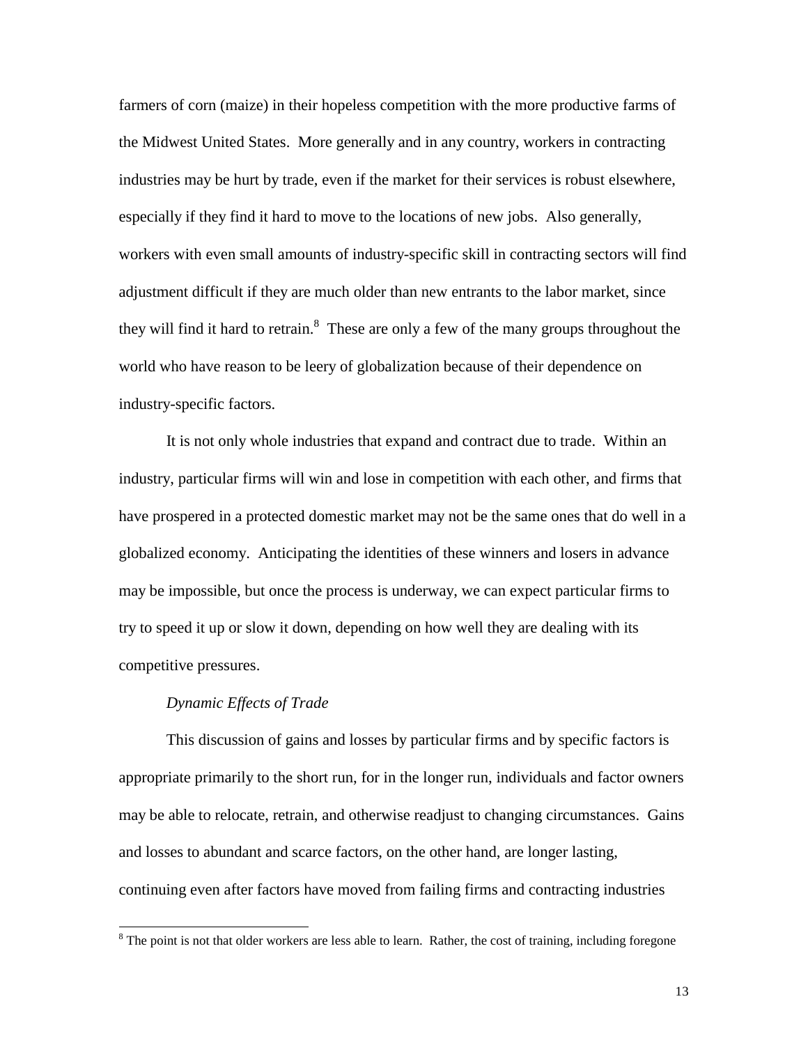farmers of corn (maize) in their hopeless competition with the more productive farms of the Midwest United States. More generally and in any country, workers in contracting industries may be hurt by trade, even if the market for their services is robust elsewhere, especially if they find it hard to move to the locations of new jobs. Also generally, workers with even small amounts of industry-specific skill in contracting sectors will find adjustment difficult if they are much older than new entrants to the labor market, since they will find it hard to retrain.[8] These are only a few of the many groups throughout the world who have reason to be leery of globalization because of their dependence on industry-specific factors.

It is not only whole industries that expand and contract due to trade. Within an industry, particular firms will win and lose in competition with each other, and firms that have prospered in a protected domestic market may not be the same ones that do well in a globalized economy. Anticipating the identities of these winners and losers in advance may be impossible, but once the process is underway, we can expect particular firms to try to speed it up or slow it down, depending on how well they are dealing with its competitive pressures.

*Dynamic Effects of Trade*

This discussion of gains and losses by particular firms and by specific factors is appropriate primarily to the short run, for in the longer run, individuals and factor owners may be able to relocate, retrain, and otherwise readjust to changing circumstances. Gains and losses to abundant and scarce factors, on the other hand, are longer lasting, continuing even after factors have moved from failing firms and contracting industries

[8] The point is not that older workers are less able to learn. Rather, the cost of training, including foregone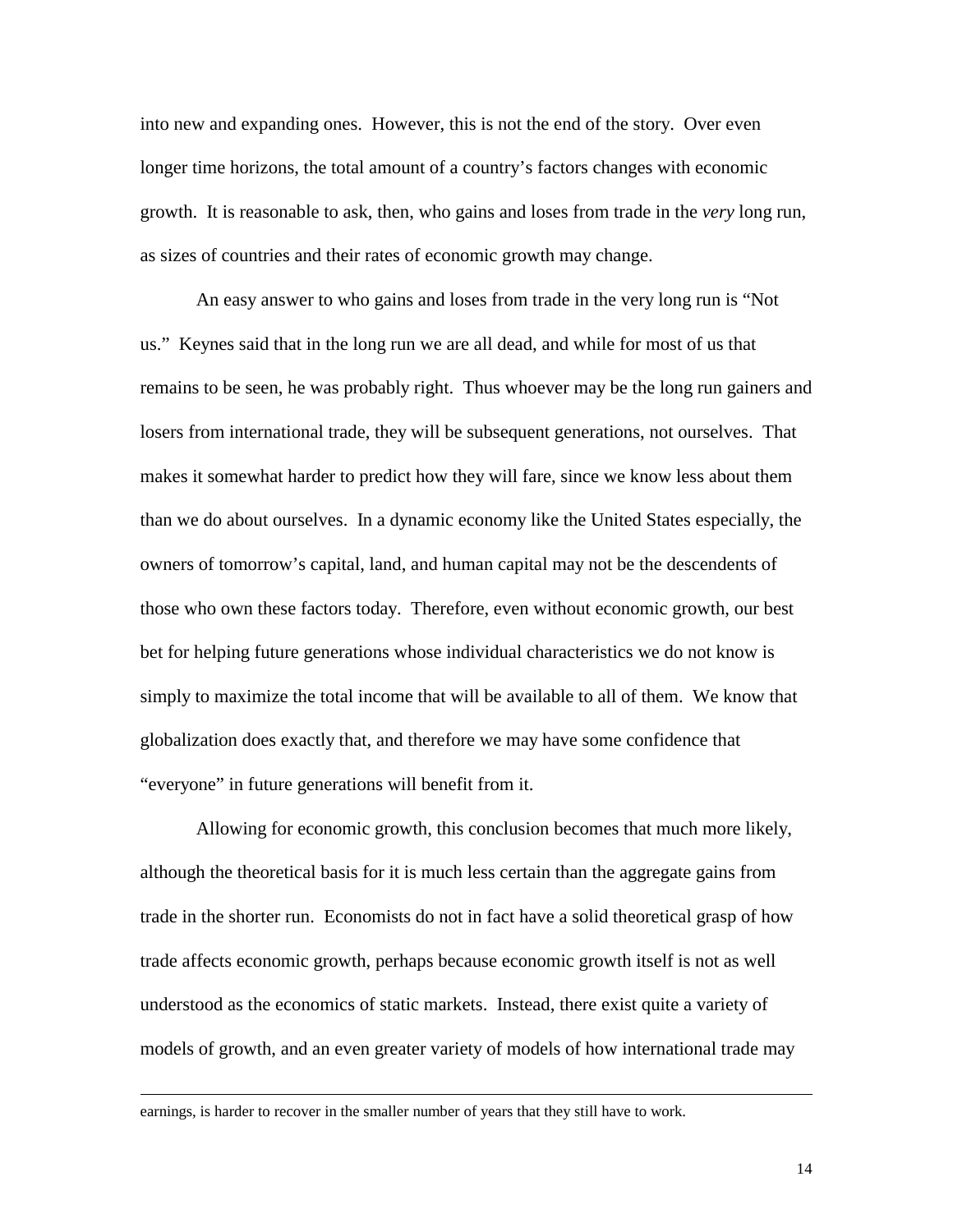into new and expanding ones. However, this is not the end of the story. Over even longer time horizons, the total amount of a country's factors changes with economic growth. It is reasonable to ask, then, who gains and loses from trade in the *very* long run, as sizes of countries and their rates of economic growth may change.

An easy answer to who gains and loses from trade in the very long run is "Not us." Keynes said that in the long run we are all dead, and while for most of us that remains to be seen, he was probably right. Thus whoever may be the long run gainers and losers from international trade, they will be subsequent generations, not ourselves. That makes it somewhat harder to predict how they will fare, since we know less about them than we do about ourselves. In a dynamic economy like the United States especially, the owners of tomorrow's capital, land, and human capital may not be the descendents of those who own these factors today. Therefore, even without economic growth, our best bet for helping future generations whose individual characteristics we do not know is simply to maximize the total income that will be available to all of them. We know that globalization does exactly that, and therefore we may have some confidence that "everyone" in future generations will benefit from it.

Allowing for economic growth, this conclusion becomes that much more likely, although the theoretical basis for it is much less certain than the aggregate gains from trade in the shorter run. Economists do not in fact have a solid theoretical grasp of how trade affects economic growth, perhaps because economic growth itself is not as well understood as the economics of static markets. Instead, there exist quite a variety of models of growth, and an even greater variety of models of how international trade may

---

earnings, is harder to recover in the smaller number of years that they still have to work.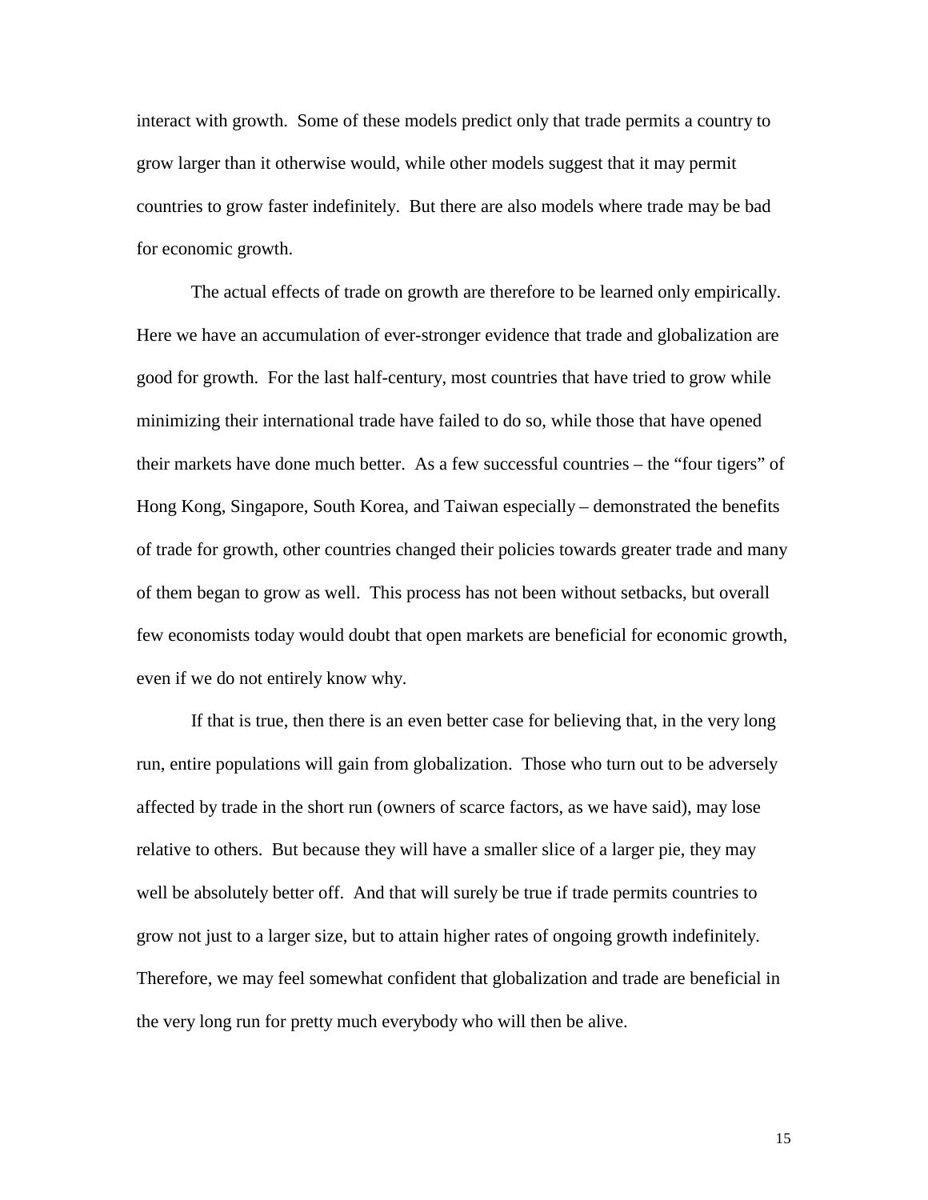interact with growth. Some of these models predict only that trade permits a country to grow larger than it otherwise would, while other models suggest that it may permit countries to grow faster indefinitely. But there are also models where trade may be bad for economic growth.

The actual effects of trade on growth are therefore to be learned only empirically. Here we have an accumulation of ever-stronger evidence that trade and globalization are good for growth. For the last half-century, most countries that have tried to grow while minimizing their international trade have failed to do so, while those that have opened their markets have done much better. As a few successful countries – the "four tigers" of Hong Kong, Singapore, South Korea, and Taiwan especially – demonstrated the benefits of trade for growth, other countries changed their policies towards greater trade and many of them began to grow as well. This process has not been without setbacks, but overall few economists today would doubt that open markets are beneficial for economic growth, even if we do not entirely know why.

If that is true, then there is an even better case for believing that, in the very long run, entire populations will gain from globalization. Those who turn out to be adversely affected by trade in the short run (owners of scarce factors, as we have said), may lose relative to others. But because they will have a smaller slice of a larger pie, they may well be absolutely better off. And that will surely be true if trade permits countries to grow not just to a larger size, but to attain higher rates of ongoing growth indefinitely. Therefore, we may feel somewhat confident that globalization and trade are beneficial in the very long run for pretty much everybody who will then be alive.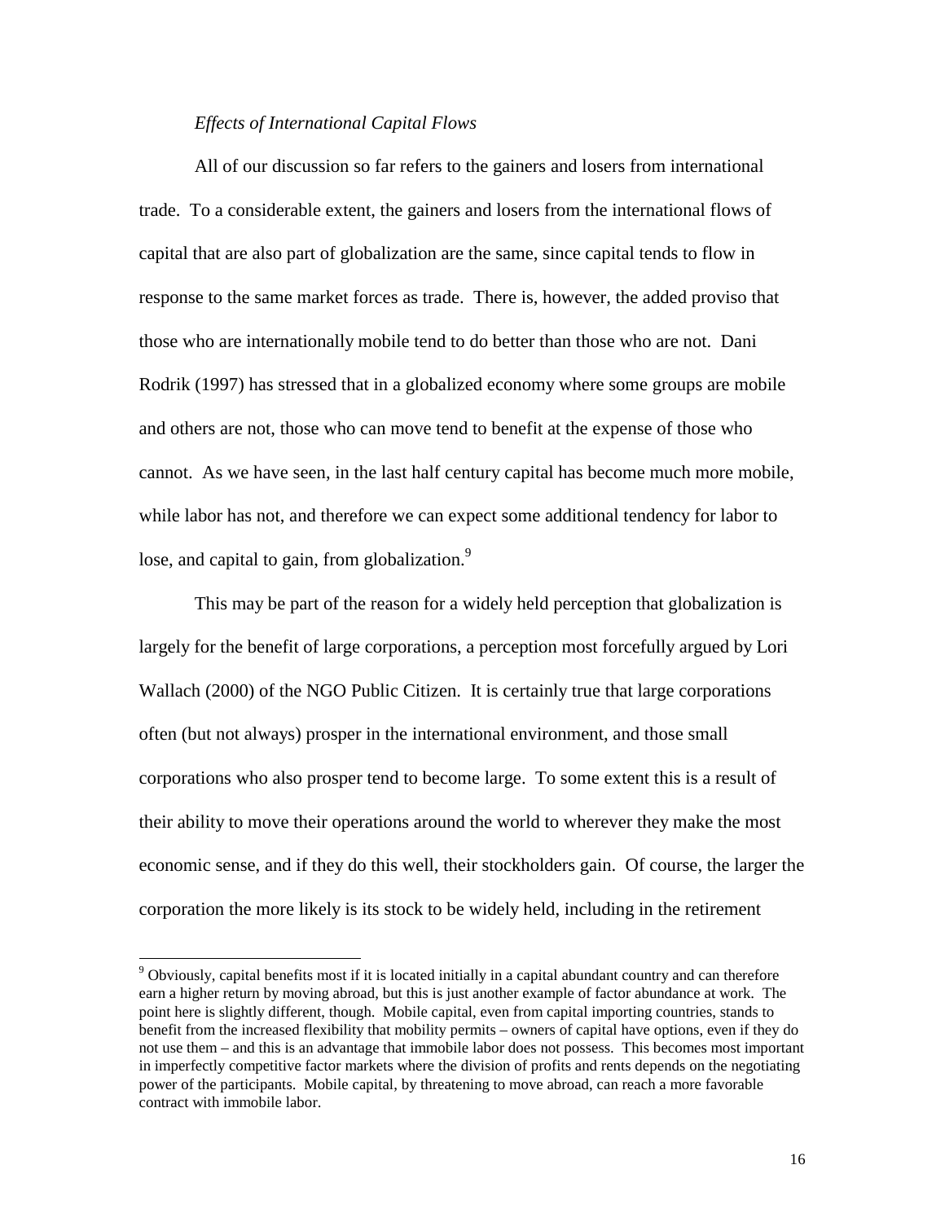*Effects of International Capital Flows*

All of our discussion so far refers to the gainers and losers from international trade. To a considerable extent, the gainers and losers from the international flows of capital that are also part of globalization are the same, since capital tends to flow in response to the same market forces as trade. There is, however, the added proviso that those who are internationally mobile tend to do better than those who are not. Dani Rodrik (1997) has stressed that in a globalized economy where some groups are mobile and others are not, those who can move tend to benefit at the expense of those who cannot. As we have seen, in the last half century capital has become much more mobile, while labor has not, and therefore we can expect some additional tendency for labor to lose, and capital to gain, from globalization.[9]

This may be part of the reason for a widely held perception that globalization is largely for the benefit of large corporations, a perception most forcefully argued by Lori Wallach (2000) of the NGO Public Citizen. It is certainly true that large corporations often (but not always) prosper in the international environment, and those small corporations who also prosper tend to become large. To some extent this is a result of their ability to move their operations around the world to wherever they make the most economic sense, and if they do this well, their stockholders gain. Of course, the larger the corporation the more likely is its stock to be widely held, including in the retirement

[9] Obviously, capital benefits most if it is located initially in a capital abundant country and can therefore earn a higher return by moving abroad, but this is just another example of factor abundance at work. The point here is slightly different, though. Mobile capital, even from capital importing countries, stands to benefit from the increased flexibility that mobility permits – owners of capital have options, even if they do not use them – and this is an advantage that immobile labor does not possess. This becomes most important in imperfectly competitive factor markets where the division of profits and rents depends on the negotiating power of the participants. Mobile capital, by threatening to move abroad, can reach a more favorable contract with immobile labor.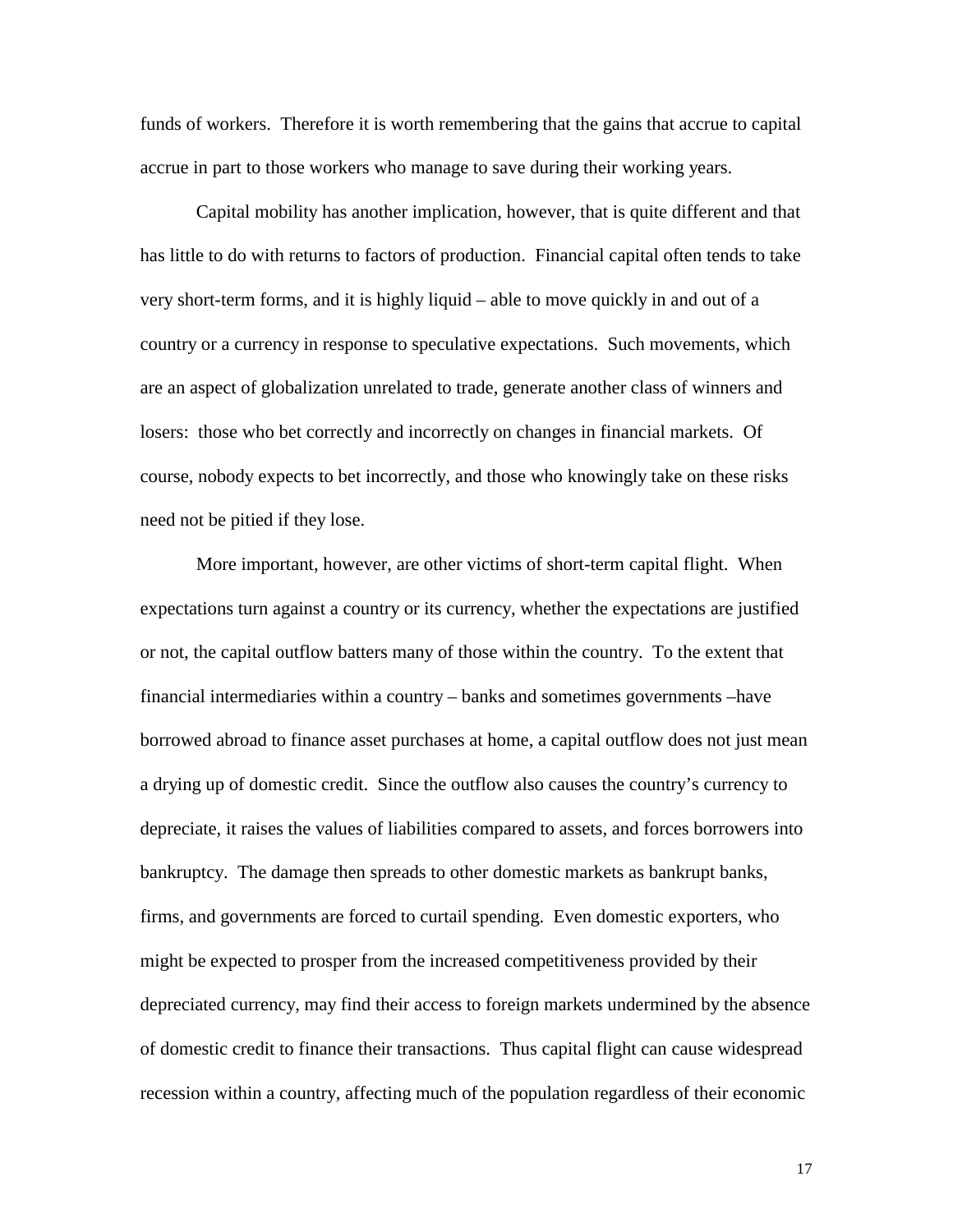funds of workers. Therefore it is worth remembering that the gains that accrue to capital accrue in part to those workers who manage to save during their working years.

Capital mobility has another implication, however, that is quite different and that has little to do with returns to factors of production. Financial capital often tends to take very short-term forms, and it is highly liquid – able to move quickly in and out of a country or a currency in response to speculative expectations. Such movements, which are an aspect of globalization unrelated to trade, generate another class of winners and losers: those who bet correctly and incorrectly on changes in financial markets. Of course, nobody expects to bet incorrectly, and those who knowingly take on these risks need not be pitied if they lose.

More important, however, are other victims of short-term capital flight. When expectations turn against a country or its currency, whether the expectations are justified or not, the capital outflow batters many of those within the country. To the extent that financial intermediaries within a country – banks and sometimes governments –have borrowed abroad to finance asset purchases at home, a capital outflow does not just mean a drying up of domestic credit. Since the outflow also causes the country's currency to depreciate, it raises the values of liabilities compared to assets, and forces borrowers into bankruptcy. The damage then spreads to other domestic markets as bankrupt banks, firms, and governments are forced to curtail spending. Even domestic exporters, who might be expected to prosper from the increased competitiveness provided by their depreciated currency, may find their access to foreign markets undermined by the absence of domestic credit to finance their transactions. Thus capital flight can cause widespread recession within a country, affecting much of the population regardless of their economic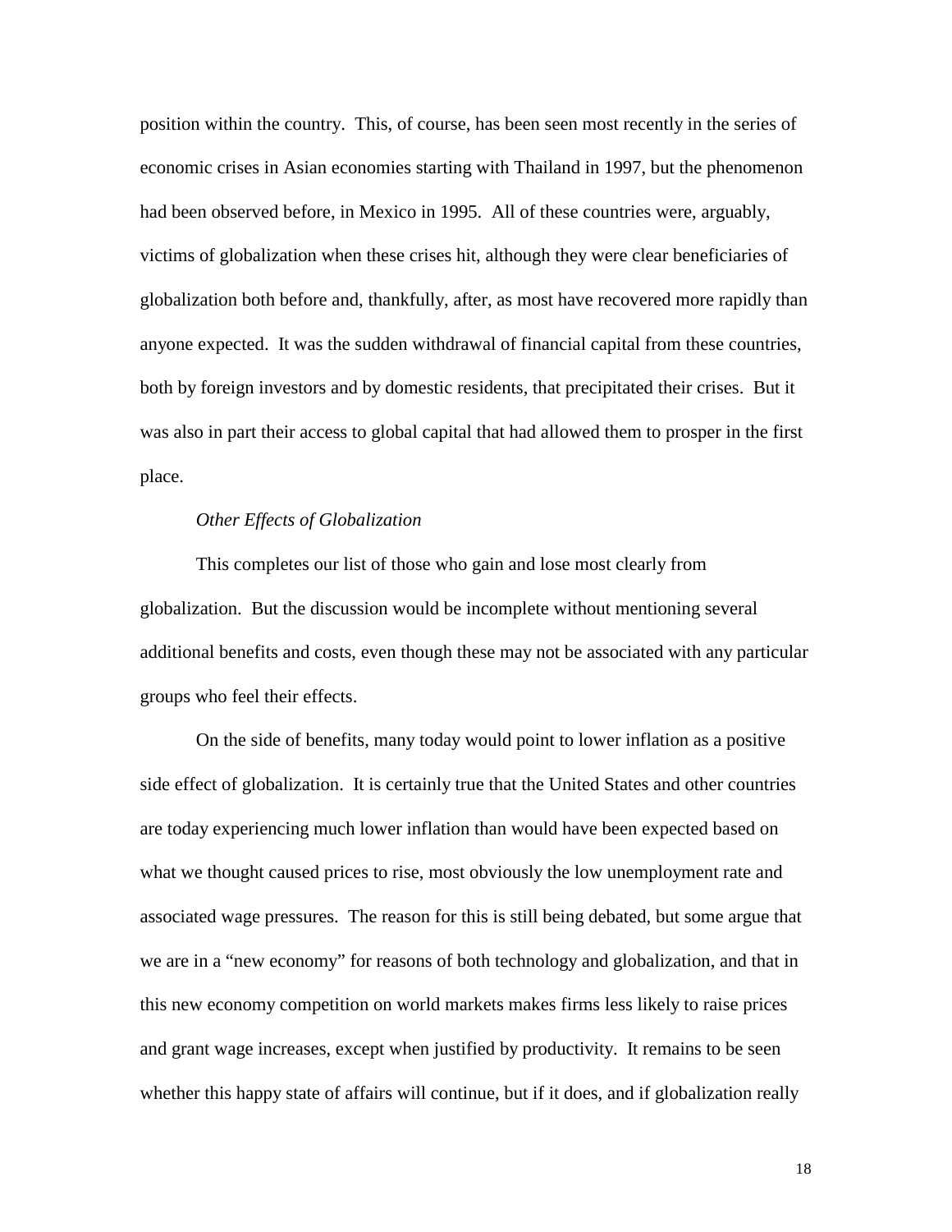position within the country. This, of course, has been seen most recently in the series of economic crises in Asian economies starting with Thailand in 1997, but the phenomenon had been observed before, in Mexico in 1995. All of these countries were, arguably, victims of globalization when these crises hit, although they were clear beneficiaries of globalization both before and, thankfully, after, as most have recovered more rapidly than anyone expected. It was the sudden withdrawal of financial capital from these countries, both by foreign investors and by domestic residents, that precipitated their crises. But it was also in part their access to global capital that had allowed them to prosper in the first place.

*Other Effects of Globalization*

This completes our list of those who gain and lose most clearly from globalization. But the discussion would be incomplete without mentioning several additional benefits and costs, even though these may not be associated with any particular groups who feel their effects.

On the side of benefits, many today would point to lower inflation as a positive side effect of globalization. It is certainly true that the United States and other countries are today experiencing much lower inflation than would have been expected based on what we thought caused prices to rise, most obviously the low unemployment rate and associated wage pressures. The reason for this is still being debated, but some argue that we are in a "new economy" for reasons of both technology and globalization, and that in this new economy competition on world markets makes firms less likely to raise prices and grant wage increases, except when justified by productivity. It remains to be seen whether this happy state of affairs will continue, but if it does, and if globalization really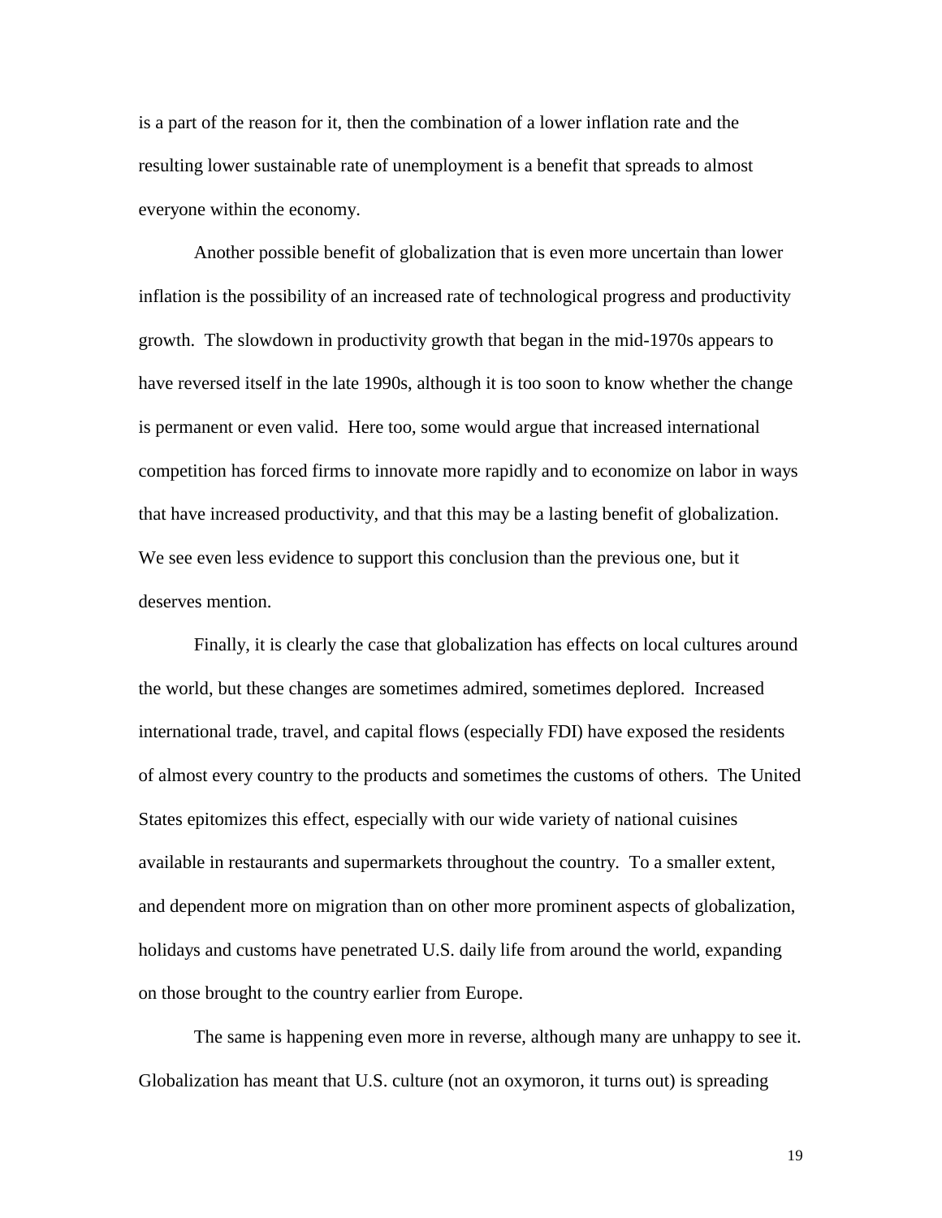is a part of the reason for it, then the combination of a lower inflation rate and the resulting lower sustainable rate of unemployment is a benefit that spreads to almost everyone within the economy.

Another possible benefit of globalization that is even more uncertain than lower inflation is the possibility of an increased rate of technological progress and productivity growth. The slowdown in productivity growth that began in the mid-1970s appears to have reversed itself in the late 1990s, although it is too soon to know whether the change is permanent or even valid. Here too, some would argue that increased international competition has forced firms to innovate more rapidly and to economize on labor in ways that have increased productivity, and that this may be a lasting benefit of globalization. We see even less evidence to support this conclusion than the previous one, but it deserves mention.

Finally, it is clearly the case that globalization has effects on local cultures around the world, but these changes are sometimes admired, sometimes deplored. Increased international trade, travel, and capital flows (especially FDI) have exposed the residents of almost every country to the products and sometimes the customs of others. The United States epitomizes this effect, especially with our wide variety of national cuisines available in restaurants and supermarkets throughout the country. To a smaller extent, and dependent more on migration than on other more prominent aspects of globalization, holidays and customs have penetrated U.S. daily life from around the world, expanding on those brought to the country earlier from Europe.

The same is happening even more in reverse, although many are unhappy to see it. Globalization has meant that U.S. culture (not an oxymoron, it turns out) is spreading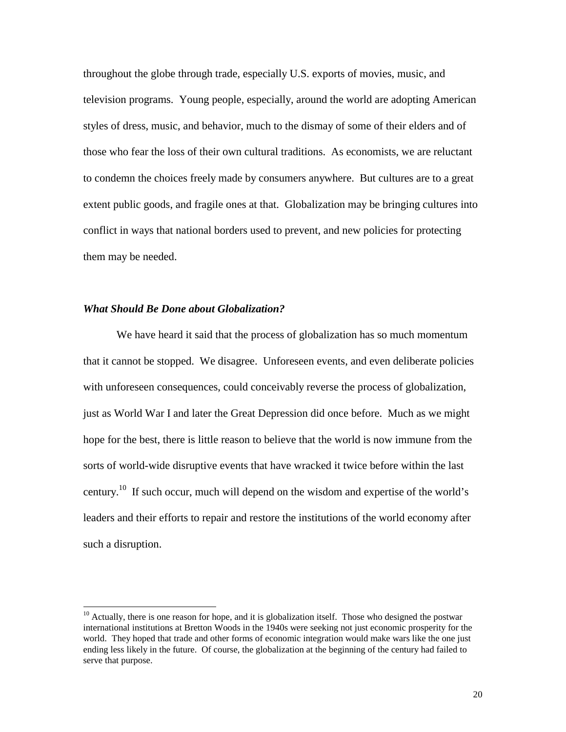throughout the globe through trade, especially U.S. exports of movies, music, and television programs. Young people, especially, around the world are adopting American styles of dress, music, and behavior, much to the dismay of some of their elders and of those who fear the loss of their own cultural traditions. As economists, we are reluctant to condemn the choices freely made by consumers anywhere. But cultures are to a great extent public goods, and fragile ones at that. Globalization may be bringing cultures into conflict in ways that national borders used to prevent, and new policies for protecting them may be needed.

### *What Should Be Done about Globalization?*

We have heard it said that the process of globalization has so much momentum that it cannot be stopped. We disagree. Unforeseen events, and even deliberate policies with unforeseen consequences, could conceivably reverse the process of globalization, just as World War I and later the Great Depression did once before. Much as we might hope for the best, there is little reason to believe that the world is now immune from the sorts of world-wide disruptive events that have wracked it twice before within the last century.[10] If such occur, much will depend on the wisdom and expertise of the world's leaders and their efforts to repair and restore the institutions of the world economy after such a disruption.

---

[10] Actually, there is one reason for hope, and it is globalization itself. Those who designed the postwar international institutions at Bretton Woods in the 1940s were seeking not just economic prosperity for the world. They hoped that trade and other forms of economic integration would make wars like the one just ending less likely in the future. Of course, the globalization at the beginning of the century had failed to serve that purpose.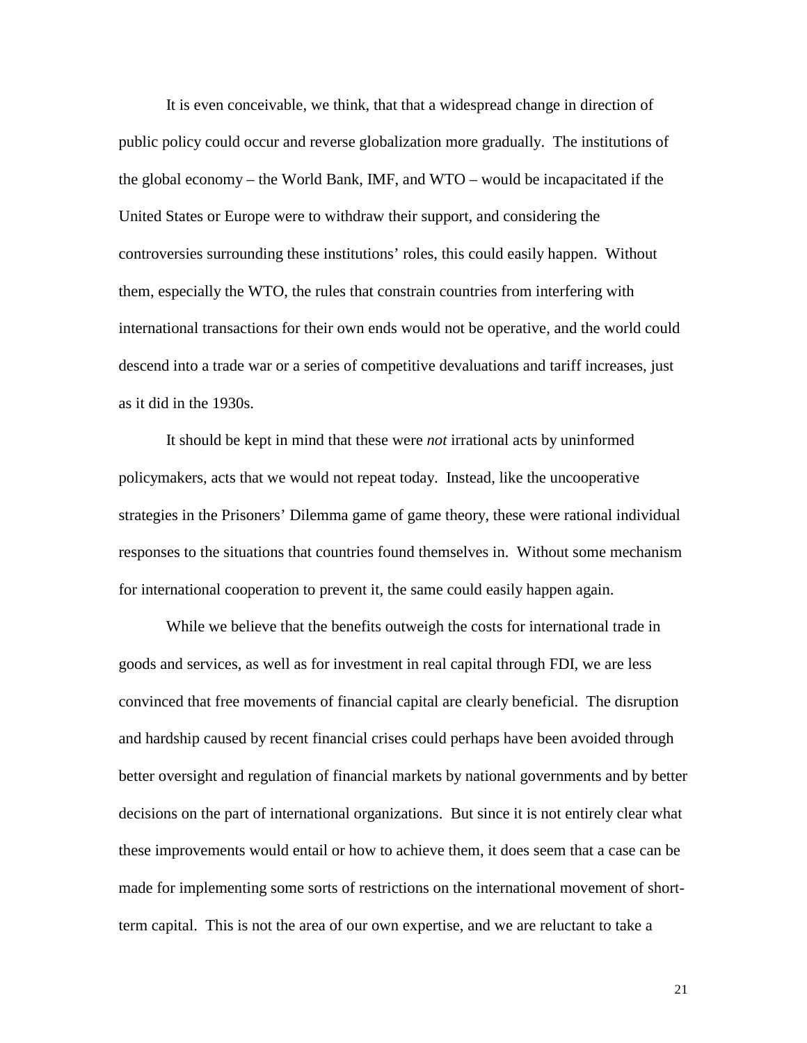It is even conceivable, we think, that that a widespread change in direction of public policy could occur and reverse globalization more gradually. The institutions of the global economy – the World Bank, IMF, and WTO – would be incapacitated if the United States or Europe were to withdraw their support, and considering the controversies surrounding these institutions' roles, this could easily happen. Without them, especially the WTO, the rules that constrain countries from interfering with international transactions for their own ends would not be operative, and the world could descend into a trade war or a series of competitive devaluations and tariff increases, just as it did in the 1930s.

It should be kept in mind that these were *not* irrational acts by uninformed policymakers, acts that we would not repeat today. Instead, like the uncooperative strategies in the Prisoners' Dilemma game of game theory, these were rational individual responses to the situations that countries found themselves in. Without some mechanism for international cooperation to prevent it, the same could easily happen again.

While we believe that the benefits outweigh the costs for international trade in goods and services, as well as for investment in real capital through FDI, we are less convinced that free movements of financial capital are clearly beneficial. The disruption and hardship caused by recent financial crises could perhaps have been avoided through better oversight and regulation of financial markets by national governments and by better decisions on the part of international organizations. But since it is not entirely clear what these improvements would entail or how to achieve them, it does seem that a case can be made for implementing some sorts of restrictions on the international movement of short-term capital. This is not the area of our own expertise, and we are reluctant to take a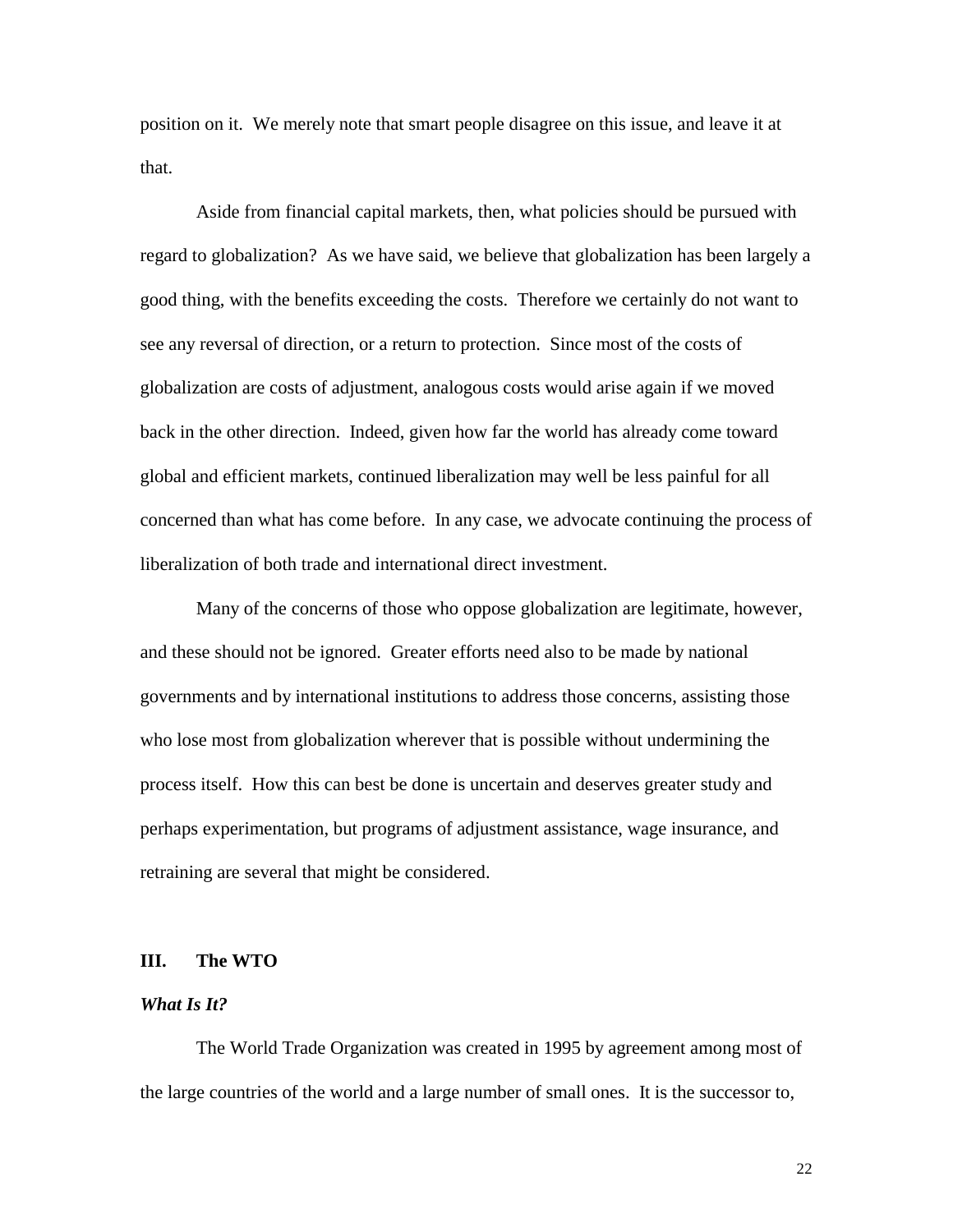position on it. We merely note that smart people disagree on this issue, and leave it at that.

Aside from financial capital markets, then, what policies should be pursued with regard to globalization? As we have said, we believe that globalization has been largely a good thing, with the benefits exceeding the costs. Therefore we certainly do not want to see any reversal of direction, or a return to protection. Since most of the costs of globalization are costs of adjustment, analogous costs would arise again if we moved back in the other direction. Indeed, given how far the world has already come toward global and efficient markets, continued liberalization may well be less painful for all concerned than what has come before. In any case, we advocate continuing the process of liberalization of both trade and international direct investment.

Many of the concerns of those who oppose globalization are legitimate, however, and these should not be ignored. Greater efforts need also to be made by national governments and by international institutions to address those concerns, assisting those who lose most from globalization wherever that is possible without undermining the process itself. How this can best be done is uncertain and deserves greater study and perhaps experimentation, but programs of adjustment assistance, wage insurance, and retraining are several that might be considered.

## III. The WTO

### *What Is It?*

The World Trade Organization was created in 1995 by agreement among most of the large countries of the world and a large number of small ones. It is the successor to,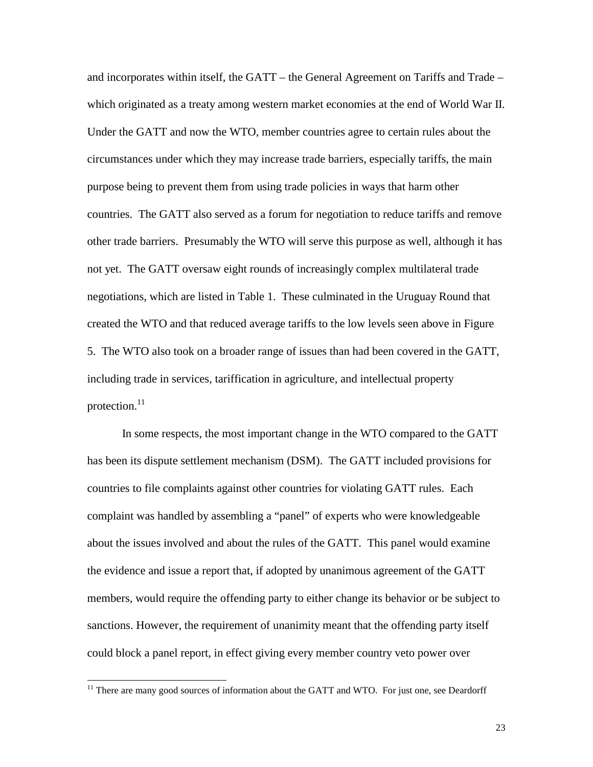and incorporates within itself, the GATT – the General Agreement on Tariffs and Trade – which originated as a treaty among western market economies at the end of World War II. Under the GATT and now the WTO, member countries agree to certain rules about the circumstances under which they may increase trade barriers, especially tariffs, the main purpose being to prevent them from using trade policies in ways that harm other countries. The GATT also served as a forum for negotiation to reduce tariffs and remove other trade barriers. Presumably the WTO will serve this purpose as well, although it has not yet. The GATT oversaw eight rounds of increasingly complex multilateral trade negotiations, which are listed in Table 1. These culminated in the Uruguay Round that created the WTO and that reduced average tariffs to the low levels seen above in Figure 5. The WTO also took on a broader range of issues than had been covered in the GATT, including trade in services, tariffication in agriculture, and intellectual property protection.[11]

In some respects, the most important change in the WTO compared to the GATT has been its dispute settlement mechanism (DSM). The GATT included provisions for countries to file complaints against other countries for violating GATT rules. Each complaint was handled by assembling a "panel" of experts who were knowledgeable about the issues involved and about the rules of the GATT. This panel would examine the evidence and issue a report that, if adopted by unanimous agreement of the GATT members, would require the offending party to either change its behavior or be subject to sanctions. However, the requirement of unanimity meant that the offending party itself could block a panel report, in effect giving every member country veto power over

[11] There are many good sources of information about the GATT and WTO. For just one, see Deardorff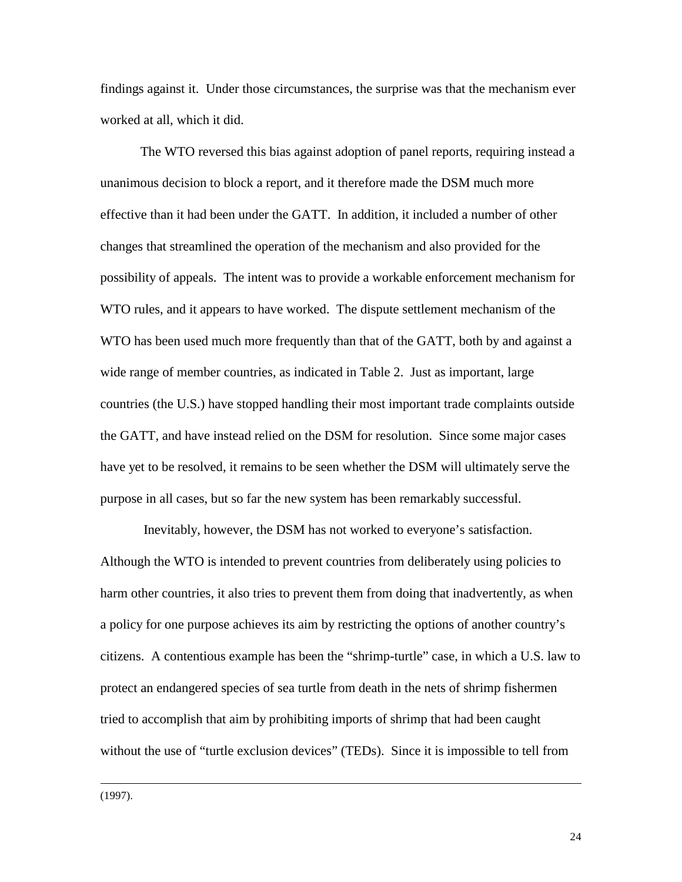findings against it. Under those circumstances, the surprise was that the mechanism ever worked at all, which it did.

The WTO reversed this bias against adoption of panel reports, requiring instead a unanimous decision to block a report, and it therefore made the DSM much more effective than it had been under the GATT. In addition, it included a number of other changes that streamlined the operation of the mechanism and also provided for the possibility of appeals. The intent was to provide a workable enforcement mechanism for WTO rules, and it appears to have worked. The dispute settlement mechanism of the WTO has been used much more frequently than that of the GATT, both by and against a wide range of member countries, as indicated in Table 2. Just as important, large countries (the U.S.) have stopped handling their most important trade complaints outside the GATT, and have instead relied on the DSM for resolution. Since some major cases have yet to be resolved, it remains to be seen whether the DSM will ultimately serve the purpose in all cases, but so far the new system has been remarkably successful.

Inevitably, however, the DSM has not worked to everyone's satisfaction. Although the WTO is intended to prevent countries from deliberately using policies to harm other countries, it also tries to prevent them from doing that inadvertently, as when a policy for one purpose achieves its aim by restricting the options of another country's citizens. A contentious example has been the "shrimp-turtle" case, in which a U.S. law to protect an endangered species of sea turtle from death in the nets of shrimp fishermen tried to accomplish that aim by prohibiting imports of shrimp that had been caught without the use of "turtle exclusion devices" (TEDs). Since it is impossible to tell from

---

(1997).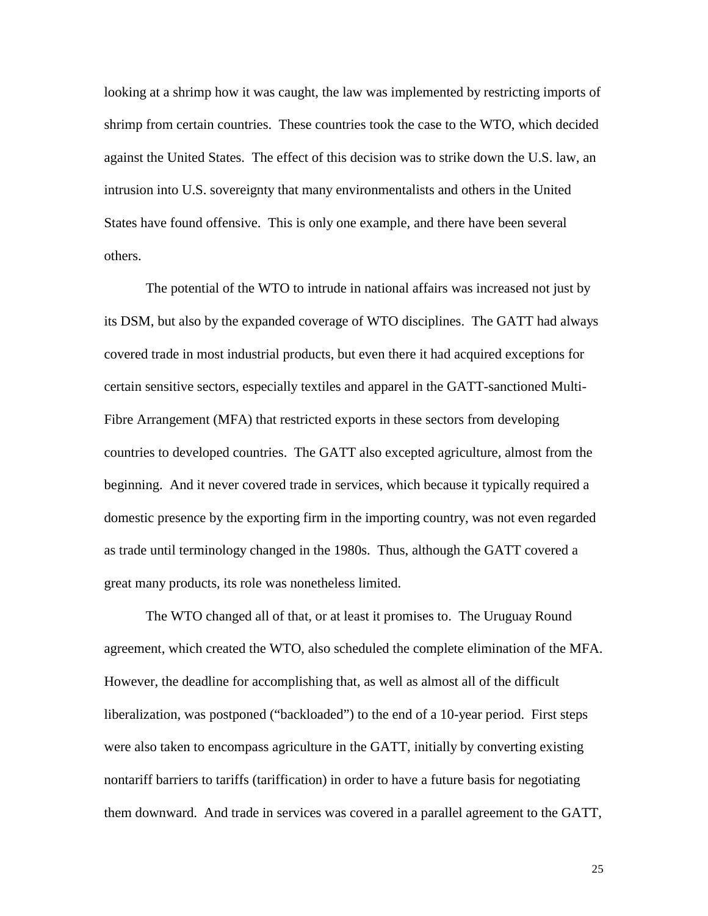looking at a shrimp how it was caught, the law was implemented by restricting imports of shrimp from certain countries. These countries took the case to the WTO, which decided against the United States. The effect of this decision was to strike down the U.S. law, an intrusion into U.S. sovereignty that many environmentalists and others in the United States have found offensive. This is only one example, and there have been several others.

The potential of the WTO to intrude in national affairs was increased not just by its DSM, but also by the expanded coverage of WTO disciplines. The GATT had always covered trade in most industrial products, but even there it had acquired exceptions for certain sensitive sectors, especially textiles and apparel in the GATT-sanctioned Multi-Fibre Arrangement (MFA) that restricted exports in these sectors from developing countries to developed countries. The GATT also excepted agriculture, almost from the beginning. And it never covered trade in services, which because it typically required a domestic presence by the exporting firm in the importing country, was not even regarded as trade until terminology changed in the 1980s. Thus, although the GATT covered a great many products, its role was nonetheless limited.

The WTO changed all of that, or at least it promises to. The Uruguay Round agreement, which created the WTO, also scheduled the complete elimination of the MFA. However, the deadline for accomplishing that, as well as almost all of the difficult liberalization, was postponed ("backloaded") to the end of a 10-year period. First steps were also taken to encompass agriculture in the GATT, initially by converting existing nontariff barriers to tariffs (tariffication) in order to have a future basis for negotiating them downward. And trade in services was covered in a parallel agreement to the GATT,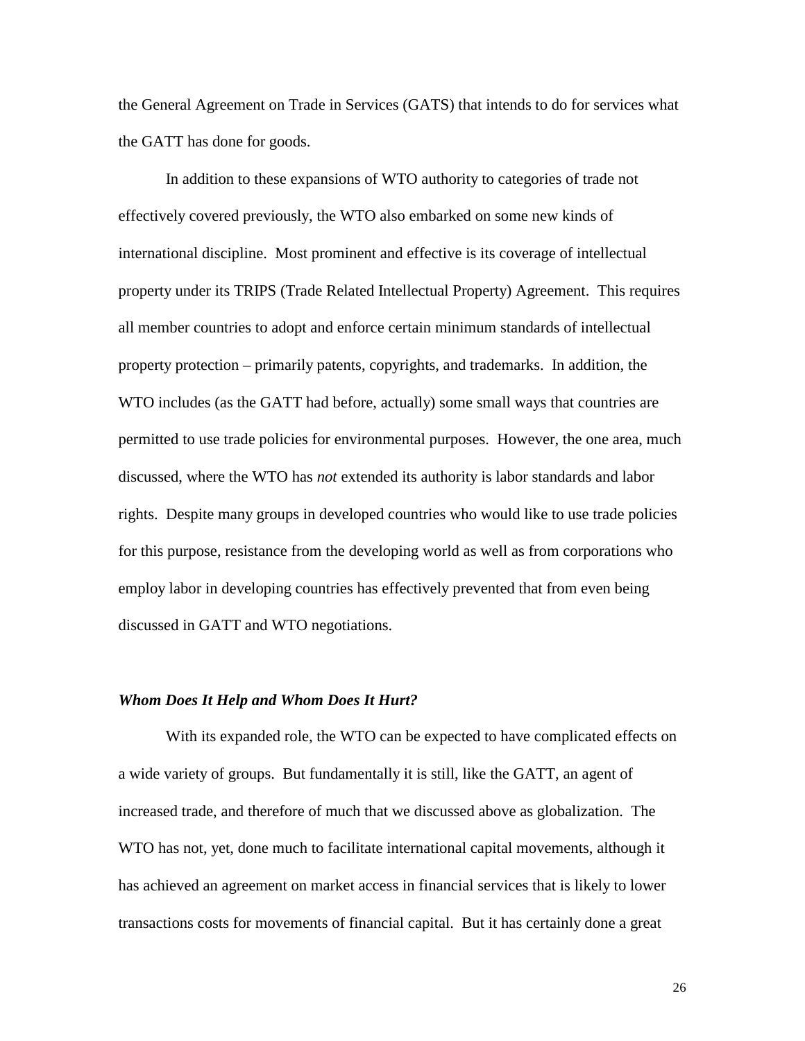the General Agreement on Trade in Services (GATS) that intends to do for services what the GATT has done for goods.

In addition to these expansions of WTO authority to categories of trade not effectively covered previously, the WTO also embarked on some new kinds of international discipline. Most prominent and effective is its coverage of intellectual property under its TRIPS (Trade Related Intellectual Property) Agreement. This requires all member countries to adopt and enforce certain minimum standards of intellectual property protection – primarily patents, copyrights, and trademarks. In addition, the WTO includes (as the GATT had before, actually) some small ways that countries are permitted to use trade policies for environmental purposes. However, the one area, much discussed, where the WTO has *not* extended its authority is labor standards and labor rights. Despite many groups in developed countries who would like to use trade policies for this purpose, resistance from the developing world as well as from corporations who employ labor in developing countries has effectively prevented that from even being discussed in GATT and WTO negotiations.

### *Whom Does It Help and Whom Does It Hurt?*

With its expanded role, the WTO can be expected to have complicated effects on a wide variety of groups. But fundamentally it is still, like the GATT, an agent of increased trade, and therefore of much that we discussed above as globalization. The WTO has not, yet, done much to facilitate international capital movements, although it has achieved an agreement on market access in financial services that is likely to lower transactions costs for movements of financial capital. But it has certainly done a great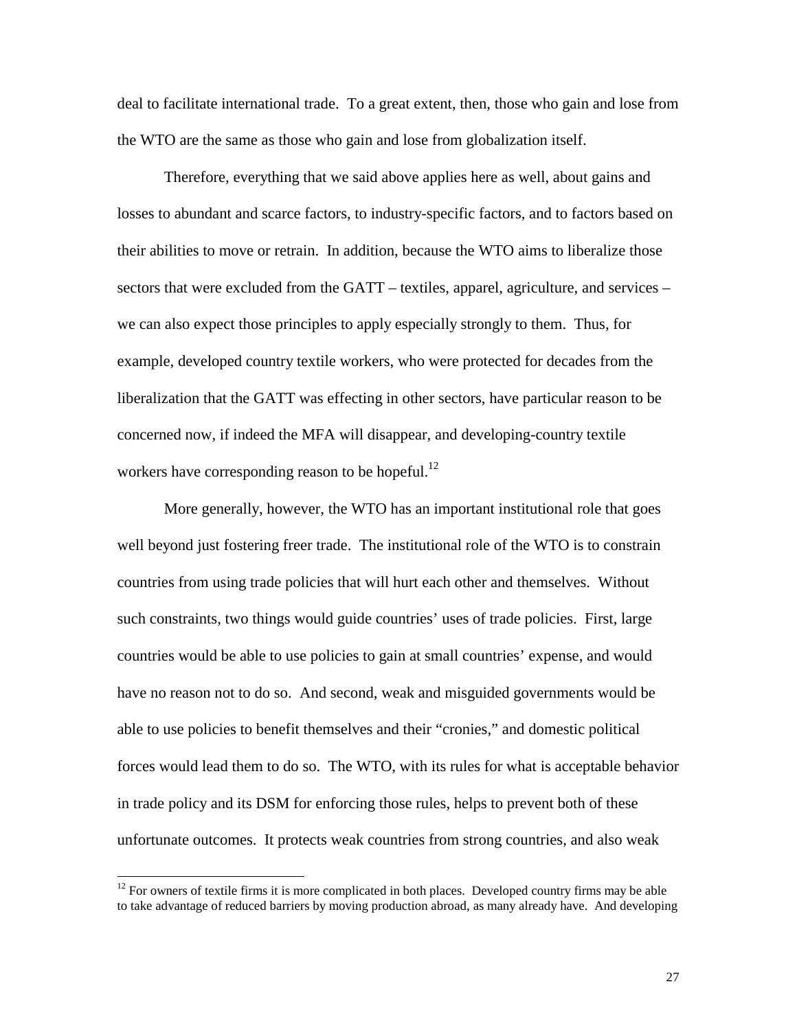deal to facilitate international trade. To a great extent, then, those who gain and lose from the WTO are the same as those who gain and lose from globalization itself.

Therefore, everything that we said above applies here as well, about gains and losses to abundant and scarce factors, to industry-specific factors, and to factors based on their abilities to move or retrain. In addition, because the WTO aims to liberalize those sectors that were excluded from the GATT – textiles, apparel, agriculture, and services – we can also expect those principles to apply especially strongly to them. Thus, for example, developed country textile workers, who were protected for decades from the liberalization that the GATT was effecting in other sectors, have particular reason to be concerned now, if indeed the MFA will disappear, and developing-country textile workers have corresponding reason to be hopeful.[12]

More generally, however, the WTO has an important institutional role that goes well beyond just fostering freer trade. The institutional role of the WTO is to constrain countries from using trade policies that will hurt each other and themselves. Without such constraints, two things would guide countries' uses of trade policies. First, large countries would be able to use policies to gain at small countries' expense, and would have no reason not to do so. And second, weak and misguided governments would be able to use policies to benefit themselves and their "cronies," and domestic political forces would lead them to do so. The WTO, with its rules for what is acceptable behavior in trade policy and its DSM for enforcing those rules, helps to prevent both of these unfortunate outcomes. It protects weak countries from strong countries, and also weak

[12] For owners of textile firms it is more complicated in both places. Developed country firms may be able to take advantage of reduced barriers by moving production abroad, as many already have. And developing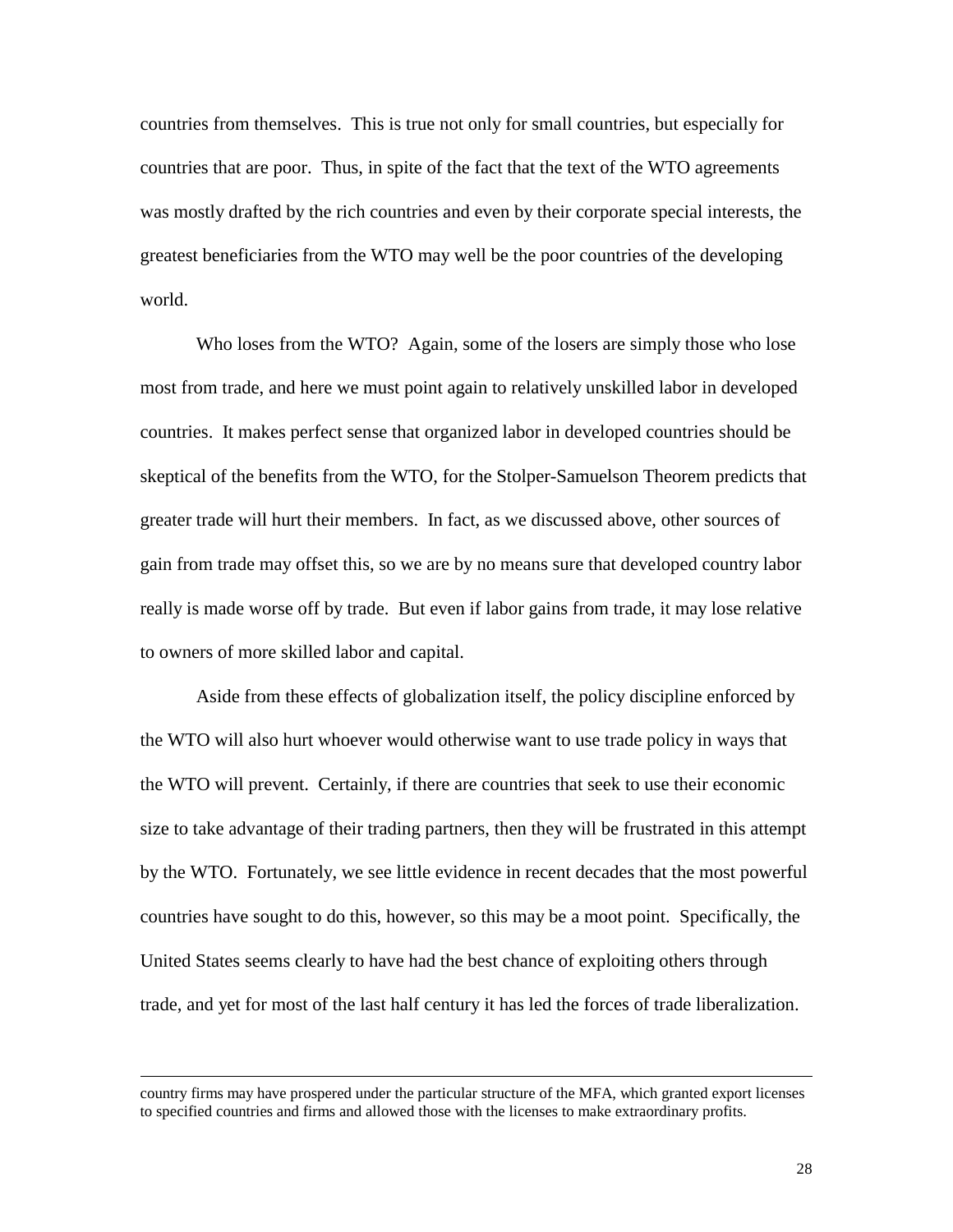countries from themselves. This is true not only for small countries, but especially for countries that are poor. Thus, in spite of the fact that the text of the WTO agreements was mostly drafted by the rich countries and even by their corporate special interests, the greatest beneficiaries from the WTO may well be the poor countries of the developing world.

Who loses from the WTO? Again, some of the losers are simply those who lose most from trade, and here we must point again to relatively unskilled labor in developed countries. It makes perfect sense that organized labor in developed countries should be skeptical of the benefits from the WTO, for the Stolper-Samuelson Theorem predicts that greater trade will hurt their members. In fact, as we discussed above, other sources of gain from trade may offset this, so we are by no means sure that developed country labor really is made worse off by trade. But even if labor gains from trade, it may lose relative to owners of more skilled labor and capital.

Aside from these effects of globalization itself, the policy discipline enforced by the WTO will also hurt whoever would otherwise want to use trade policy in ways that the WTO will prevent. Certainly, if there are countries that seek to use their economic size to take advantage of their trading partners, then they will be frustrated in this attempt by the WTO. Fortunately, we see little evidence in recent decades that the most powerful countries have sought to do this, however, so this may be a moot point. Specifically, the United States seems clearly to have had the best chance of exploiting others through trade, and yet for most of the last half century it has led the forces of trade liberalization.

---

country firms may have prospered under the particular structure of the MFA, which granted export licenses to specified countries and firms and allowed those with the licenses to make extraordinary profits.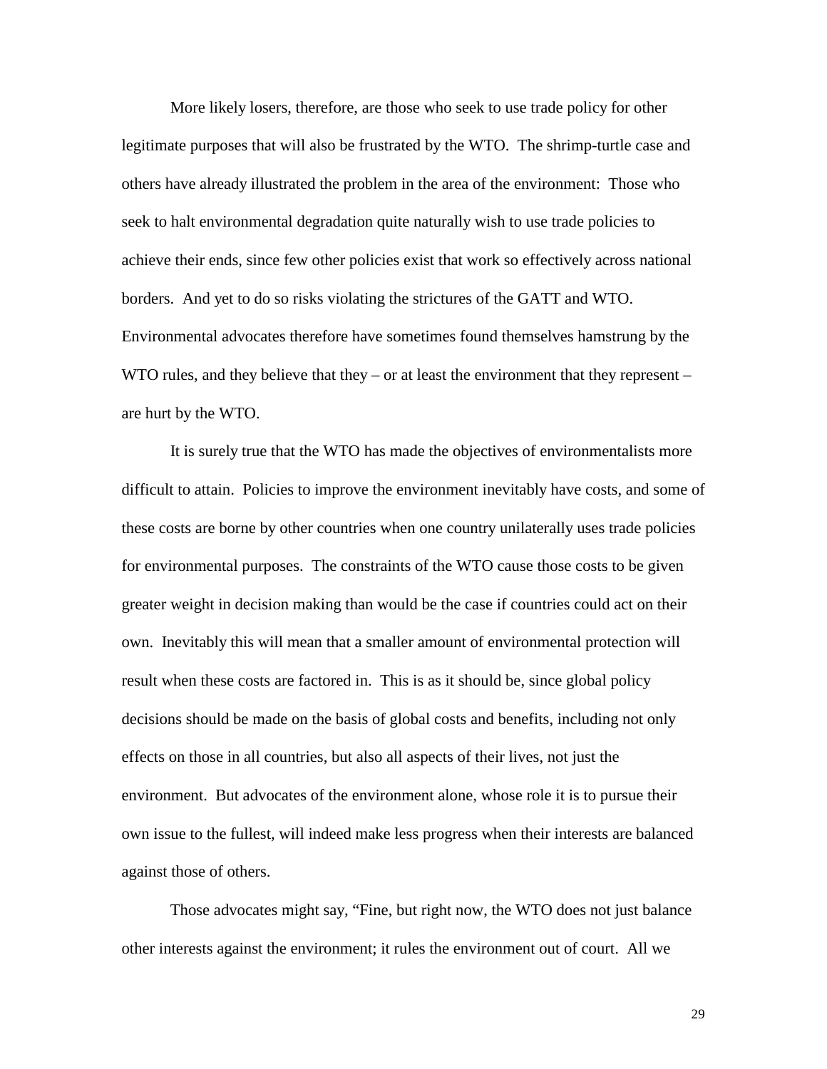More likely losers, therefore, are those who seek to use trade policy for other legitimate purposes that will also be frustrated by the WTO. The shrimp-turtle case and others have already illustrated the problem in the area of the environment: Those who seek to halt environmental degradation quite naturally wish to use trade policies to achieve their ends, since few other policies exist that work so effectively across national borders. And yet to do so risks violating the strictures of the GATT and WTO. Environmental advocates therefore have sometimes found themselves hamstrung by the WTO rules, and they believe that they – or at least the environment that they represent – are hurt by the WTO.

It is surely true that the WTO has made the objectives of environmentalists more difficult to attain. Policies to improve the environment inevitably have costs, and some of these costs are borne by other countries when one country unilaterally uses trade policies for environmental purposes. The constraints of the WTO cause those costs to be given greater weight in decision making than would be the case if countries could act on their own. Inevitably this will mean that a smaller amount of environmental protection will result when these costs are factored in. This is as it should be, since global policy decisions should be made on the basis of global costs and benefits, including not only effects on those in all countries, but also all aspects of their lives, not just the environment. But advocates of the environment alone, whose role it is to pursue their own issue to the fullest, will indeed make less progress when their interests are balanced against those of others.

Those advocates might say, "Fine, but right now, the WTO does not just balance other interests against the environment; it rules the environment out of court. All we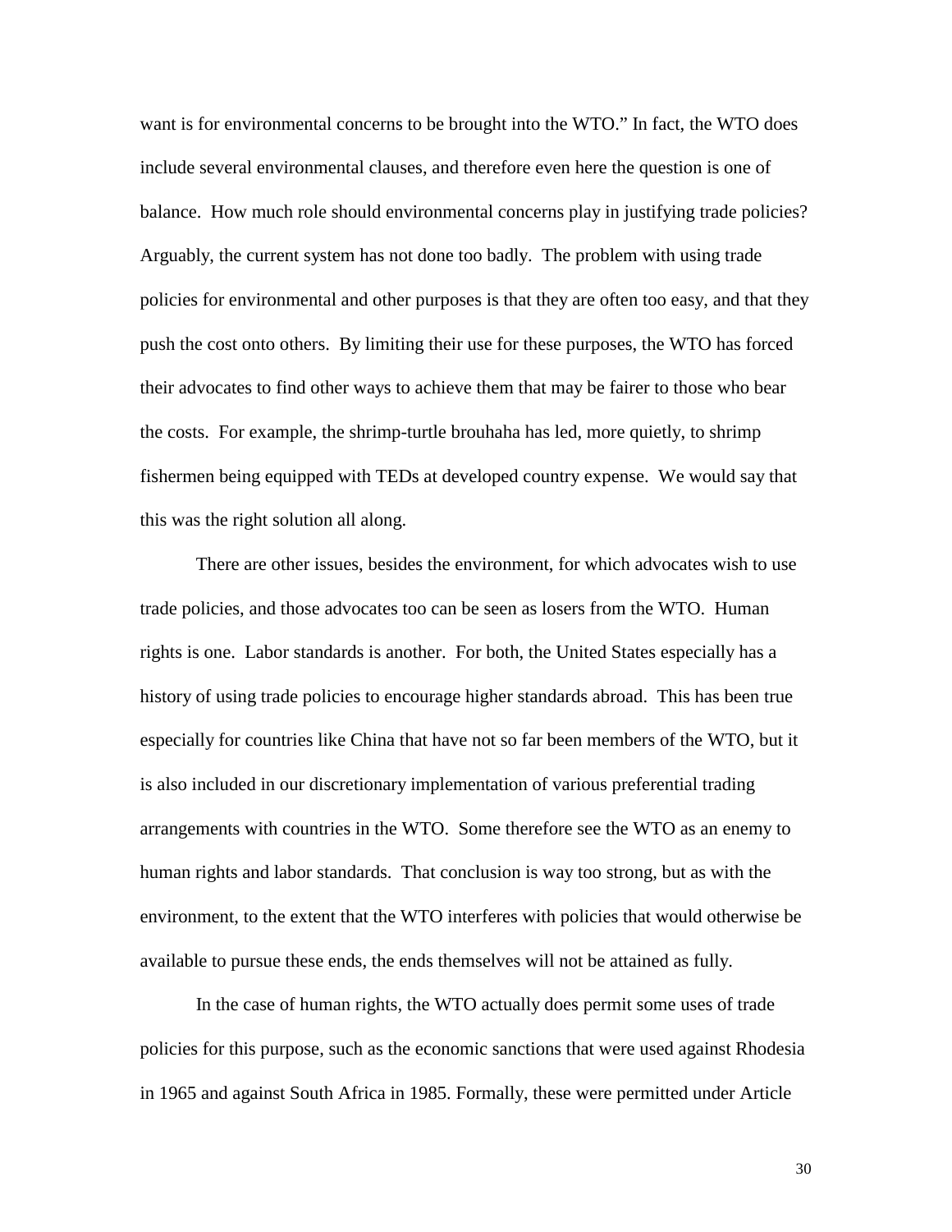want is for environmental concerns to be brought into the WTO." In fact, the WTO does include several environmental clauses, and therefore even here the question is one of balance. How much role should environmental concerns play in justifying trade policies? Arguably, the current system has not done too badly. The problem with using trade policies for environmental and other purposes is that they are often too easy, and that they push the cost onto others. By limiting their use for these purposes, the WTO has forced their advocates to find other ways to achieve them that may be fairer to those who bear the costs. For example, the shrimp-turtle brouhaha has led, more quietly, to shrimp fishermen being equipped with TEDs at developed country expense. We would say that this was the right solution all along.

There are other issues, besides the environment, for which advocates wish to use trade policies, and those advocates too can be seen as losers from the WTO. Human rights is one. Labor standards is another. For both, the United States especially has a history of using trade policies to encourage higher standards abroad. This has been true especially for countries like China that have not so far been members of the WTO, but it is also included in our discretionary implementation of various preferential trading arrangements with countries in the WTO. Some therefore see the WTO as an enemy to human rights and labor standards. That conclusion is way too strong, but as with the environment, to the extent that the WTO interferes with policies that would otherwise be available to pursue these ends, the ends themselves will not be attained as fully.

In the case of human rights, the WTO actually does permit some uses of trade policies for this purpose, such as the economic sanctions that were used against Rhodesia in 1965 and against South Africa in 1985. Formally, these were permitted under Article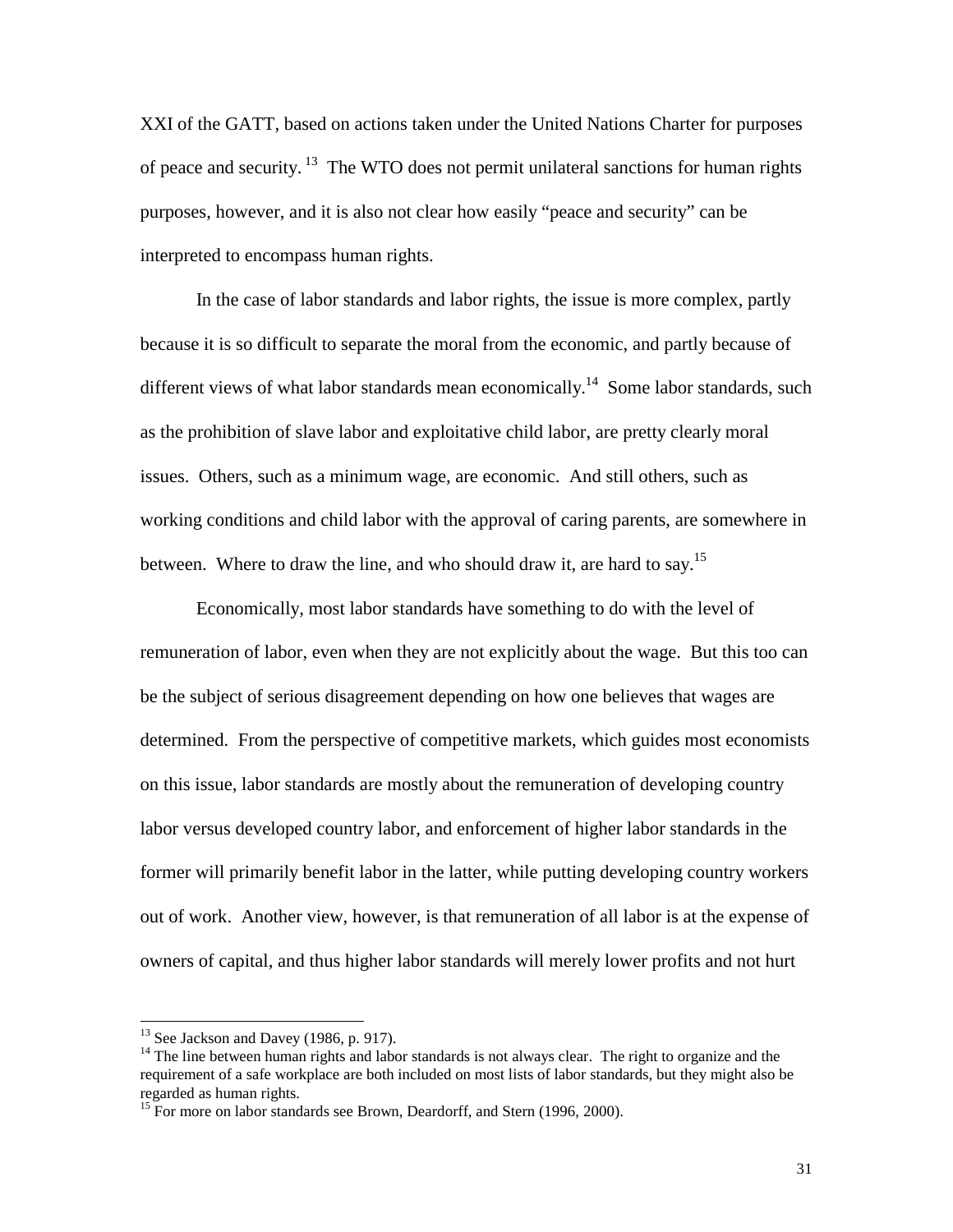XXI of the GATT, based on actions taken under the United Nations Charter for purposes of peace and security.[13] The WTO does not permit unilateral sanctions for human rights purposes, however, and it is also not clear how easily "peace and security" can be interpreted to encompass human rights.

In the case of labor standards and labor rights, the issue is more complex, partly because it is so difficult to separate the moral from the economic, and partly because of different views of what labor standards mean economically.[14] Some labor standards, such as the prohibition of slave labor and exploitative child labor, are pretty clearly moral issues. Others, such as a minimum wage, are economic. And still others, such as working conditions and child labor with the approval of caring parents, are somewhere in between. Where to draw the line, and who should draw it, are hard to say.[15]

Economically, most labor standards have something to do with the level of remuneration of labor, even when they are not explicitly about the wage. But this too can be the subject of serious disagreement depending on how one believes that wages are determined. From the perspective of competitive markets, which guides most economists on this issue, labor standards are mostly about the remuneration of developing country labor versus developed country labor, and enforcement of higher labor standards in the former will primarily benefit labor in the latter, while putting developing country workers out of work. Another view, however, is that remuneration of all labor is at the expense of owners of capital, and thus higher labor standards will merely lower profits and not hurt

---

[13] See Jackson and Davey (1986, p. 917).

[14] The line between human rights and labor standards is not always clear. The right to organize and the requirement of a safe workplace are both included on most lists of labor standards, but they might also be regarded as human rights.

[15] For more on labor standards see Brown, Deardorff, and Stern (1996, 2000).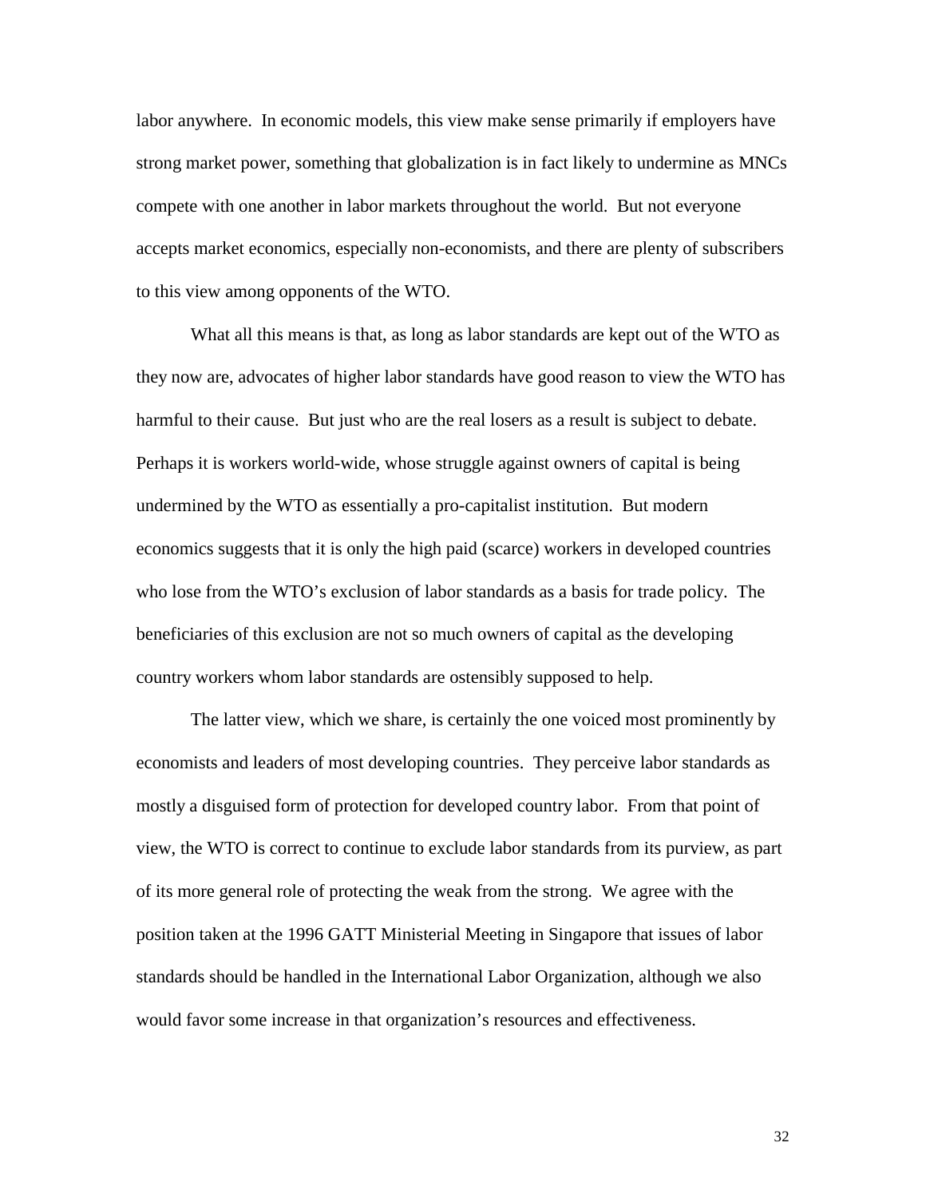labor anywhere. In economic models, this view make sense primarily if employers have strong market power, something that globalization is in fact likely to undermine as MNCs compete with one another in labor markets throughout the world. But not everyone accepts market economics, especially non-economists, and there are plenty of subscribers to this view among opponents of the WTO.

What all this means is that, as long as labor standards are kept out of the WTO as they now are, advocates of higher labor standards have good reason to view the WTO has harmful to their cause. But just who are the real losers as a result is subject to debate. Perhaps it is workers world-wide, whose struggle against owners of capital is being undermined by the WTO as essentially a pro-capitalist institution. But modern economics suggests that it is only the high paid (scarce) workers in developed countries who lose from the WTO's exclusion of labor standards as a basis for trade policy. The beneficiaries of this exclusion are not so much owners of capital as the developing country workers whom labor standards are ostensibly supposed to help.

The latter view, which we share, is certainly the one voiced most prominently by economists and leaders of most developing countries. They perceive labor standards as mostly a disguised form of protection for developed country labor. From that point of view, the WTO is correct to continue to exclude labor standards from its purview, as part of its more general role of protecting the weak from the strong. We agree with the position taken at the 1996 GATT Ministerial Meeting in Singapore that issues of labor standards should be handled in the International Labor Organization, although we also would favor some increase in that organization's resources and effectiveness.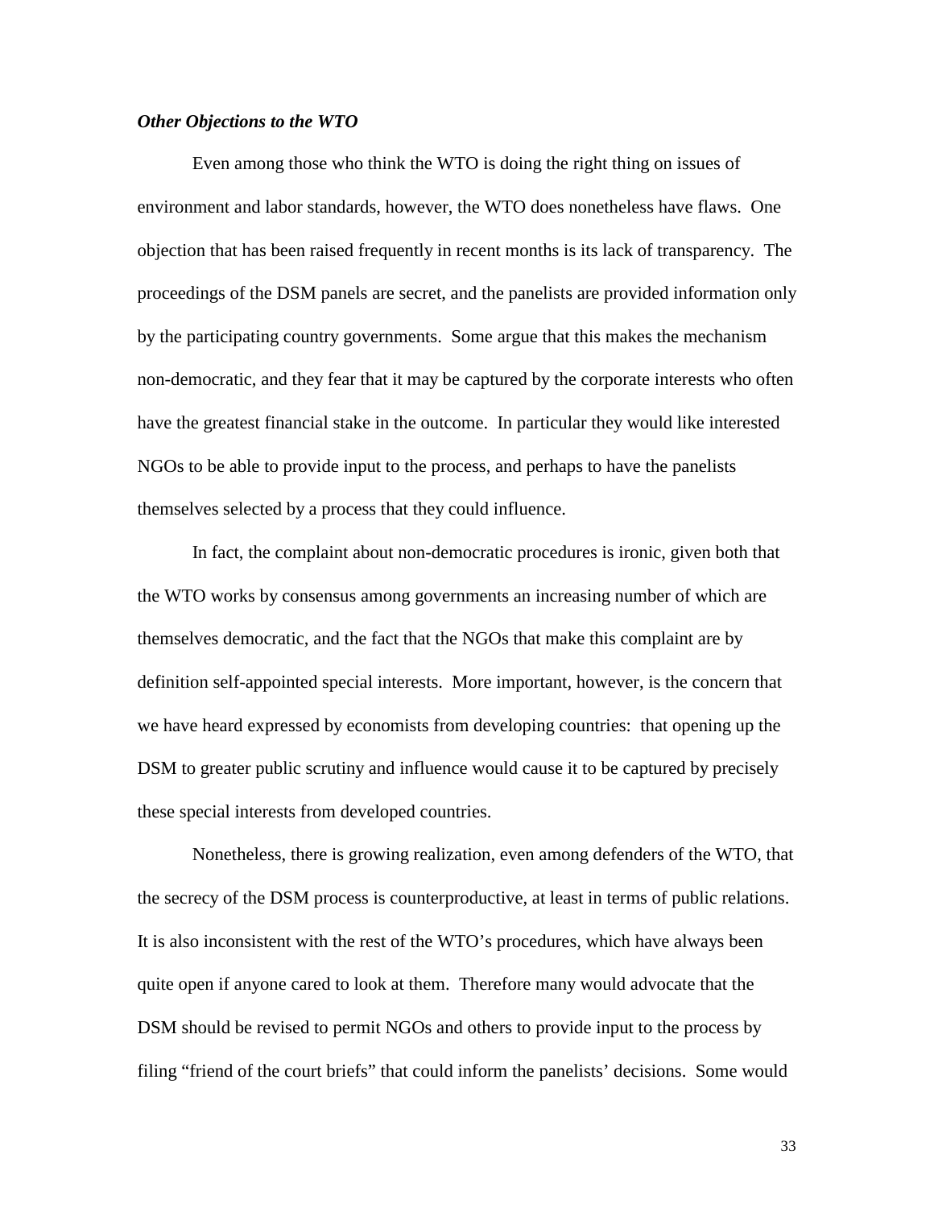### *Other Objections to the WTO*

Even among those who think the WTO is doing the right thing on issues of environment and labor standards, however, the WTO does nonetheless have flaws. One objection that has been raised frequently in recent months is its lack of transparency. The proceedings of the DSM panels are secret, and the panelists are provided information only by the participating country governments. Some argue that this makes the mechanism non-democratic, and they fear that it may be captured by the corporate interests who often have the greatest financial stake in the outcome. In particular they would like interested NGOs to be able to provide input to the process, and perhaps to have the panelists themselves selected by a process that they could influence.

In fact, the complaint about non-democratic procedures is ironic, given both that the WTO works by consensus among governments an increasing number of which are themselves democratic, and the fact that the NGOs that make this complaint are by definition self-appointed special interests. More important, however, is the concern that we have heard expressed by economists from developing countries: that opening up the DSM to greater public scrutiny and influence would cause it to be captured by precisely these special interests from developed countries.

Nonetheless, there is growing realization, even among defenders of the WTO, that the secrecy of the DSM process is counterproductive, at least in terms of public relations. It is also inconsistent with the rest of the WTO's procedures, which have always been quite open if anyone cared to look at them. Therefore many would advocate that the DSM should be revised to permit NGOs and others to provide input to the process by filing "friend of the court briefs" that could inform the panelists' decisions. Some would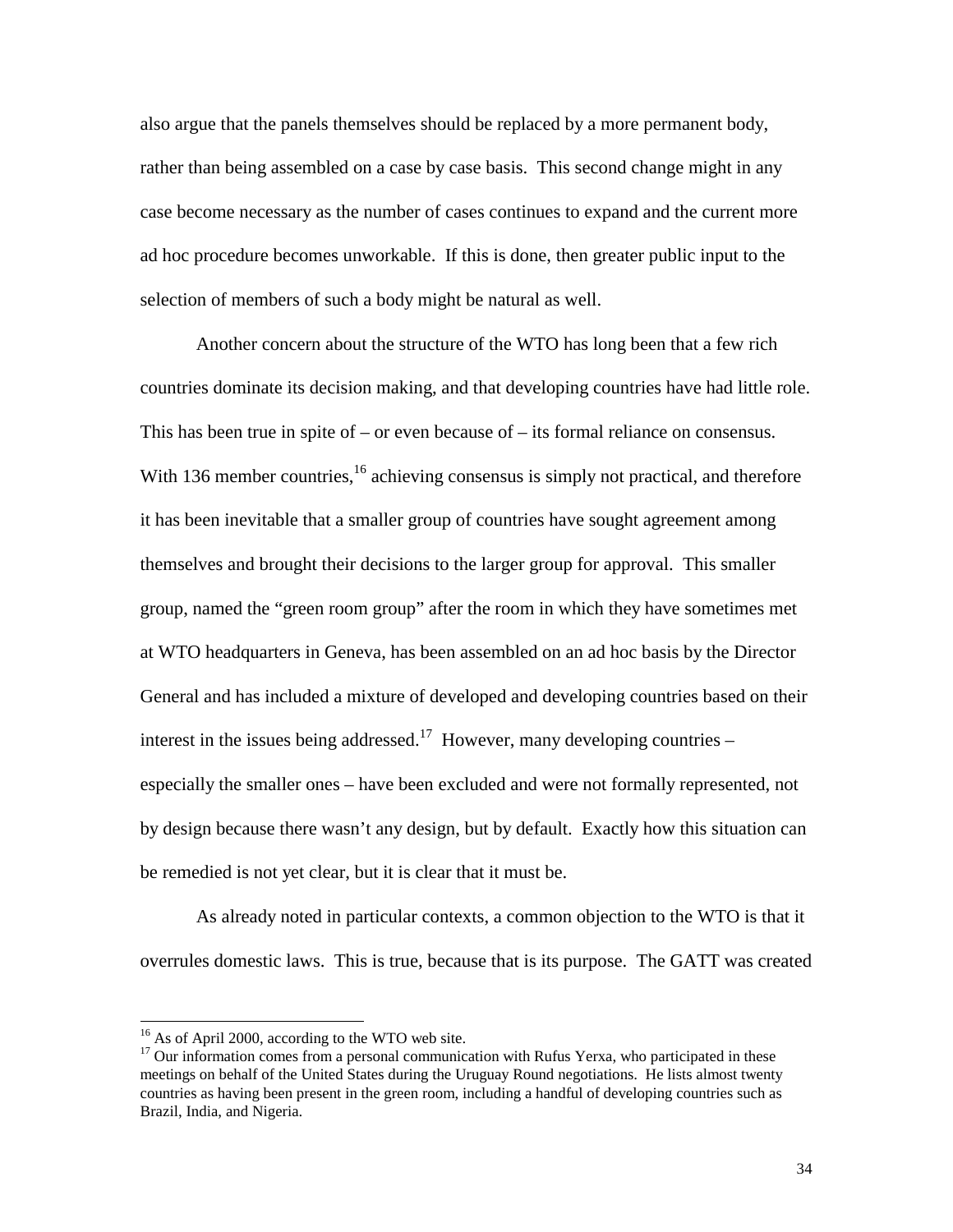also argue that the panels themselves should be replaced by a more permanent body, rather than being assembled on a case by case basis. This second change might in any case become necessary as the number of cases continues to expand and the current more ad hoc procedure becomes unworkable. If this is done, then greater public input to the selection of members of such a body might be natural as well.

Another concern about the structure of the WTO has long been that a few rich countries dominate its decision making, and that developing countries have had little role. This has been true in spite of – or even because of – its formal reliance on consensus. With 136 member countries,[16] achieving consensus is simply not practical, and therefore it has been inevitable that a smaller group of countries have sought agreement among themselves and brought their decisions to the larger group for approval. This smaller group, named the "green room group" after the room in which they have sometimes met at WTO headquarters in Geneva, has been assembled on an ad hoc basis by the Director General and has included a mixture of developed and developing countries based on their interest in the issues being addressed.[17] However, many developing countries – especially the smaller ones – have been excluded and were not formally represented, not by design because there wasn't any design, but by default. Exactly how this situation can be remedied is not yet clear, but it is clear that it must be.

As already noted in particular contexts, a common objection to the WTO is that it overrules domestic laws. This is true, because that is its purpose. The GATT was created

---

[16] As of April 2000, according to the WTO web site.

[17] Our information comes from a personal communication with Rufus Yerxa, who participated in these meetings on behalf of the United States during the Uruguay Round negotiations. He lists almost twenty countries as having been present in the green room, including a handful of developing countries such as Brazil, India, and Nigeria.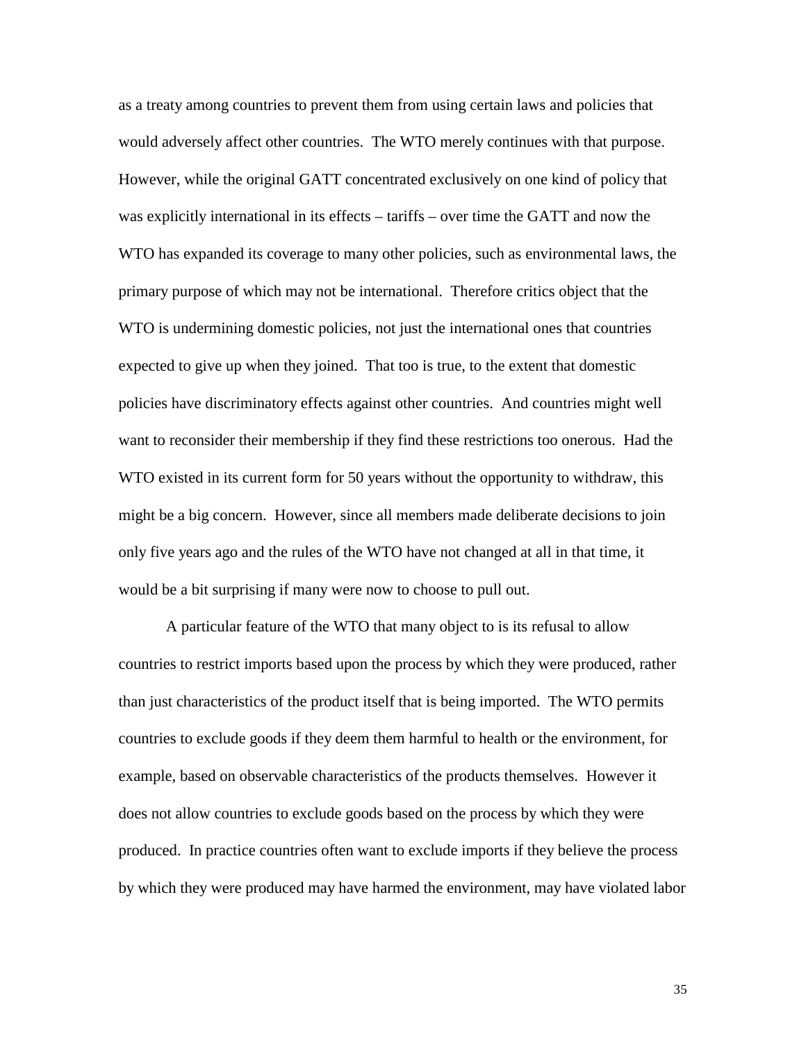as a treaty among countries to prevent them from using certain laws and policies that would adversely affect other countries. The WTO merely continues with that purpose. However, while the original GATT concentrated exclusively on one kind of policy that was explicitly international in its effects – tariffs – over time the GATT and now the WTO has expanded its coverage to many other policies, such as environmental laws, the primary purpose of which may not be international. Therefore critics object that the WTO is undermining domestic policies, not just the international ones that countries expected to give up when they joined. That too is true, to the extent that domestic policies have discriminatory effects against other countries. And countries might well want to reconsider their membership if they find these restrictions too onerous. Had the WTO existed in its current form for 50 years without the opportunity to withdraw, this might be a big concern. However, since all members made deliberate decisions to join only five years ago and the rules of the WTO have not changed at all in that time, it would be a bit surprising if many were now to choose to pull out.

A particular feature of the WTO that many object to is its refusal to allow countries to restrict imports based upon the process by which they were produced, rather than just characteristics of the product itself that is being imported. The WTO permits countries to exclude goods if they deem them harmful to health or the environment, for example, based on observable characteristics of the products themselves. However it does not allow countries to exclude goods based on the process by which they were produced. In practice countries often want to exclude imports if they believe the process by which they were produced may have harmed the environment, may have violated labor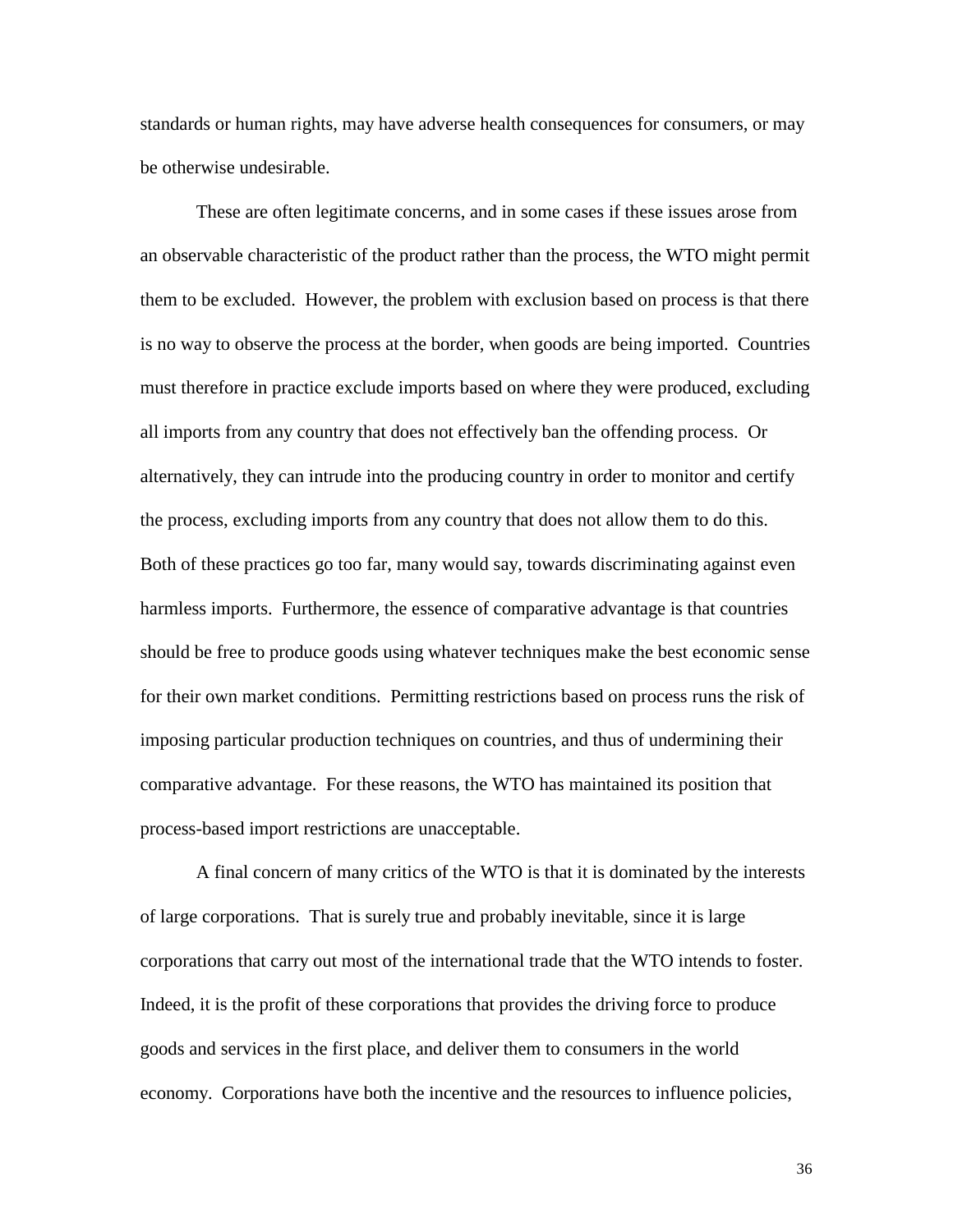standards or human rights, may have adverse health consequences for consumers, or may be otherwise undesirable.

These are often legitimate concerns, and in some cases if these issues arose from an observable characteristic of the product rather than the process, the WTO might permit them to be excluded. However, the problem with exclusion based on process is that there is no way to observe the process at the border, when goods are being imported. Countries must therefore in practice exclude imports based on where they were produced, excluding all imports from any country that does not effectively ban the offending process. Or alternatively, they can intrude into the producing country in order to monitor and certify the process, excluding imports from any country that does not allow them to do this. Both of these practices go too far, many would say, towards discriminating against even harmless imports. Furthermore, the essence of comparative advantage is that countries should be free to produce goods using whatever techniques make the best economic sense for their own market conditions. Permitting restrictions based on process runs the risk of imposing particular production techniques on countries, and thus of undermining their comparative advantage. For these reasons, the WTO has maintained its position that process-based import restrictions are unacceptable.

A final concern of many critics of the WTO is that it is dominated by the interests of large corporations. That is surely true and probably inevitable, since it is large corporations that carry out most of the international trade that the WTO intends to foster. Indeed, it is the profit of these corporations that provides the driving force to produce goods and services in the first place, and deliver them to consumers in the world economy. Corporations have both the incentive and the resources to influence policies,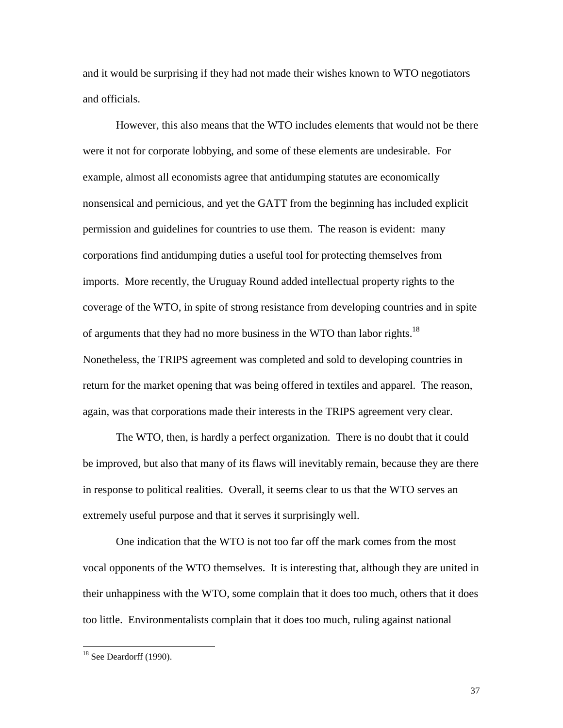and it would be surprising if they had not made their wishes known to WTO negotiators and officials.

However, this also means that the WTO includes elements that would not be there were it not for corporate lobbying, and some of these elements are undesirable. For example, almost all economists agree that antidumping statutes are economically nonsensical and pernicious, and yet the GATT from the beginning has included explicit permission and guidelines for countries to use them. The reason is evident: many corporations find antidumping duties a useful tool for protecting themselves from imports. More recently, the Uruguay Round added intellectual property rights to the coverage of the WTO, in spite of strong resistance from developing countries and in spite of arguments that they had no more business in the WTO than labor rights.[18] Nonetheless, the TRIPS agreement was completed and sold to developing countries in return for the market opening that was being offered in textiles and apparel. The reason, again, was that corporations made their interests in the TRIPS agreement very clear.

The WTO, then, is hardly a perfect organization. There is no doubt that it could be improved, but also that many of its flaws will inevitably remain, because they are there in response to political realities. Overall, it seems clear to us that the WTO serves an extremely useful purpose and that it serves it surprisingly well.

One indication that the WTO is not too far off the mark comes from the most vocal opponents of the WTO themselves. It is interesting that, although they are united in their unhappiness with the WTO, some complain that it does too much, others that it does too little. Environmentalists complain that it does too much, ruling against national

---

[18] See Deardorff (1990).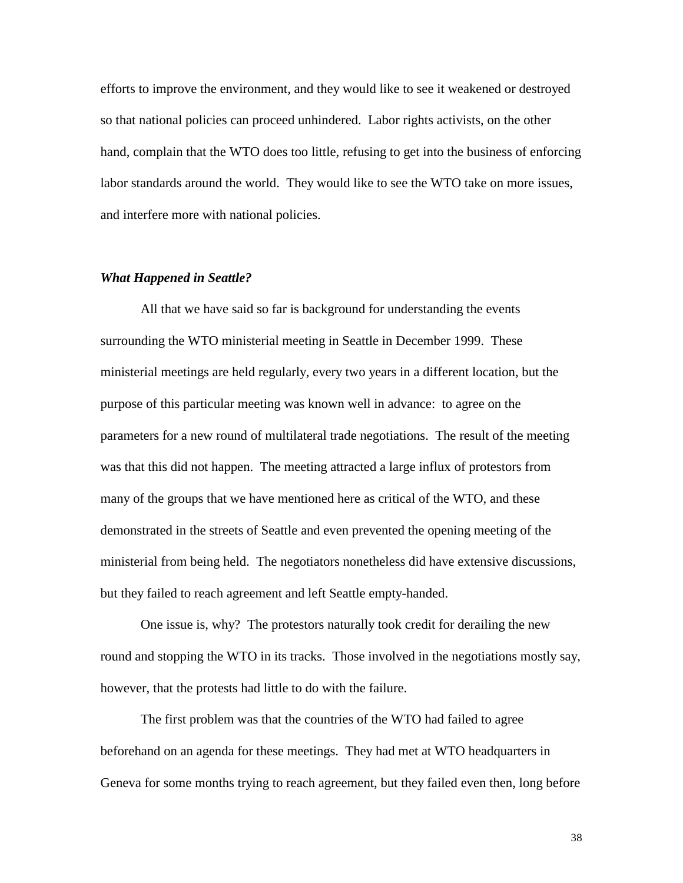efforts to improve the environment, and they would like to see it weakened or destroyed so that national policies can proceed unhindered. Labor rights activists, on the other hand, complain that the WTO does too little, refusing to get into the business of enforcing labor standards around the world. They would like to see the WTO take on more issues, and interfere more with national policies.

### *What Happened in Seattle?*

All that we have said so far is background for understanding the events surrounding the WTO ministerial meeting in Seattle in December 1999. These ministerial meetings are held regularly, every two years in a different location, but the purpose of this particular meeting was known well in advance: to agree on the parameters for a new round of multilateral trade negotiations. The result of the meeting was that this did not happen. The meeting attracted a large influx of protestors from many of the groups that we have mentioned here as critical of the WTO, and these demonstrated in the streets of Seattle and even prevented the opening meeting of the ministerial from being held. The negotiators nonetheless did have extensive discussions, but they failed to reach agreement and left Seattle empty-handed.

One issue is, why? The protestors naturally took credit for derailing the new round and stopping the WTO in its tracks. Those involved in the negotiations mostly say, however, that the protests had little to do with the failure.

The first problem was that the countries of the WTO had failed to agree beforehand on an agenda for these meetings. They had met at WTO headquarters in Geneva for some months trying to reach agreement, but they failed even then, long before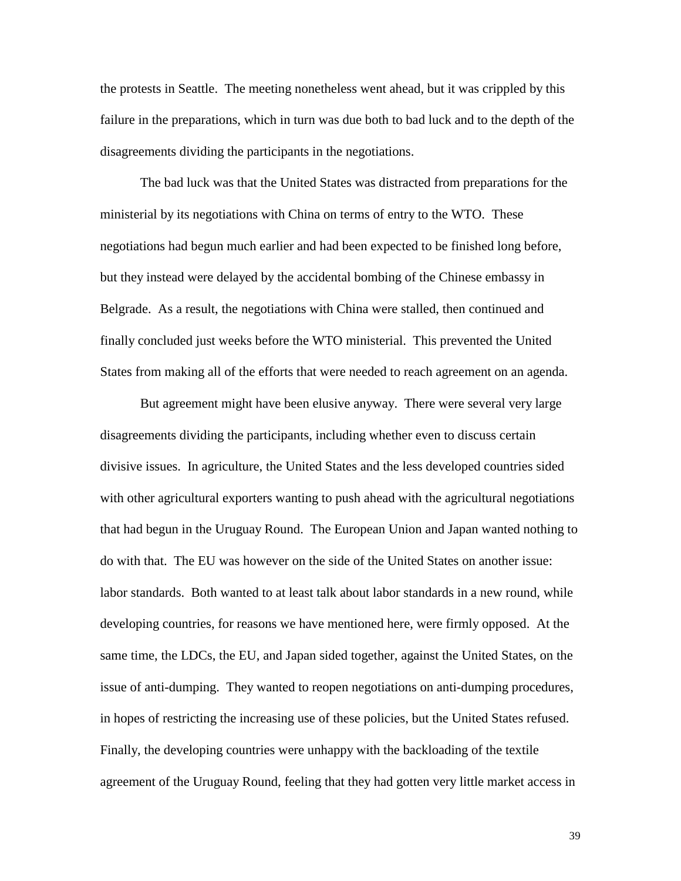the protests in Seattle. The meeting nonetheless went ahead, but it was crippled by this failure in the preparations, which in turn was due both to bad luck and to the depth of the disagreements dividing the participants in the negotiations.

The bad luck was that the United States was distracted from preparations for the ministerial by its negotiations with China on terms of entry to the WTO. These negotiations had begun much earlier and had been expected to be finished long before, but they instead were delayed by the accidental bombing of the Chinese embassy in Belgrade. As a result, the negotiations with China were stalled, then continued and finally concluded just weeks before the WTO ministerial. This prevented the United States from making all of the efforts that were needed to reach agreement on an agenda.

But agreement might have been elusive anyway. There were several very large disagreements dividing the participants, including whether even to discuss certain divisive issues. In agriculture, the United States and the less developed countries sided with other agricultural exporters wanting to push ahead with the agricultural negotiations that had begun in the Uruguay Round. The European Union and Japan wanted nothing to do with that. The EU was however on the side of the United States on another issue: labor standards. Both wanted to at least talk about labor standards in a new round, while developing countries, for reasons we have mentioned here, were firmly opposed. At the same time, the LDCs, the EU, and Japan sided together, against the United States, on the issue of anti-dumping. They wanted to reopen negotiations on anti-dumping procedures, in hopes of restricting the increasing use of these policies, but the United States refused. Finally, the developing countries were unhappy with the backloading of the textile agreement of the Uruguay Round, feeling that they had gotten very little market access in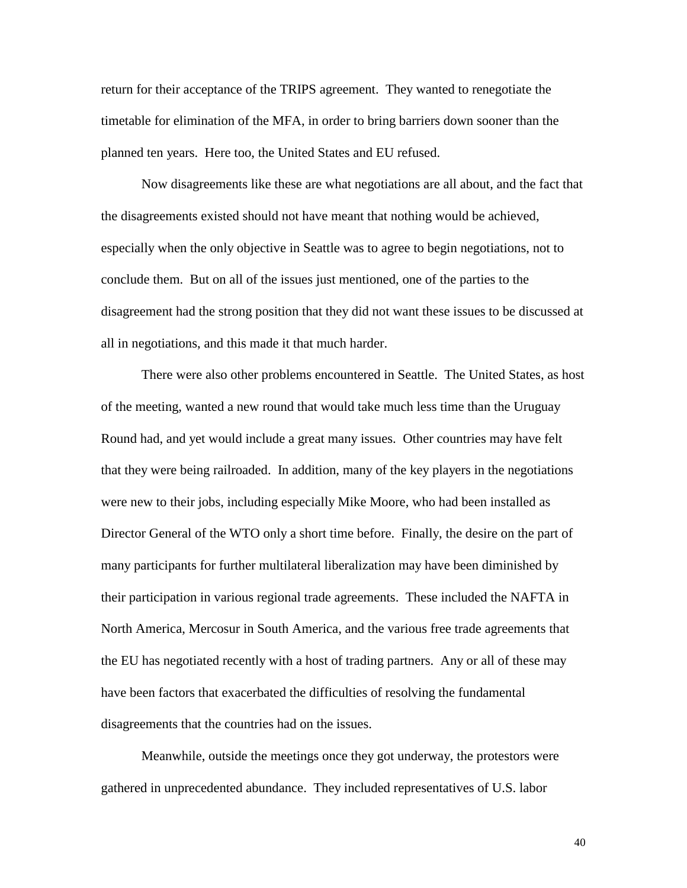return for their acceptance of the TRIPS agreement. They wanted to renegotiate the timetable for elimination of the MFA, in order to bring barriers down sooner than the planned ten years. Here too, the United States and EU refused.

Now disagreements like these are what negotiations are all about, and the fact that the disagreements existed should not have meant that nothing would be achieved, especially when the only objective in Seattle was to agree to begin negotiations, not to conclude them. But on all of the issues just mentioned, one of the parties to the disagreement had the strong position that they did not want these issues to be discussed at all in negotiations, and this made it that much harder.

There were also other problems encountered in Seattle. The United States, as host of the meeting, wanted a new round that would take much less time than the Uruguay Round had, and yet would include a great many issues. Other countries may have felt that they were being railroaded. In addition, many of the key players in the negotiations were new to their jobs, including especially Mike Moore, who had been installed as Director General of the WTO only a short time before. Finally, the desire on the part of many participants for further multilateral liberalization may have been diminished by their participation in various regional trade agreements. These included the NAFTA in North America, Mercosur in South America, and the various free trade agreements that the EU has negotiated recently with a host of trading partners. Any or all of these may have been factors that exacerbated the difficulties of resolving the fundamental disagreements that the countries had on the issues.

Meanwhile, outside the meetings once they got underway, the protestors were gathered in unprecedented abundance. They included representatives of U.S. labor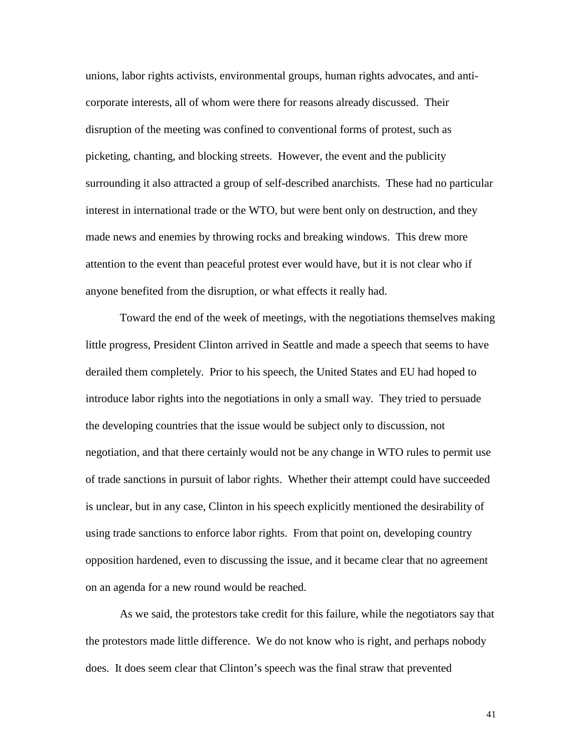unions, labor rights activists, environmental groups, human rights advocates, and anti-corporate interests, all of whom were there for reasons already discussed. Their disruption of the meeting was confined to conventional forms of protest, such as picketing, chanting, and blocking streets. However, the event and the publicity surrounding it also attracted a group of self-described anarchists. These had no particular interest in international trade or the WTO, but were bent only on destruction, and they made news and enemies by throwing rocks and breaking windows. This drew more attention to the event than peaceful protest ever would have, but it is not clear who if anyone benefited from the disruption, or what effects it really had.

Toward the end of the week of meetings, with the negotiations themselves making little progress, President Clinton arrived in Seattle and made a speech that seems to have derailed them completely. Prior to his speech, the United States and EU had hoped to introduce labor rights into the negotiations in only a small way. They tried to persuade the developing countries that the issue would be subject only to discussion, not negotiation, and that there certainly would not be any change in WTO rules to permit use of trade sanctions in pursuit of labor rights. Whether their attempt could have succeeded is unclear, but in any case, Clinton in his speech explicitly mentioned the desirability of using trade sanctions to enforce labor rights. From that point on, developing country opposition hardened, even to discussing the issue, and it became clear that no agreement on an agenda for a new round would be reached.

As we said, the protestors take credit for this failure, while the negotiators say that the protestors made little difference. We do not know who is right, and perhaps nobody does. It does seem clear that Clinton's speech was the final straw that prevented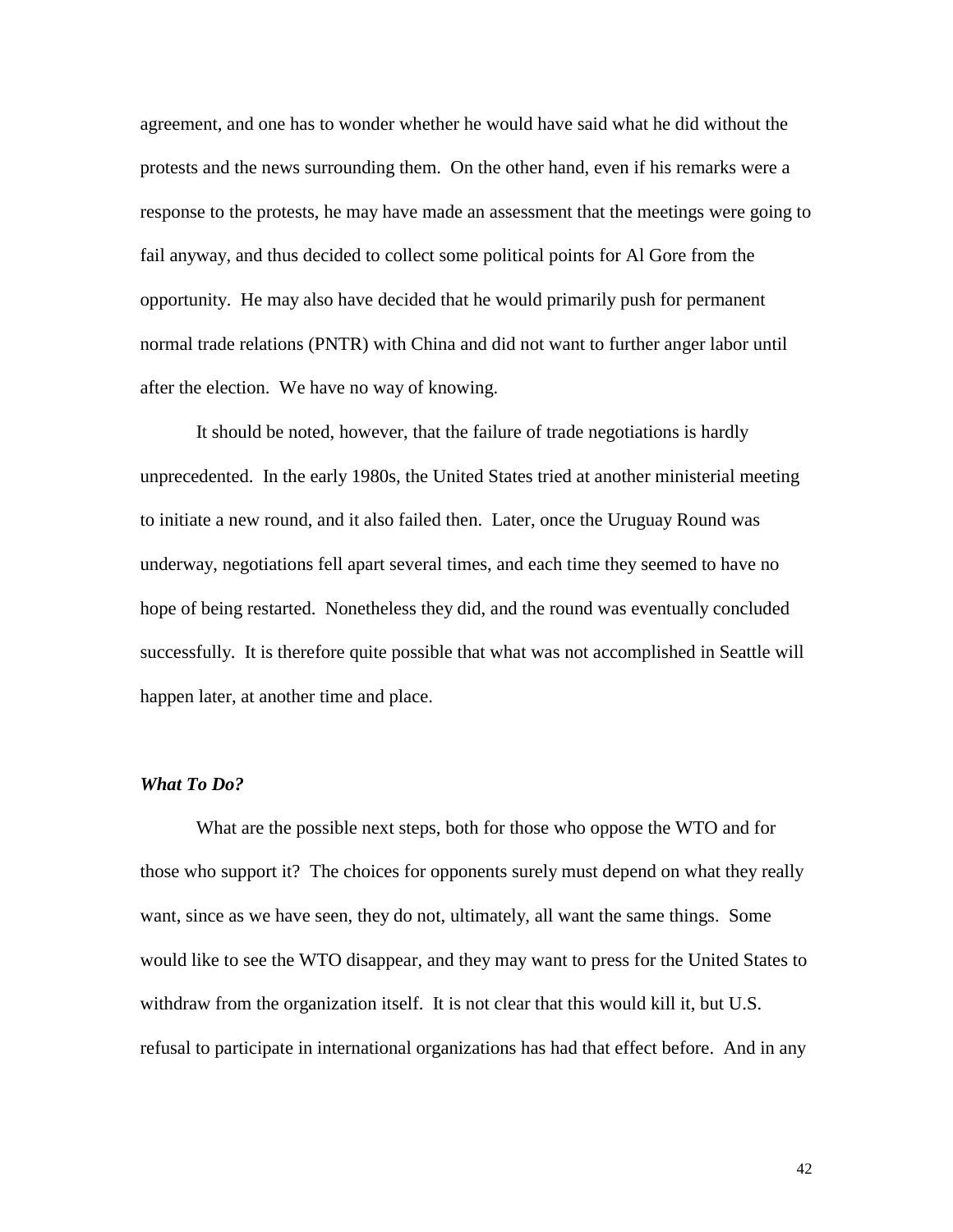agreement, and one has to wonder whether he would have said what he did without the protests and the news surrounding them. On the other hand, even if his remarks were a response to the protests, he may have made an assessment that the meetings were going to fail anyway, and thus decided to collect some political points for Al Gore from the opportunity. He may also have decided that he would primarily push for permanent normal trade relations (PNTR) with China and did not want to further anger labor until after the election. We have no way of knowing.

It should be noted, however, that the failure of trade negotiations is hardly unprecedented. In the early 1980s, the United States tried at another ministerial meeting to initiate a new round, and it also failed then. Later, once the Uruguay Round was underway, negotiations fell apart several times, and each time they seemed to have no hope of being restarted. Nonetheless they did, and the round was eventually concluded successfully. It is therefore quite possible that what was not accomplished in Seattle will happen later, at another time and place.

### ***What To Do?***

What are the possible next steps, both for those who oppose the WTO and for those who support it? The choices for opponents surely must depend on what they really want, since as we have seen, they do not, ultimately, all want the same things. Some would like to see the WTO disappear, and they may want to press for the United States to withdraw from the organization itself. It is not clear that this would kill it, but U.S. refusal to participate in international organizations has had that effect before. And in any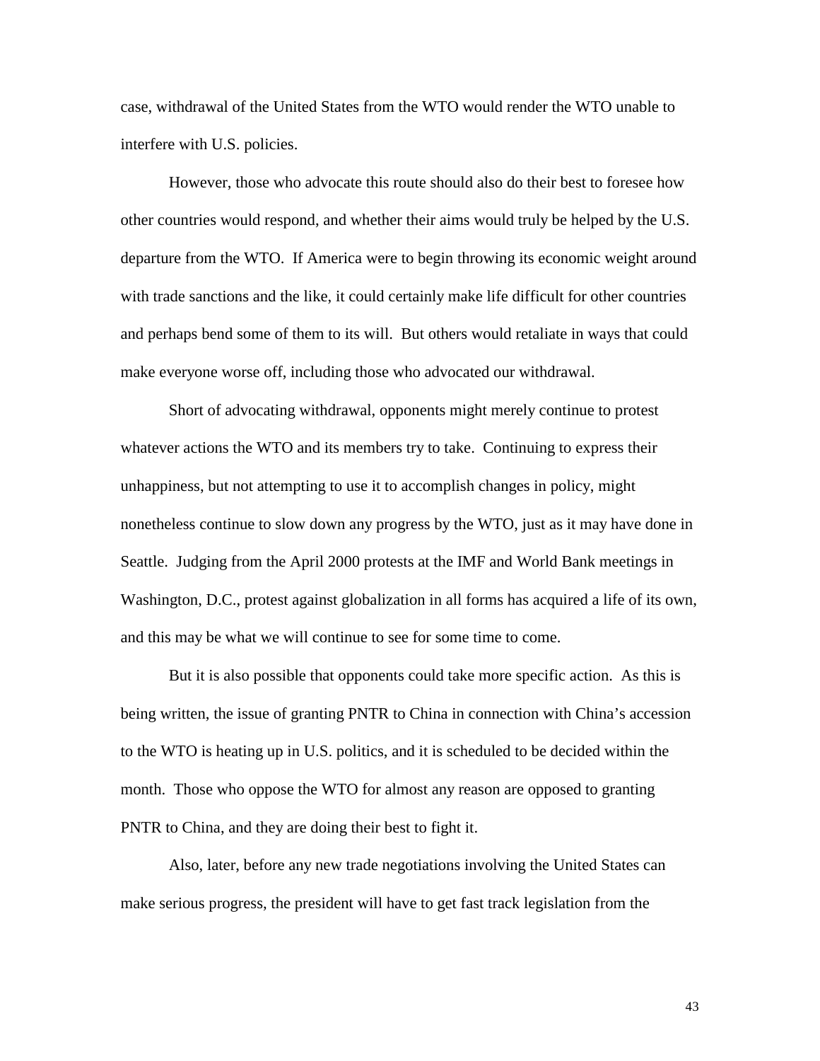case, withdrawal of the United States from the WTO would render the WTO unable to interfere with U.S. policies.

However, those who advocate this route should also do their best to foresee how other countries would respond, and whether their aims would truly be helped by the U.S. departure from the WTO. If America were to begin throwing its economic weight around with trade sanctions and the like, it could certainly make life difficult for other countries and perhaps bend some of them to its will. But others would retaliate in ways that could make everyone worse off, including those who advocated our withdrawal.

Short of advocating withdrawal, opponents might merely continue to protest whatever actions the WTO and its members try to take. Continuing to express their unhappiness, but not attempting to use it to accomplish changes in policy, might nonetheless continue to slow down any progress by the WTO, just as it may have done in Seattle. Judging from the April 2000 protests at the IMF and World Bank meetings in Washington, D.C., protest against globalization in all forms has acquired a life of its own, and this may be what we will continue to see for some time to come.

But it is also possible that opponents could take more specific action. As this is being written, the issue of granting PNTR to China in connection with China's accession to the WTO is heating up in U.S. politics, and it is scheduled to be decided within the month. Those who oppose the WTO for almost any reason are opposed to granting PNTR to China, and they are doing their best to fight it.

Also, later, before any new trade negotiations involving the United States can make serious progress, the president will have to get fast track legislation from the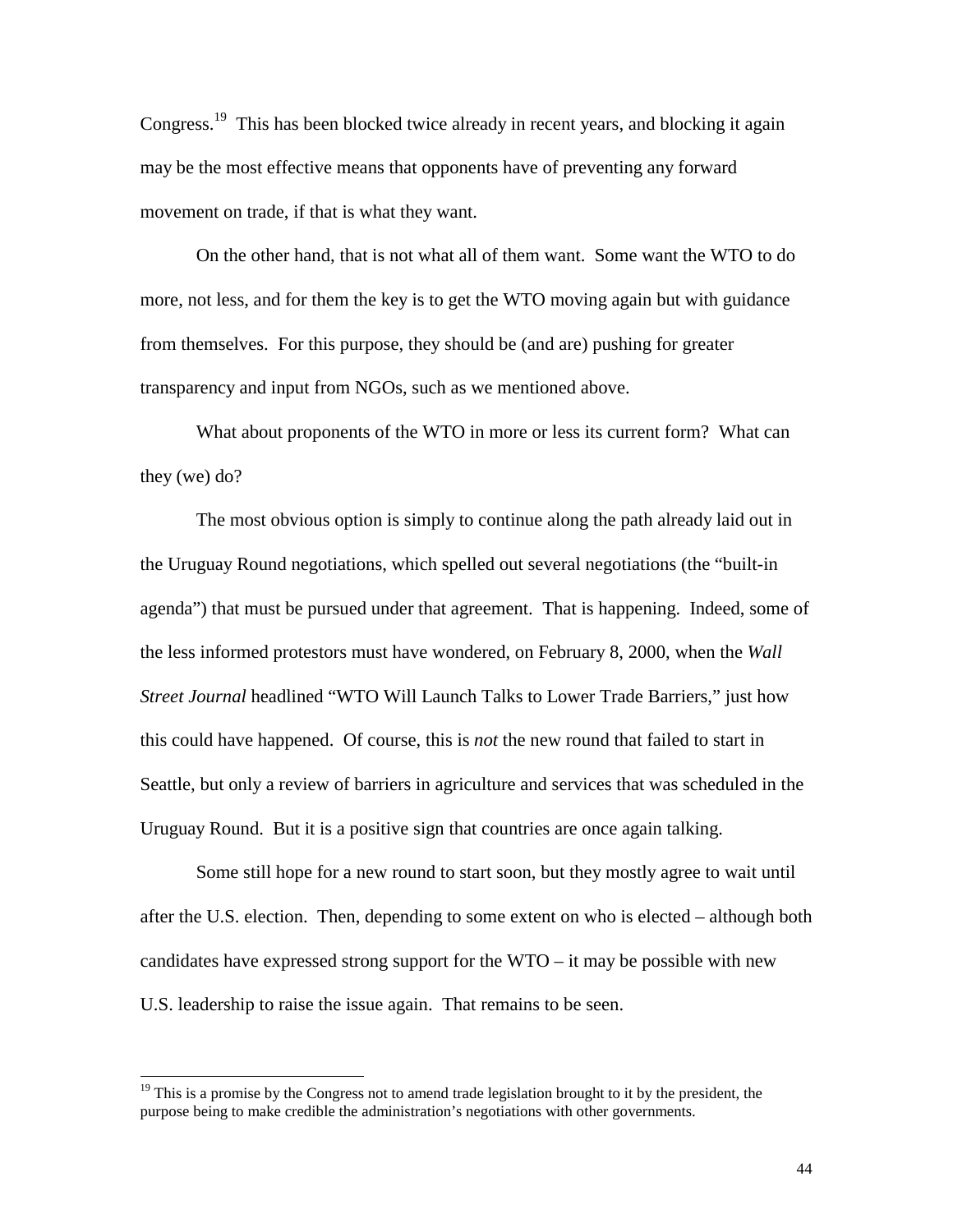Congress.[19] This has been blocked twice already in recent years, and blocking it again may be the most effective means that opponents have of preventing any forward movement on trade, if that is what they want.

On the other hand, that is not what all of them want. Some want the WTO to do more, not less, and for them the key is to get the WTO moving again but with guidance from themselves. For this purpose, they should be (and are) pushing for greater transparency and input from NGOs, such as we mentioned above.

What about proponents of the WTO in more or less its current form? What can they (we) do?

The most obvious option is simply to continue along the path already laid out in the Uruguay Round negotiations, which spelled out several negotiations (the "built-in agenda") that must be pursued under that agreement. That is happening. Indeed, some of the less informed protestors must have wondered, on February 8, 2000, when the *Wall Street Journal* headlined "WTO Will Launch Talks to Lower Trade Barriers," just how this could have happened. Of course, this is *not* the new round that failed to start in Seattle, but only a review of barriers in agriculture and services that was scheduled in the Uruguay Round. But it is a positive sign that countries are once again talking.

Some still hope for a new round to start soon, but they mostly agree to wait until after the U.S. election. Then, depending to some extent on who is elected – although both candidates have expressed strong support for the WTO – it may be possible with new U.S. leadership to raise the issue again. That remains to be seen.

---

[19] This is a promise by the Congress not to amend trade legislation brought to it by the president, the purpose being to make credible the administration's negotiations with other governments.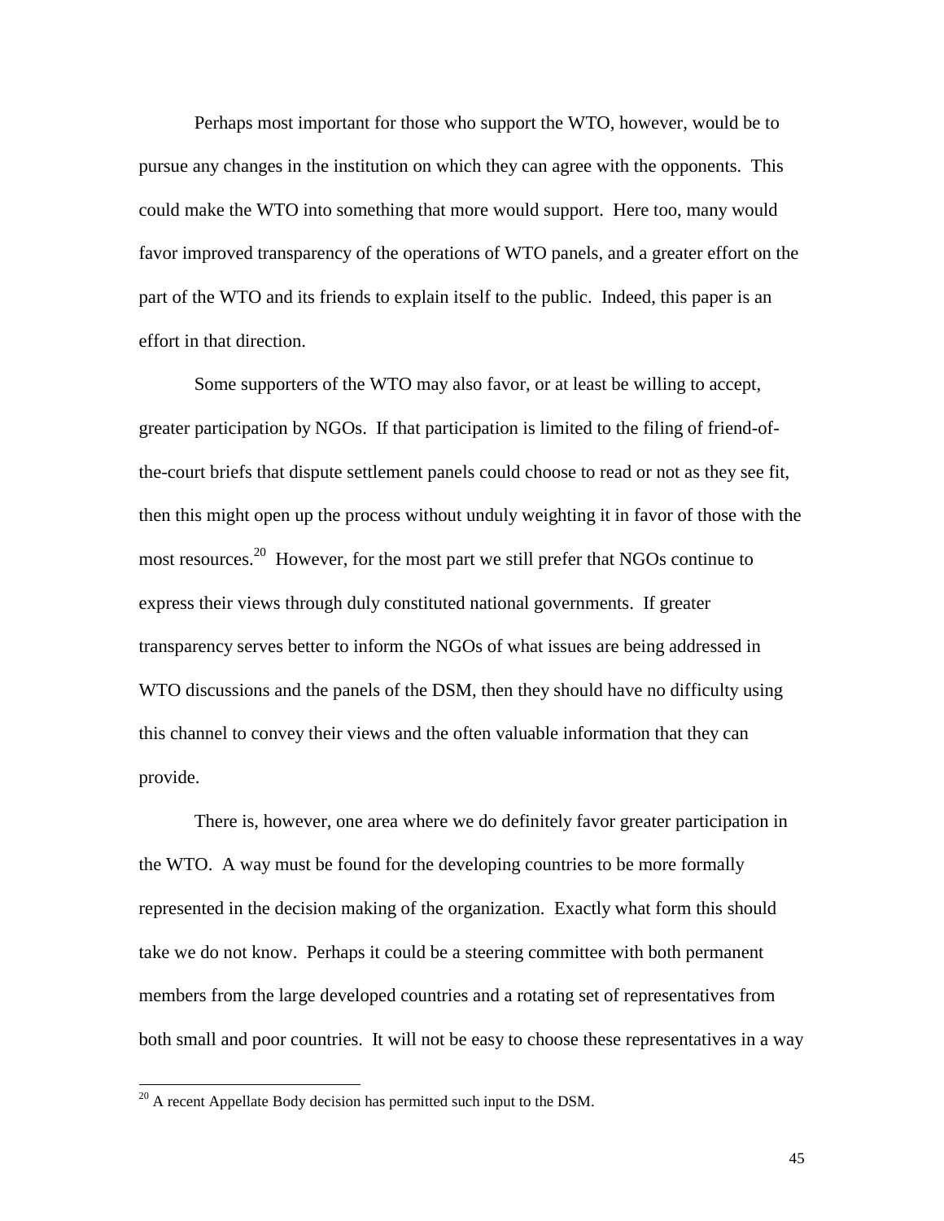Perhaps most important for those who support the WTO, however, would be to pursue any changes in the institution on which they can agree with the opponents. This could make the WTO into something that more would support. Here too, many would favor improved transparency of the operations of WTO panels, and a greater effort on the part of the WTO and its friends to explain itself to the public. Indeed, this paper is an effort in that direction.

Some supporters of the WTO may also favor, or at least be willing to accept, greater participation by NGOs. If that participation is limited to the filing of friend-of-the-court briefs that dispute settlement panels could choose to read or not as they see fit, then this might open up the process without unduly weighting it in favor of those with the most resources.[20] However, for the most part we still prefer that NGOs continue to express their views through duly constituted national governments. If greater transparency serves better to inform the NGOs of what issues are being addressed in WTO discussions and the panels of the DSM, then they should have no difficulty using this channel to convey their views and the often valuable information that they can provide.

There is, however, one area where we do definitely favor greater participation in the WTO. A way must be found for the developing countries to be more formally represented in the decision making of the organization. Exactly what form this should take we do not know. Perhaps it could be a steering committee with both permanent members from the large developed countries and a rotating set of representatives from both small and poor countries. It will not be easy to choose these representatives in a way

[20] A recent Appellate Body decision has permitted such input to the DSM.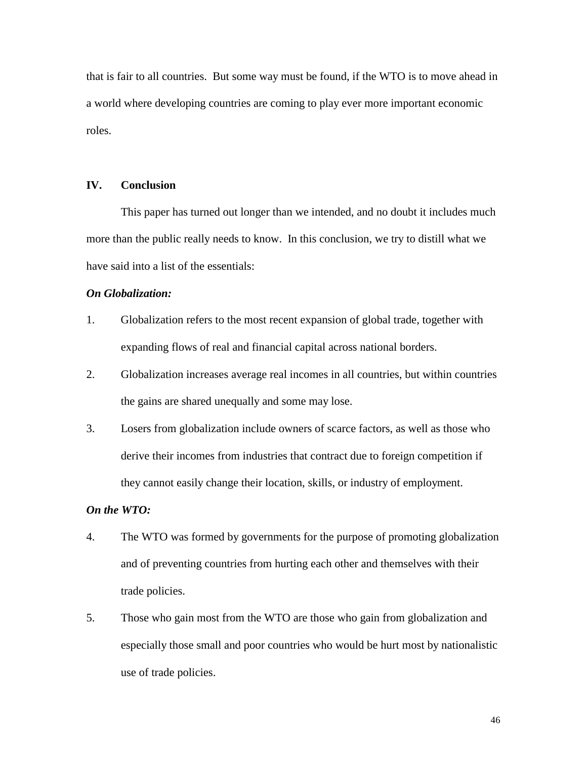that is fair to all countries. But some way must be found, if the WTO is to move ahead in a world where developing countries are coming to play ever more important economic roles.

## IV. Conclusion

This paper has turned out longer than we intended, and no doubt it includes much more than the public really needs to know. In this conclusion, we try to distill what we have said into a list of the essentials:

***On Globalization:***

1. Globalization refers to the most recent expansion of global trade, together with expanding flows of real and financial capital across national borders.
2. Globalization increases average real incomes in all countries, but within countries the gains are shared unequally and some may lose.
3. Losers from globalization include owners of scarce factors, as well as those who derive their incomes from industries that contract due to foreign competition if they cannot easily change their location, skills, or industry of employment.

***On the WTO:***

4. The WTO was formed by governments for the purpose of promoting globalization and of preventing countries from hurting each other and themselves with their trade policies.
5. Those who gain most from the WTO are those who gain from globalization and especially those small and poor countries who would be hurt most by nationalistic use of trade policies.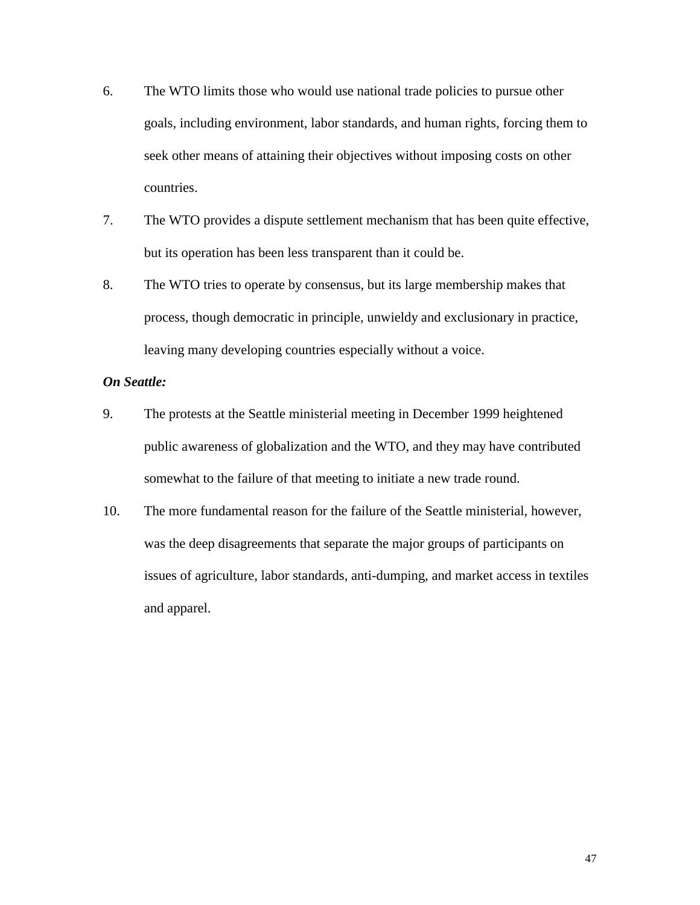6. The WTO limits those who would use national trade policies to pursue other goals, including environment, labor standards, and human rights, forcing them to seek other means of attaining their objectives without imposing costs on other countries.

7. The WTO provides a dispute settlement mechanism that has been quite effective, but its operation has been less transparent than it could be.

8. The WTO tries to operate by consensus, but its large membership makes that process, though democratic in principle, unwieldy and exclusionary in practice, leaving many developing countries especially without a voice.

***On Seattle:***

9. The protests at the Seattle ministerial meeting in December 1999 heightened public awareness of globalization and the WTO, and they may have contributed somewhat to the failure of that meeting to initiate a new trade round.

10. The more fundamental reason for the failure of the Seattle ministerial, however, was the deep disagreements that separate the major groups of participants on issues of agriculture, labor standards, anti-dumping, and market access in textiles and apparel.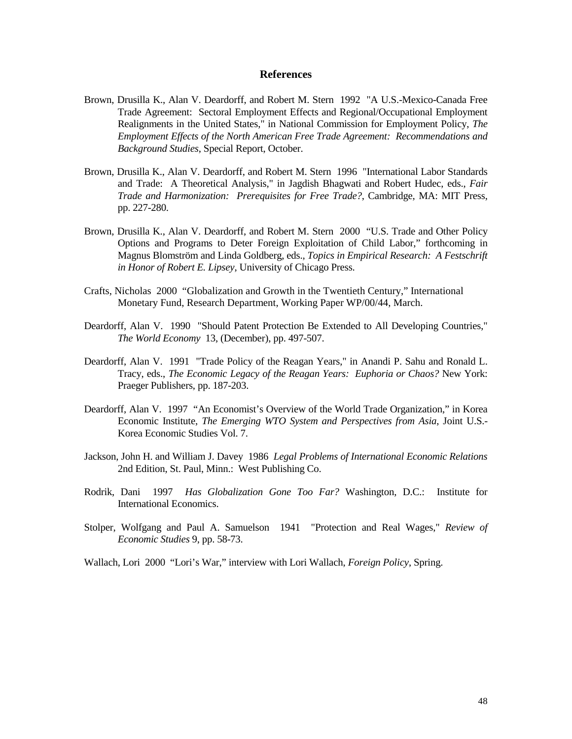## References

Brown, Drusilla K., Alan V. Deardorff, and Robert M. Stern 1992 "A U.S.-Mexico-Canada Free Trade Agreement: Sectoral Employment Effects and Regional/Occupational Employment Realignments in the United States," in National Commission for Employment Policy, *The Employment Effects of the North American Free Trade Agreement: Recommendations and Background Studies*, Special Report, October.

Brown, Drusilla K., Alan V. Deardorff, and Robert M. Stern 1996 "International Labor Standards and Trade: A Theoretical Analysis," in Jagdish Bhagwati and Robert Hudec, eds., *Fair Trade and Harmonization: Prerequisites for Free Trade?*, Cambridge, MA: MIT Press, pp. 227-280.

Brown, Drusilla K., Alan V. Deardorff, and Robert M. Stern 2000 "U.S. Trade and Other Policy Options and Programs to Deter Foreign Exploitation of Child Labor," forthcoming in Magnus Blomström and Linda Goldberg, eds., *Topics in Empirical Research: A Festschrift in Honor of Robert E. Lipsey*, University of Chicago Press.

Crafts, Nicholas 2000 "Globalization and Growth in the Twentieth Century," International Monetary Fund, Research Department, Working Paper WP/00/44, March.

Deardorff, Alan V. 1990 "Should Patent Protection Be Extended to All Developing Countries," *The World Economy* 13, (December), pp. 497-507.

Deardorff, Alan V. 1991 "Trade Policy of the Reagan Years," in Anandi P. Sahu and Ronald L. Tracy, eds., *The Economic Legacy of the Reagan Years: Euphoria or Chaos?* New York: Praeger Publishers, pp. 187-203.

Deardorff, Alan V. 1997 "An Economist's Overview of the World Trade Organization," in Korea Economic Institute, *The Emerging WTO System and Perspectives from Asia*, Joint U.S.-Korea Economic Studies Vol. 7.

Jackson, John H. and William J. Davey 1986 *Legal Problems of International Economic Relations* 2nd Edition, St. Paul, Minn.: West Publishing Co.

Rodrik, Dani 1997 *Has Globalization Gone Too Far?* Washington, D.C.: Institute for International Economics.

Stolper, Wolfgang and Paul A. Samuelson 1941 "Protection and Real Wages," *Review of Economic Studies* 9, pp. 58-73.

Wallach, Lori 2000 "Lori's War," interview with Lori Wallach, *Foreign Policy*, Spring.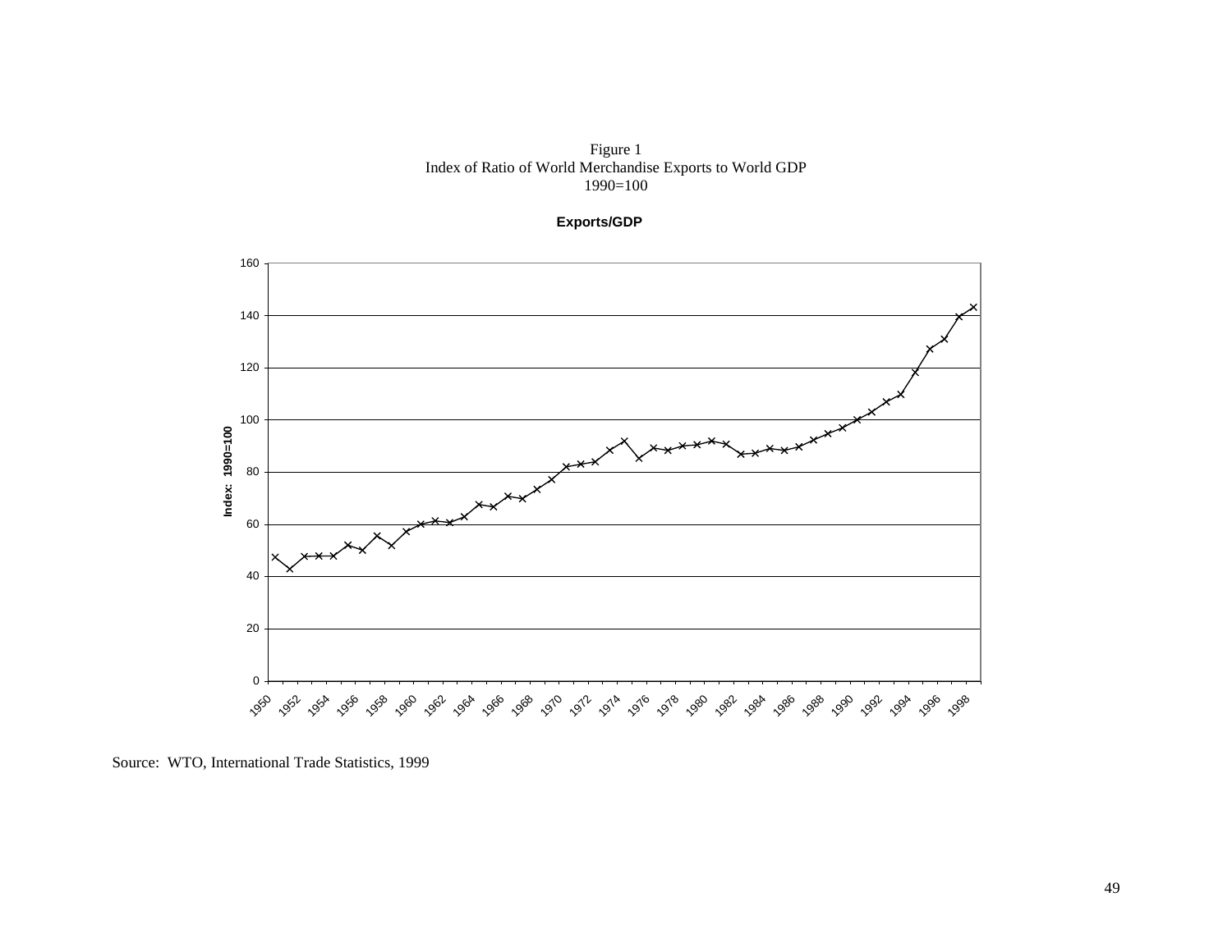Figure 1
Index of Ratio of World Merchandise Exports to World GDP
1990=100

Source: WTO, International Trade Statistics, 1999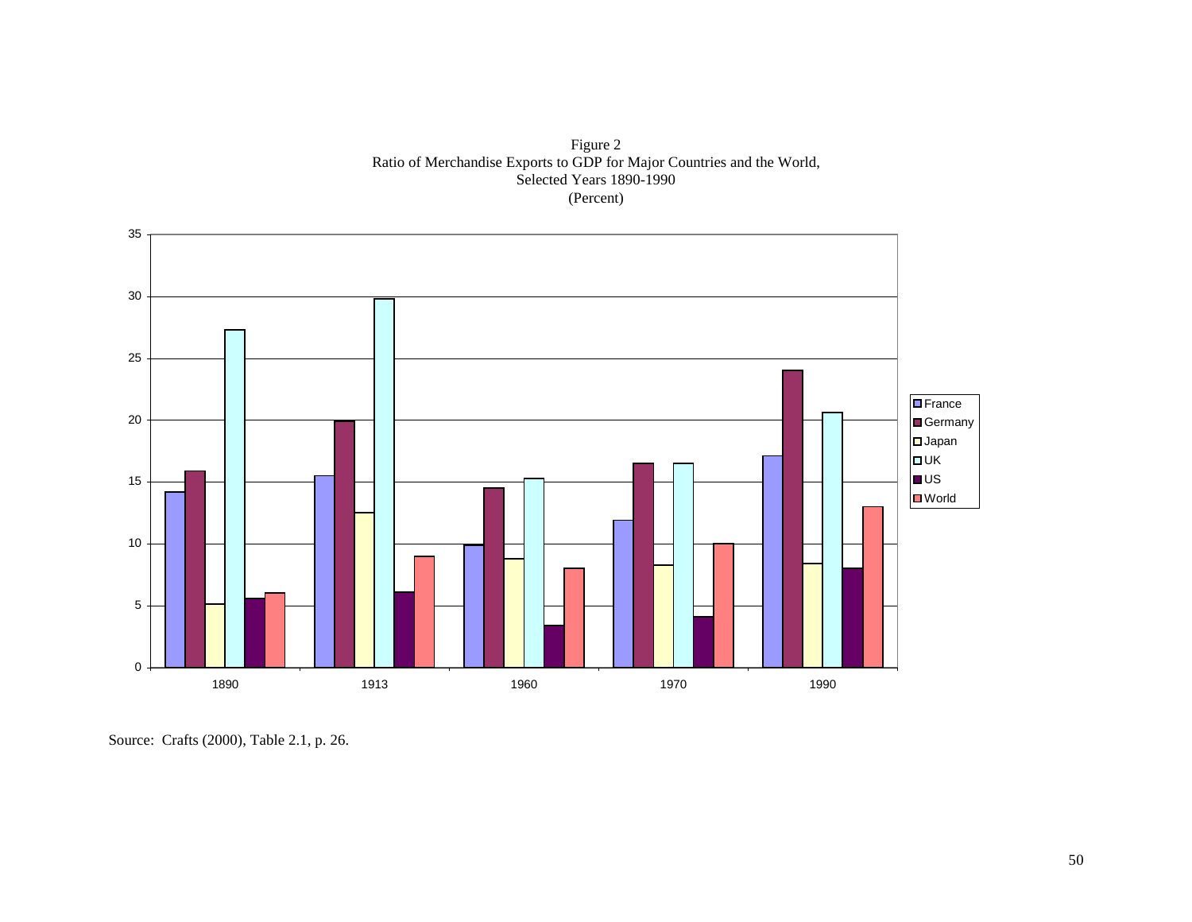Figure 2
Ratio of Merchandise Exports to GDP for Major Countries and the World,
Selected Years 1890-1990
(Percent)

Source: Crafts (2000), Table 2.1, p. 26.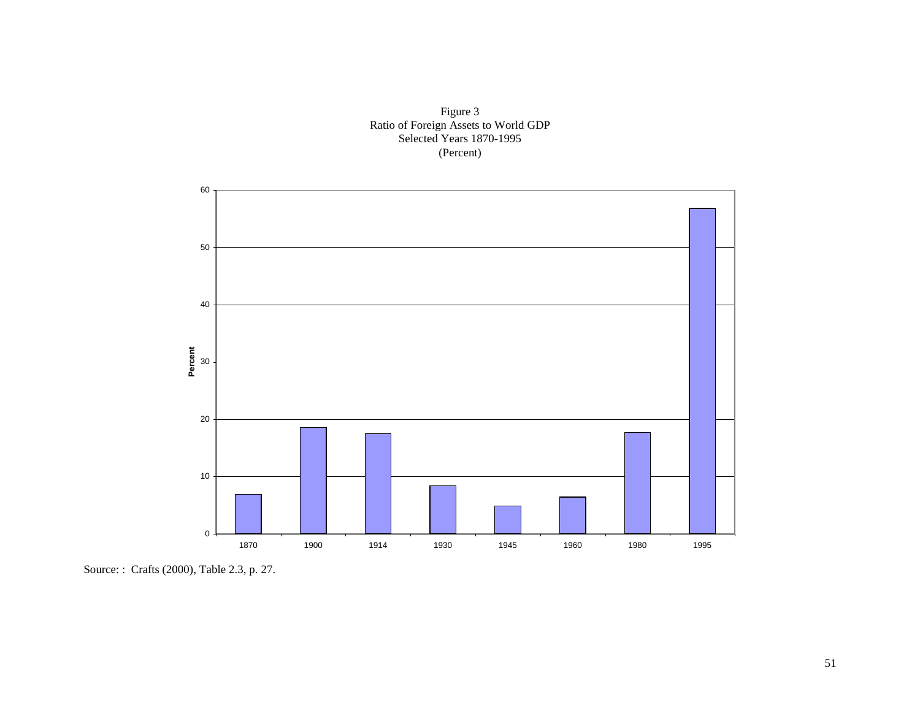Figure 3
Ratio of Foreign Assets to World GDP
Selected Years 1870-1995
(Percent)

Source: : Crafts (2000), Table 2.3, p. 27.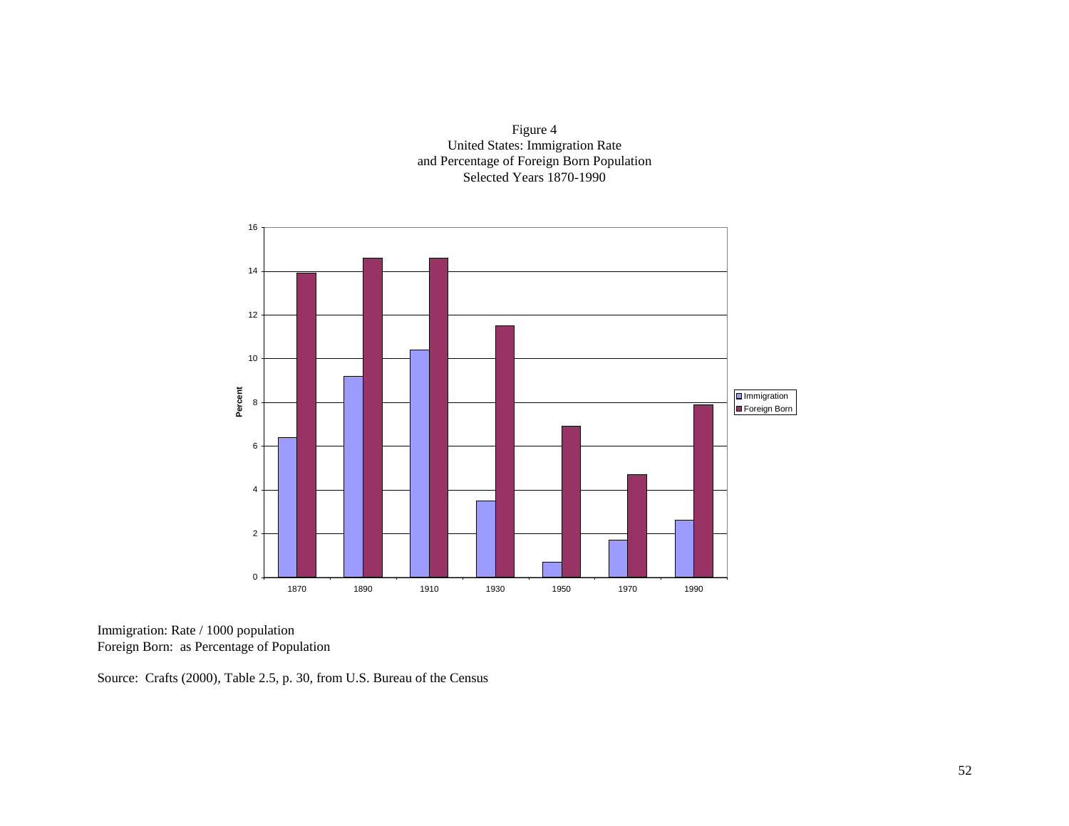Figure 4
United States: Immigration Rate
and Percentage of Foreign Born Population
Selected Years 1870-1990

Immigration: Rate / 1000 population
Foreign Born: as Percentage of Population

Source: Crafts (2000), Table 2.5, p. 30, from U.S. Bureau of the Census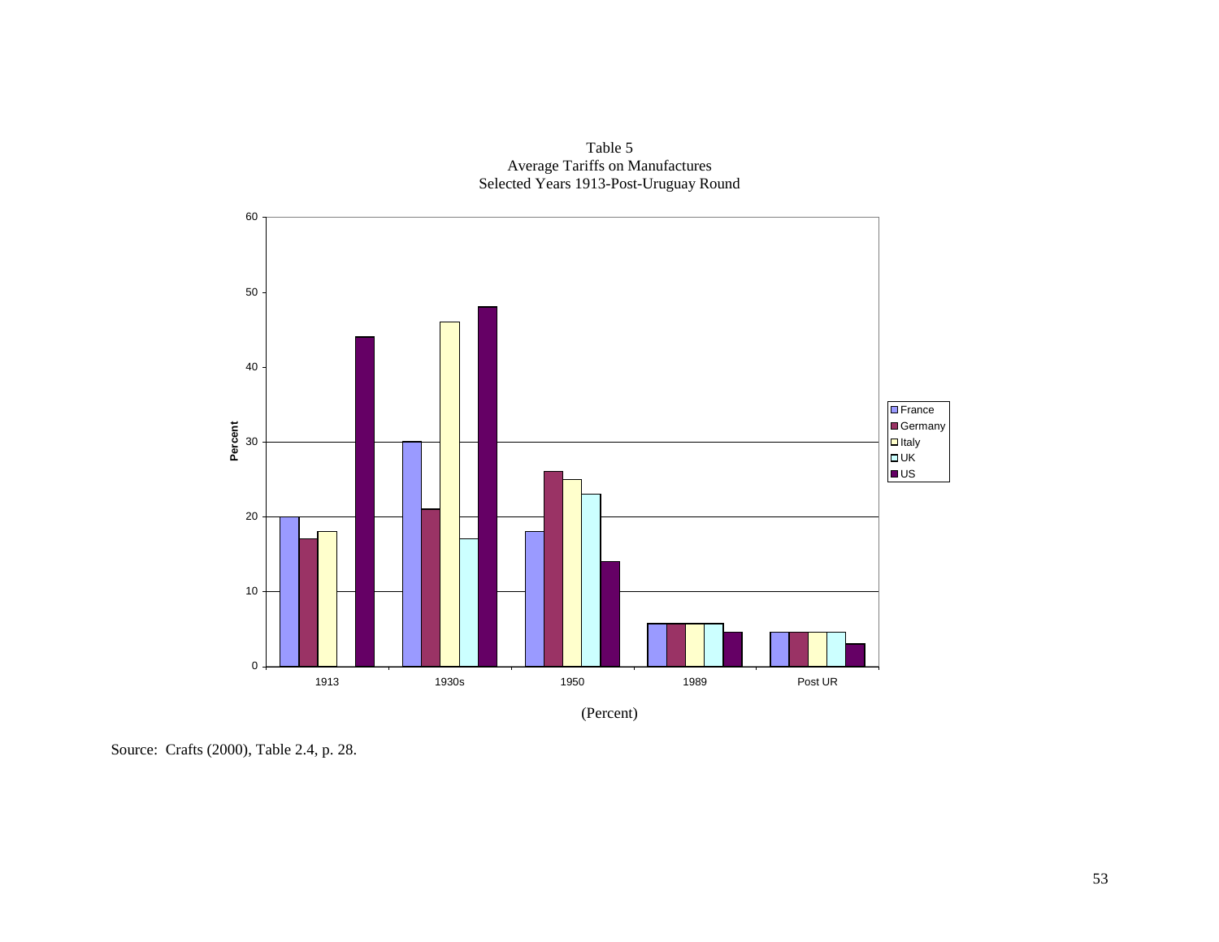Table 5
Average Tariffs on Manufactures
Selected Years 1913-Post-Uruguay Round

| | France | Germany | Italy | UK | US |
|---|---|---|---|---|---|
| 1913 | 20 | 17 | 18 | | 44 |
| 1930s | 30 | 21 | 46 | 17 | 48 |
| 1950 | 18 | 26 | 25 | 23 | 14 |
| 1989 | 5.7 | 5.7 | 5.7 | 5.7 | 4.6 |
| Post UR | 4.6 | 4.6 | 4.6 | 4.6 | 3.0 |

(Percent)

Source: Crafts (2000), Table 2.4, p. 28.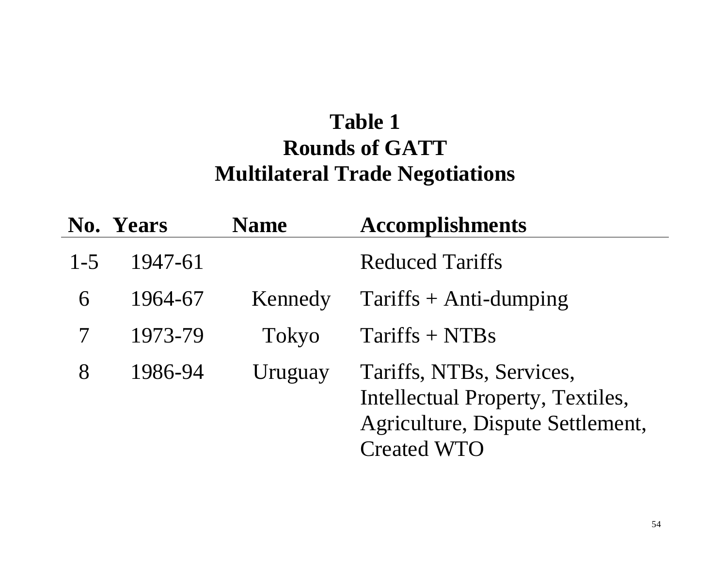# Table 1
## Rounds of GATT
## Multilateral Trade Negotiations

| No. | Years | Name | Accomplishments |
|---|---|---|---|
| 1-5 | 1947-61 | | Reduced Tariffs |
| 6 | 1964-67 | Kennedy | Tariffs + Anti-dumping |
| 7 | 1973-79 | Tokyo | Tariffs + NTBs |
| 8 | 1986-94 | Uruguay | Tariffs, NTBs, Services, Intellectual Property, Textiles, Agriculture, Dispute Settlement, Created WTO |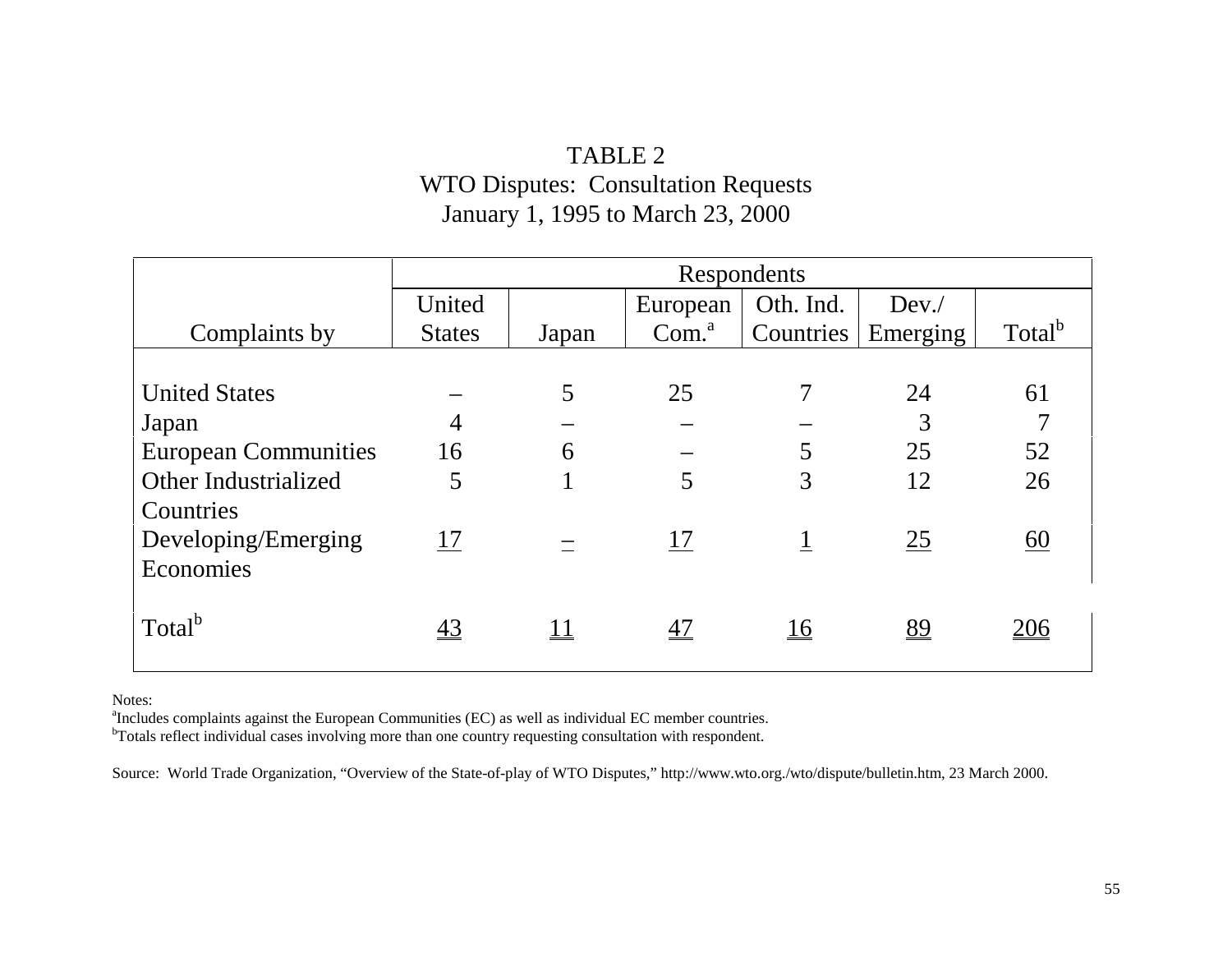# TABLE 2
## WTO Disputes: Consultation Requests
### January 1, 1995 to March 23, 2000

| | Respondents | | | | | |
|---|---|---|---|---|---|---|
| Complaints by | United States | Japan | European Com.[a] | Oth. Ind. Countries | Dev./ Emerging | Total[b] |
| United States | – | 5 | 25 | 7 | 24 | 61 |
| Japan | 4 | – | – | – | 3 | 7 |
| European Communities | 16 | 6 | – | 5 | 25 | 52 |
| Other Industrialized Countries | 5 | 1 | 5 | 3 | 12 | 26 |
| Developing/Emerging Economies | 17 | – | 17 | 1 | 25 | 60 |
| Total[b] | 43 | 11 | 47 | 16 | 89 | 206 |

Notes:
[a]Includes complaints against the European Communities (EC) as well as individual EC member countries.
[b]Totals reflect individual cases involving more than one country requesting consultation with respondent.

Source: World Trade Organization, "Overview of the State-of-play of WTO Disputes," http://www.wto.org./wto/dispute/bulletin.htm, 23 March 2000.